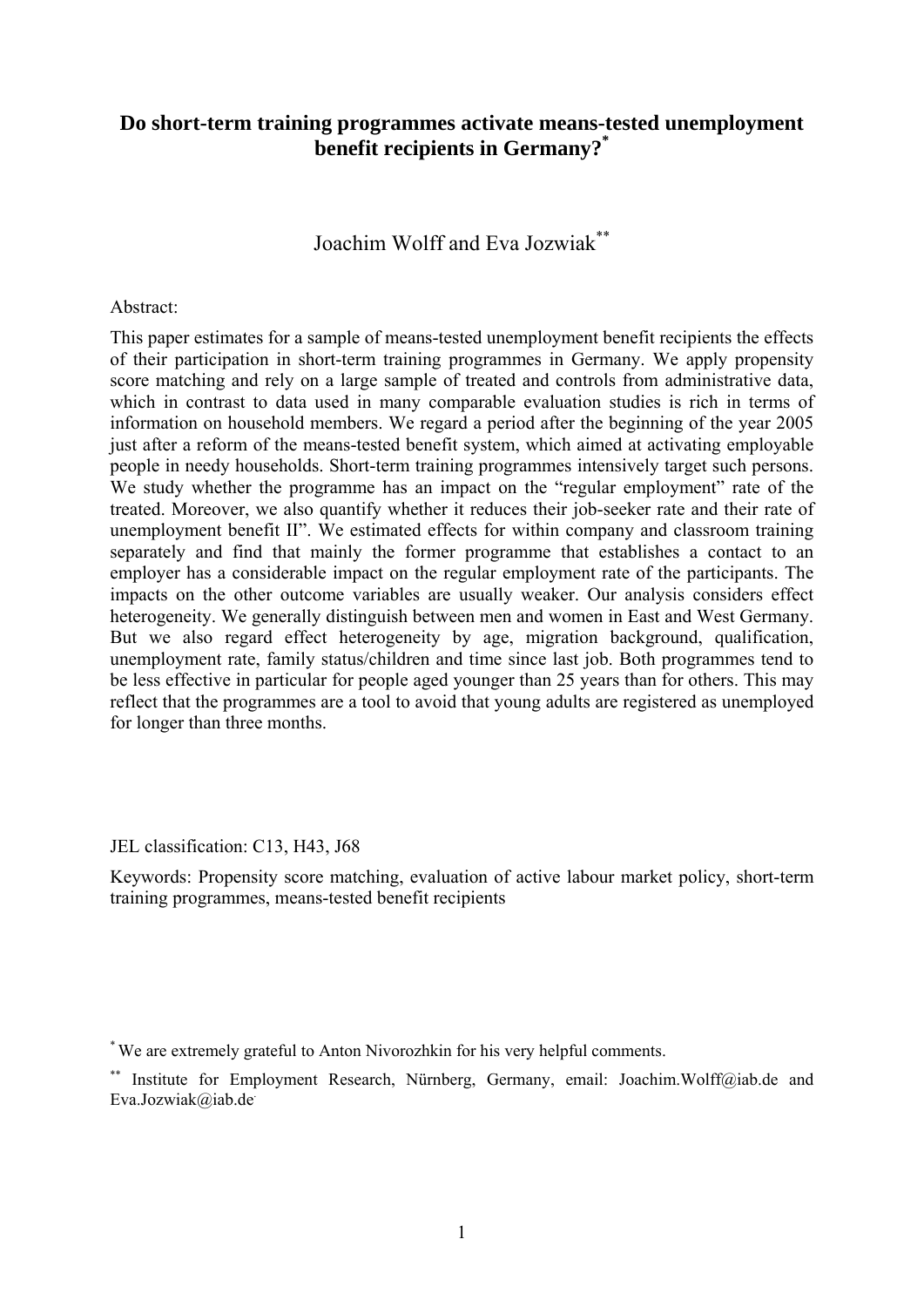# Do short-term training programmes activate means-tested unemployment benefit recipients in Germany?[*]

Joachim Wolff and Eva Jozwiak[**]

Abstract:

This paper estimates for a sample of means-tested unemployment benefit recipients the effects of their participation in short-term training programmes in Germany. We apply propensity score matching and rely on a large sample of treated and controls from administrative data, which in contrast to data used in many comparable evaluation studies is rich in terms of information on household members. We regard a period after the beginning of the year 2005 just after a reform of the means-tested benefit system, which aimed at activating employable people in needy households. Short-term training programmes intensively target such persons. We study whether the programme has an impact on the "regular employment" rate of the treated. Moreover, we also quantify whether it reduces their job-seeker rate and their rate of unemployment benefit II". We estimated effects for within company and classroom training separately and find that mainly the former programme that establishes a contact to an employer has a considerable impact on the regular employment rate of the participants. The impacts on the other outcome variables are usually weaker. Our analysis considers effect heterogeneity. We generally distinguish between men and women in East and West Germany. But we also regard effect heterogeneity by age, migration background, qualification, unemployment rate, family status/children and time since last job. Both programmes tend to be less effective in particular for people aged younger than 25 years than for others. This may reflect that the programmes are a tool to avoid that young adults are registered as unemployed for longer than three months.

JEL classification: C13, H43, J68

Keywords: Propensity score matching, evaluation of active labour market policy, short-term training programmes, means-tested benefit recipients

[*] We are extremely grateful to Anton Nivorozhkin for his very helpful comments.

[**] Institute for Employment Research, Nürnberg, Germany, email: Joachim.Wolff@iab.de and Eva.Jozwiak@iab.de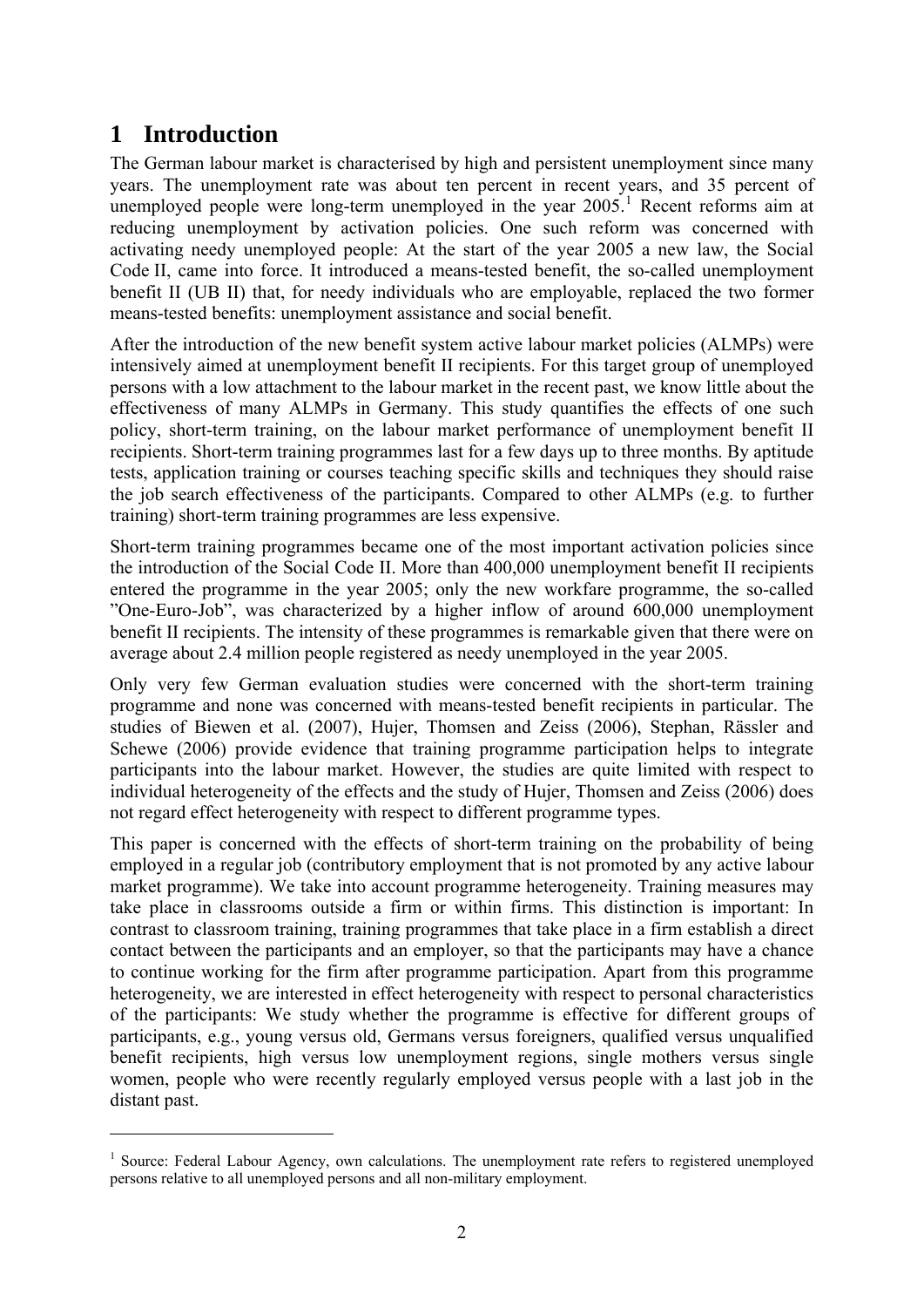# 1 Introduction

The German labour market is characterised by high and persistent unemployment since many years. The unemployment rate was about ten percent in recent years, and 35 percent of unemployed people were long-term unemployed in the year 2005.[1] Recent reforms aim at reducing unemployment by activation policies. One such reform was concerned with activating needy unemployed people: At the start of the year 2005 a new law, the Social Code II, came into force. It introduced a means-tested benefit, the so-called unemployment benefit II (UB II) that, for needy individuals who are employable, replaced the two former means-tested benefits: unemployment assistance and social benefit.

After the introduction of the new benefit system active labour market policies (ALMPs) were intensively aimed at unemployment benefit II recipients. For this target group of unemployed persons with a low attachment to the labour market in the recent past, we know little about the effectiveness of many ALMPs in Germany. This study quantifies the effects of one such policy, short-term training, on the labour market performance of unemployment benefit II recipients. Short-term training programmes last for a few days up to three months. By aptitude tests, application training or courses teaching specific skills and techniques they should raise the job search effectiveness of the participants. Compared to other ALMPs (e.g. to further training) short-term training programmes are less expensive.

Short-term training programmes became one of the most important activation policies since the introduction of the Social Code II. More than 400,000 unemployment benefit II recipients entered the programme in the year 2005; only the new workfare programme, the so-called "One-Euro-Job", was characterized by a higher inflow of around 600,000 unemployment benefit II recipients. The intensity of these programmes is remarkable given that there were on average about 2.4 million people registered as needy unemployed in the year 2005.

Only very few German evaluation studies were concerned with the short-term training programme and none was concerned with means-tested benefit recipients in particular. The studies of Biewen et al. (2007), Hujer, Thomsen and Zeiss (2006), Stephan, Rässler and Schewe (2006) provide evidence that training programme participation helps to integrate participants into the labour market. However, the studies are quite limited with respect to individual heterogeneity of the effects and the study of Hujer, Thomsen and Zeiss (2006) does not regard effect heterogeneity with respect to different programme types.

This paper is concerned with the effects of short-term training on the probability of being employed in a regular job (contributory employment that is not promoted by any active labour market programme). We take into account programme heterogeneity. Training measures may take place in classrooms outside a firm or within firms. This distinction is important: In contrast to classroom training, training programmes that take place in a firm establish a direct contact between the participants and an employer, so that the participants may have a chance to continue working for the firm after programme participation. Apart from this programme heterogeneity, we are interested in effect heterogeneity with respect to personal characteristics of the participants: We study whether the programme is effective for different groups of participants, e.g., young versus old, Germans versus foreigners, qualified versus unqualified benefit recipients, high versus low unemployment regions, single mothers versus single women, people who were recently regularly employed versus people with a last job in the distant past.

[1] Source: Federal Labour Agency, own calculations. The unemployment rate refers to registered unemployed persons relative to all unemployed persons and all non-military employment.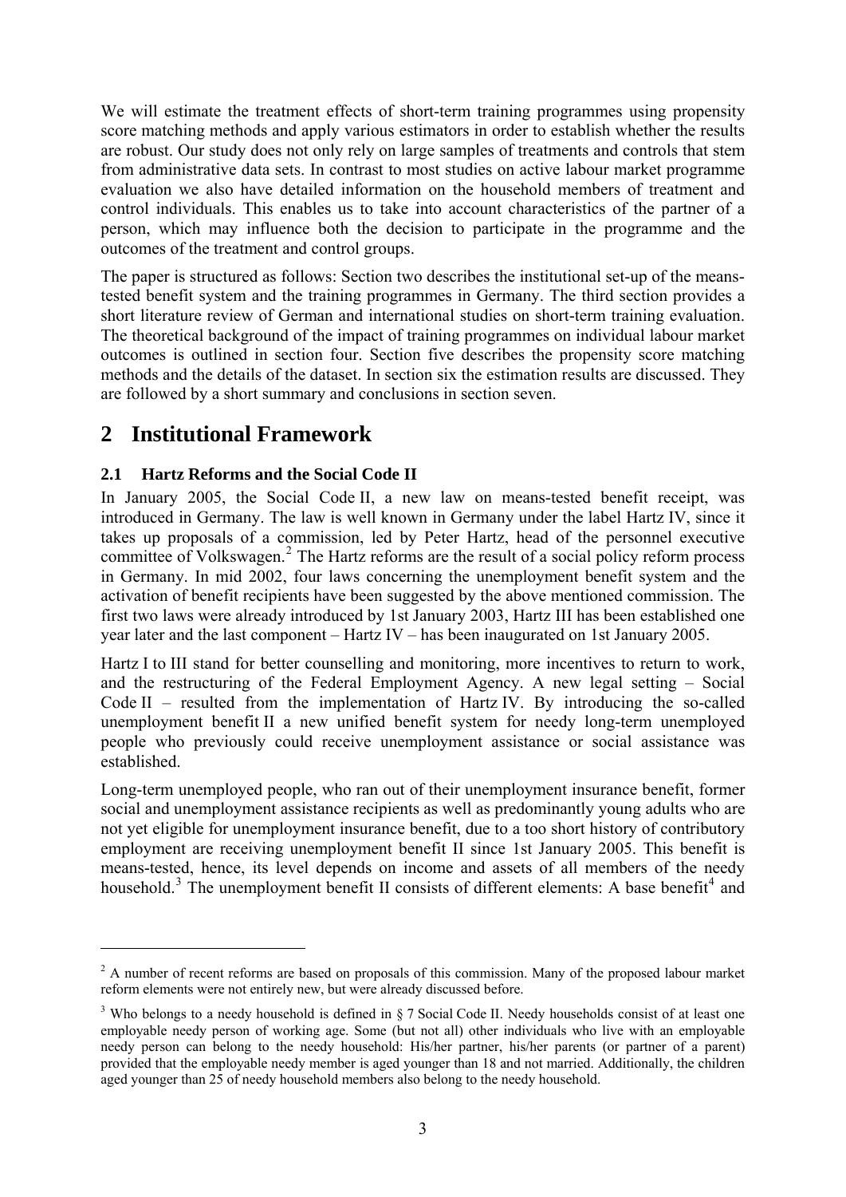We will estimate the treatment effects of short-term training programmes using propensity score matching methods and apply various estimators in order to establish whether the results are robust. Our study does not only rely on large samples of treatments and controls that stem from administrative data sets. In contrast to most studies on active labour market programme evaluation we also have detailed information on the household members of treatment and control individuals. This enables us to take into account characteristics of the partner of a person, which may influence both the decision to participate in the programme and the outcomes of the treatment and control groups.

The paper is structured as follows: Section two describes the institutional set-up of the means-tested benefit system and the training programmes in Germany. The third section provides a short literature review of German and international studies on short-term training evaluation. The theoretical background of the impact of training programmes on individual labour market outcomes is outlined in section four. Section five describes the propensity score matching methods and the details of the dataset. In section six the estimation results are discussed. They are followed by a short summary and conclusions in section seven.

# 2 Institutional Framework

## 2.1 Hartz Reforms and the Social Code II

In January 2005, the Social Code II, a new law on means-tested benefit receipt, was introduced in Germany. The law is well known in Germany under the label Hartz IV, since it takes up proposals of a commission, led by Peter Hartz, head of the personnel executive committee of Volkswagen.[2] The Hartz reforms are the result of a social policy reform process in Germany. In mid 2002, four laws concerning the unemployment benefit system and the activation of benefit recipients have been suggested by the above mentioned commission. The first two laws were already introduced by 1st January 2003, Hartz III has been established one year later and the last component – Hartz IV – has been inaugurated on 1st January 2005.

Hartz I to III stand for better counselling and monitoring, more incentives to return to work, and the restructuring of the Federal Employment Agency. A new legal setting – Social Code II – resulted from the implementation of Hartz IV. By introducing the so-called unemployment benefit II a new unified benefit system for needy long-term unemployed people who previously could receive unemployment assistance or social assistance was established.

Long-term unemployed people, who ran out of their unemployment insurance benefit, former social and unemployment assistance recipients as well as predominantly young adults who are not yet eligible for unemployment insurance benefit, due to a too short history of contributory employment are receiving unemployment benefit II since 1st January 2005. This benefit is means-tested, hence, its level depends on income and assets of all members of the needy household.[3] The unemployment benefit II consists of different elements: A base benefit[4] and

---

[2] A number of recent reforms are based on proposals of this commission. Many of the proposed labour market reform elements were not entirely new, but were already discussed before.

[3] Who belongs to a needy household is defined in § 7 Social Code II. Needy households consist of at least one employable needy person of working age. Some (but not all) other individuals who live with an employable needy person can belong to the needy household: His/her partner, his/her parents (or partner of a parent) provided that the employable needy member is aged younger than 18 and not married. Additionally, the children aged younger than 25 of needy household members also belong to the needy household.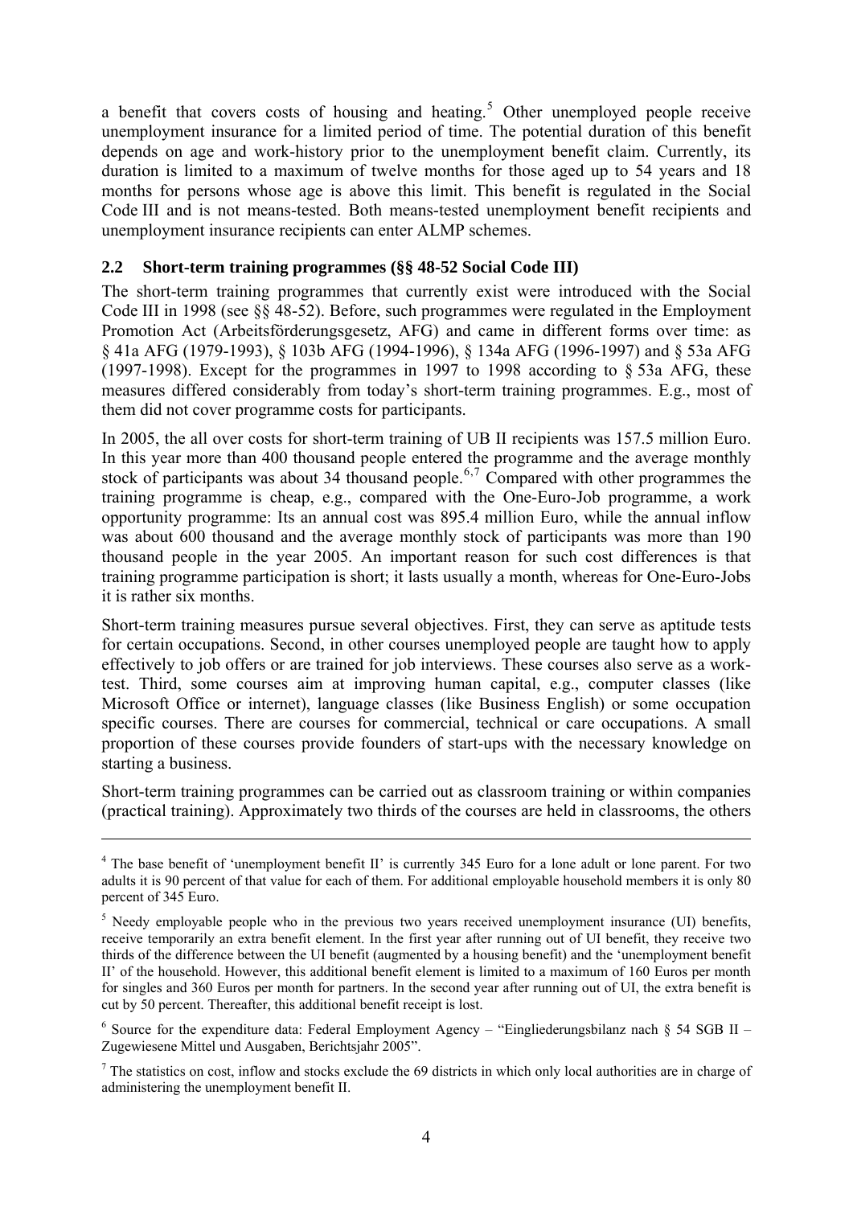a benefit that covers costs of housing and heating.[5] Other unemployed people receive unemployment insurance for a limited period of time. The potential duration of this benefit depends on age and work-history prior to the unemployment benefit claim. Currently, its duration is limited to a maximum of twelve months for those aged up to 54 years and 18 months for persons whose age is above this limit. This benefit is regulated in the Social Code III and is not means-tested. Both means-tested unemployment benefit recipients and unemployment insurance recipients can enter ALMP schemes.

## 2.2 Short-term training programmes (§§ 48-52 Social Code III)

The short-term training programmes that currently exist were introduced with the Social Code III in 1998 (see §§ 48-52). Before, such programmes were regulated in the Employment Promotion Act (Arbeitsförderungsgesetz, AFG) and came in different forms over time: as § 41a AFG (1979-1993), § 103b AFG (1994-1996), § 134a AFG (1996-1997) and § 53a AFG (1997-1998). Except for the programmes in 1997 to 1998 according to § 53a AFG, these measures differed considerably from today's short-term training programmes. E.g., most of them did not cover programme costs for participants.

In 2005, the all over costs for short-term training of UB II recipients was 157.5 million Euro. In this year more than 400 thousand people entered the programme and the average monthly stock of participants was about 34 thousand people.[6,7] Compared with other programmes the training programme is cheap, e.g., compared with the One-Euro-Job programme, a work opportunity programme: Its an annual cost was 895.4 million Euro, while the annual inflow was about 600 thousand and the average monthly stock of participants was more than 190 thousand people in the year 2005. An important reason for such cost differences is that training programme participation is short; it lasts usually a month, whereas for One-Euro-Jobs it is rather six months.

Short-term training measures pursue several objectives. First, they can serve as aptitude tests for certain occupations. Second, in other courses unemployed people are taught how to apply effectively to job offers or are trained for job interviews. These courses also serve as a work-test. Third, some courses aim at improving human capital, e.g., computer classes (like Microsoft Office or internet), language classes (like Business English) or some occupation specific courses. There are courses for commercial, technical or care occupations. A small proportion of these courses provide founders of start-ups with the necessary knowledge on starting a business.

Short-term training programmes can be carried out as classroom training or within companies (practical training). Approximately two thirds of the courses are held in classrooms, the others

---

[4] The base benefit of 'unemployment benefit II' is currently 345 Euro for a lone adult or lone parent. For two adults it is 90 percent of that value for each of them. For additional employable household members it is only 80 percent of 345 Euro.

[5] Needy employable people who in the previous two years received unemployment insurance (UI) benefits, receive temporarily an extra benefit element. In the first year after running out of UI benefit, they receive two thirds of the difference between the UI benefit (augmented by a housing benefit) and the 'unemployment benefit II' of the household. However, this additional benefit element is limited to a maximum of 160 Euros per month for singles and 360 Euros per month for partners. In the second year after running out of UI, the extra benefit is cut by 50 percent. Thereafter, this additional benefit receipt is lost.

[6] Source for the expenditure data: Federal Employment Agency – "Eingliederungsbilanz nach § 54 SGB II – Zugewiesene Mittel und Ausgaben, Berichtsjahr 2005".

[7] The statistics on cost, inflow and stocks exclude the 69 districts in which only local authorities are in charge of administering the unemployment benefit II.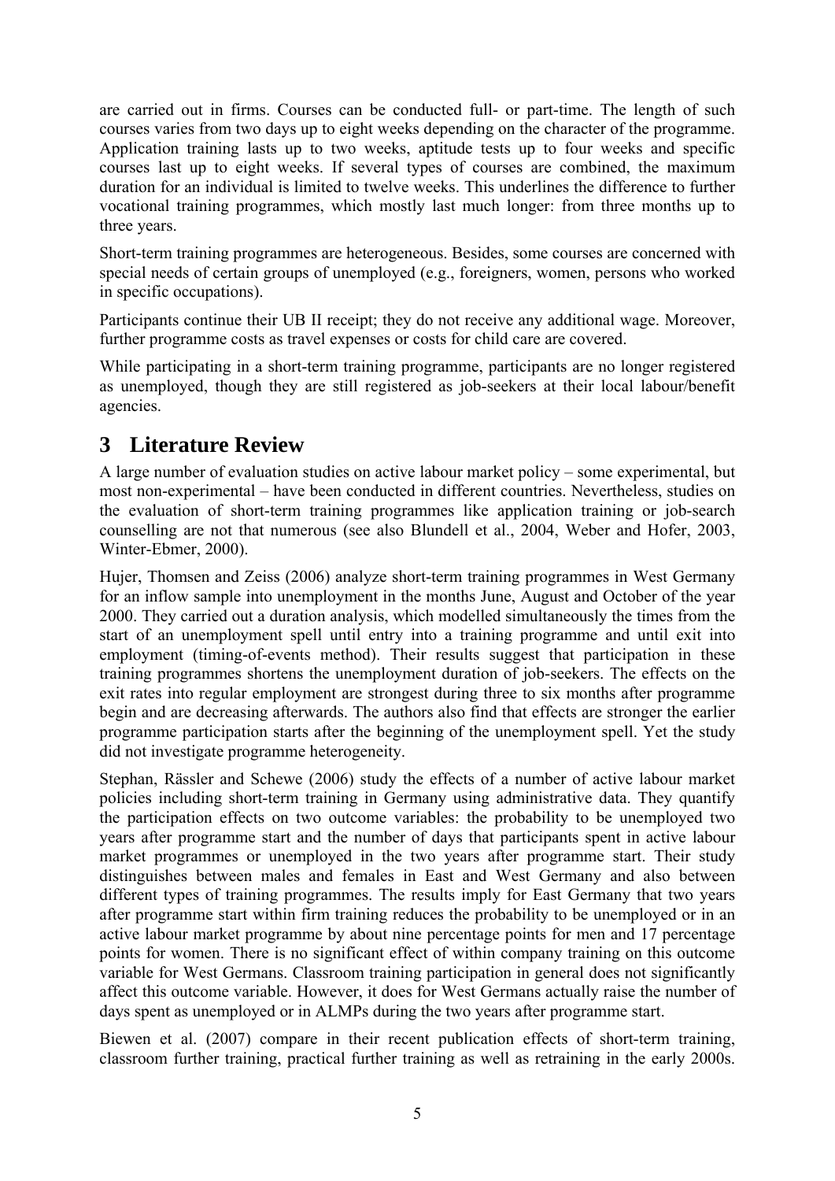are carried out in firms. Courses can be conducted full- or part-time. The length of such courses varies from two days up to eight weeks depending on the character of the programme. Application training lasts up to two weeks, aptitude tests up to four weeks and specific courses last up to eight weeks. If several types of courses are combined, the maximum duration for an individual is limited to twelve weeks. This underlines the difference to further vocational training programmes, which mostly last much longer: from three months up to three years.

Short-term training programmes are heterogeneous. Besides, some courses are concerned with special needs of certain groups of unemployed (e.g., foreigners, women, persons who worked in specific occupations).

Participants continue their UB II receipt; they do not receive any additional wage. Moreover, further programme costs as travel expenses or costs for child care are covered.

While participating in a short-term training programme, participants are no longer registered as unemployed, though they are still registered as job-seekers at their local labour/benefit agencies.

# 3 Literature Review

A large number of evaluation studies on active labour market policy – some experimental, but most non-experimental – have been conducted in different countries. Nevertheless, studies on the evaluation of short-term training programmes like application training or job-search counselling are not that numerous (see also Blundell et al., 2004, Weber and Hofer, 2003, Winter-Ebmer, 2000).

Hujer, Thomsen and Zeiss (2006) analyze short-term training programmes in West Germany for an inflow sample into unemployment in the months June, August and October of the year 2000. They carried out a duration analysis, which modelled simultaneously the times from the start of an unemployment spell until entry into a training programme and until exit into employment (timing-of-events method). Their results suggest that participation in these training programmes shortens the unemployment duration of job-seekers. The effects on the exit rates into regular employment are strongest during three to six months after programme begin and are decreasing afterwards. The authors also find that effects are stronger the earlier programme participation starts after the beginning of the unemployment spell. Yet the study did not investigate programme heterogeneity.

Stephan, Rässler and Schewe (2006) study the effects of a number of active labour market policies including short-term training in Germany using administrative data. They quantify the participation effects on two outcome variables: the probability to be unemployed two years after programme start and the number of days that participants spent in active labour market programmes or unemployed in the two years after programme start. Their study distinguishes between males and females in East and West Germany and also between different types of training programmes. The results imply for East Germany that two years after programme start within firm training reduces the probability to be unemployed or in an active labour market programme by about nine percentage points for men and 17 percentage points for women. There is no significant effect of within company training on this outcome variable for West Germans. Classroom training participation in general does not significantly affect this outcome variable. However, it does for West Germans actually raise the number of days spent as unemployed or in ALMPs during the two years after programme start.

Biewen et al. (2007) compare in their recent publication effects of short-term training, classroom further training, practical further training as well as retraining in the early 2000s.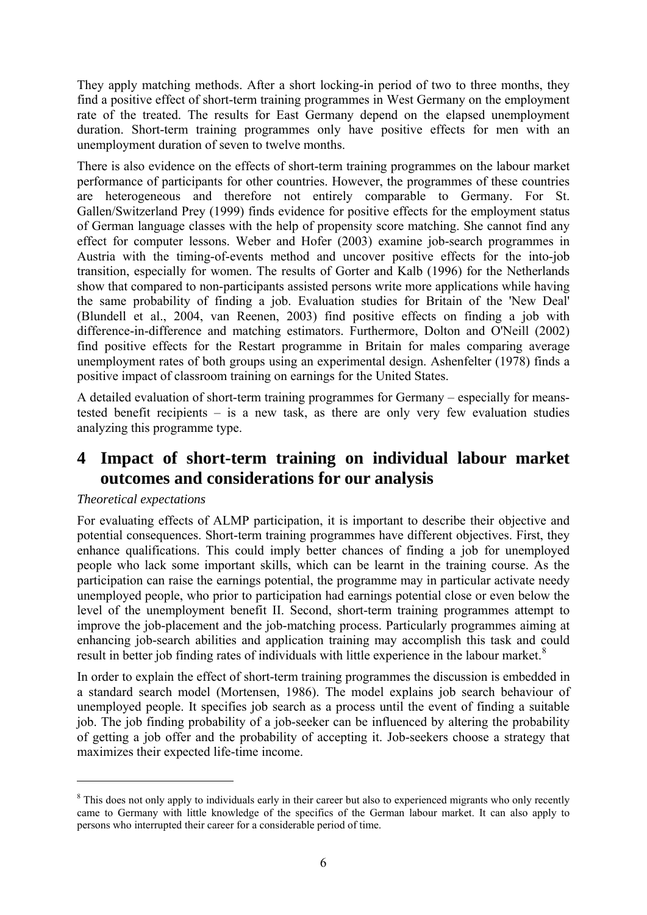They apply matching methods. After a short locking-in period of two to three months, they find a positive effect of short-term training programmes in West Germany on the employment rate of the treated. The results for East Germany depend on the elapsed unemployment duration. Short-term training programmes only have positive effects for men with an unemployment duration of seven to twelve months.

There is also evidence on the effects of short-term training programmes on the labour market performance of participants for other countries. However, the programmes of these countries are heterogeneous and therefore not entirely comparable to Germany. For St. Gallen/Switzerland Prey (1999) finds evidence for positive effects for the employment status of German language classes with the help of propensity score matching. She cannot find any effect for computer lessons. Weber and Hofer (2003) examine job-search programmes in Austria with the timing-of-events method and uncover positive effects for the into-job transition, especially for women. The results of Gorter and Kalb (1996) for the Netherlands show that compared to non-participants assisted persons write more applications while having the same probability of finding a job. Evaluation studies for Britain of the 'New Deal' (Blundell et al., 2004, van Reenen, 2003) find positive effects on finding a job with difference-in-difference and matching estimators. Furthermore, Dolton and O'Neill (2002) find positive effects for the Restart programme in Britain for males comparing average unemployment rates of both groups using an experimental design. Ashenfelter (1978) finds a positive impact of classroom training on earnings for the United States.

A detailed evaluation of short-term training programmes for Germany – especially for means-tested benefit recipients – is a new task, as there are only very few evaluation studies analyzing this programme type.

# 4 Impact of short-term training on individual labour market outcomes and considerations for our analysis

*Theoretical expectations*

For evaluating effects of ALMP participation, it is important to describe their objective and potential consequences. Short-term training programmes have different objectives. First, they enhance qualifications. This could imply better chances of finding a job for unemployed people who lack some important skills, which can be learnt in the training course. As the participation can raise the earnings potential, the programme may in particular activate needy unemployed people, who prior to participation had earnings potential close or even below the level of the unemployment benefit II. Second, short-term training programmes attempt to improve the job-placement and the job-matching process. Particularly programmes aiming at enhancing job-search abilities and application training may accomplish this task and could result in better job finding rates of individuals with little experience in the labour market.[8]

In order to explain the effect of short-term training programmes the discussion is embedded in a standard search model (Mortensen, 1986). The model explains job search behaviour of unemployed people. It specifies job search as a process until the event of finding a suitable job. The job finding probability of a job-seeker can be influenced by altering the probability of getting a job offer and the probability of accepting it. Job-seekers choose a strategy that maximizes their expected life-time income.

[8] This does not only apply to individuals early in their career but also to experienced migrants who only recently came to Germany with little knowledge of the specifics of the German labour market. It can also apply to persons who interrupted their career for a considerable period of time.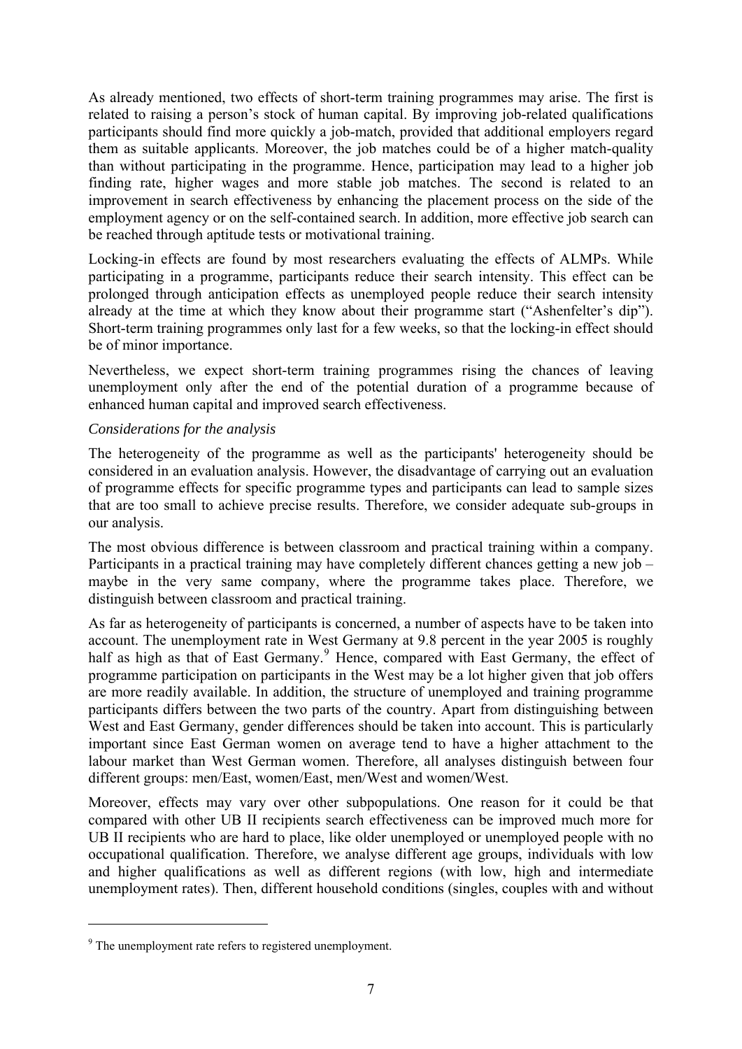As already mentioned, two effects of short-term training programmes may arise. The first is related to raising a person's stock of human capital. By improving job-related qualifications participants should find more quickly a job-match, provided that additional employers regard them as suitable applicants. Moreover, the job matches could be of a higher match-quality than without participating in the programme. Hence, participation may lead to a higher job finding rate, higher wages and more stable job matches. The second is related to an improvement in search effectiveness by enhancing the placement process on the side of the employment agency or on the self-contained search. In addition, more effective job search can be reached through aptitude tests or motivational training.

Locking-in effects are found by most researchers evaluating the effects of ALMPs. While participating in a programme, participants reduce their search intensity. This effect can be prolonged through anticipation effects as unemployed people reduce their search intensity already at the time at which they know about their programme start ("Ashenfelter's dip"). Short-term training programmes only last for a few weeks, so that the locking-in effect should be of minor importance.

Nevertheless, we expect short-term training programmes rising the chances of leaving unemployment only after the end of the potential duration of a programme because of enhanced human capital and improved search effectiveness.

*Considerations for the analysis*

The heterogeneity of the programme as well as the participants' heterogeneity should be considered in an evaluation analysis. However, the disadvantage of carrying out an evaluation of programme effects for specific programme types and participants can lead to sample sizes that are too small to achieve precise results. Therefore, we consider adequate sub-groups in our analysis.

The most obvious difference is between classroom and practical training within a company. Participants in a practical training may have completely different chances getting a new job – maybe in the very same company, where the programme takes place. Therefore, we distinguish between classroom and practical training.

As far as heterogeneity of participants is concerned, a number of aspects have to be taken into account. The unemployment rate in West Germany at 9.8 percent in the year 2005 is roughly half as high as that of East Germany.[9] Hence, compared with East Germany, the effect of programme participation on participants in the West may be a lot higher given that job offers are more readily available. In addition, the structure of unemployed and training programme participants differs between the two parts of the country. Apart from distinguishing between West and East Germany, gender differences should be taken into account. This is particularly important since East German women on average tend to have a higher attachment to the labour market than West German women. Therefore, all analyses distinguish between four different groups: men/East, women/East, men/West and women/West.

Moreover, effects may vary over other subpopulations. One reason for it could be that compared with other UB II recipients search effectiveness can be improved much more for UB II recipients who are hard to place, like older unemployed or unemployed people with no occupational qualification. Therefore, we analyse different age groups, individuals with low and higher qualifications as well as different regions (with low, high and intermediate unemployment rates). Then, different household conditions (singles, couples with and without

[9] The unemployment rate refers to registered unemployment.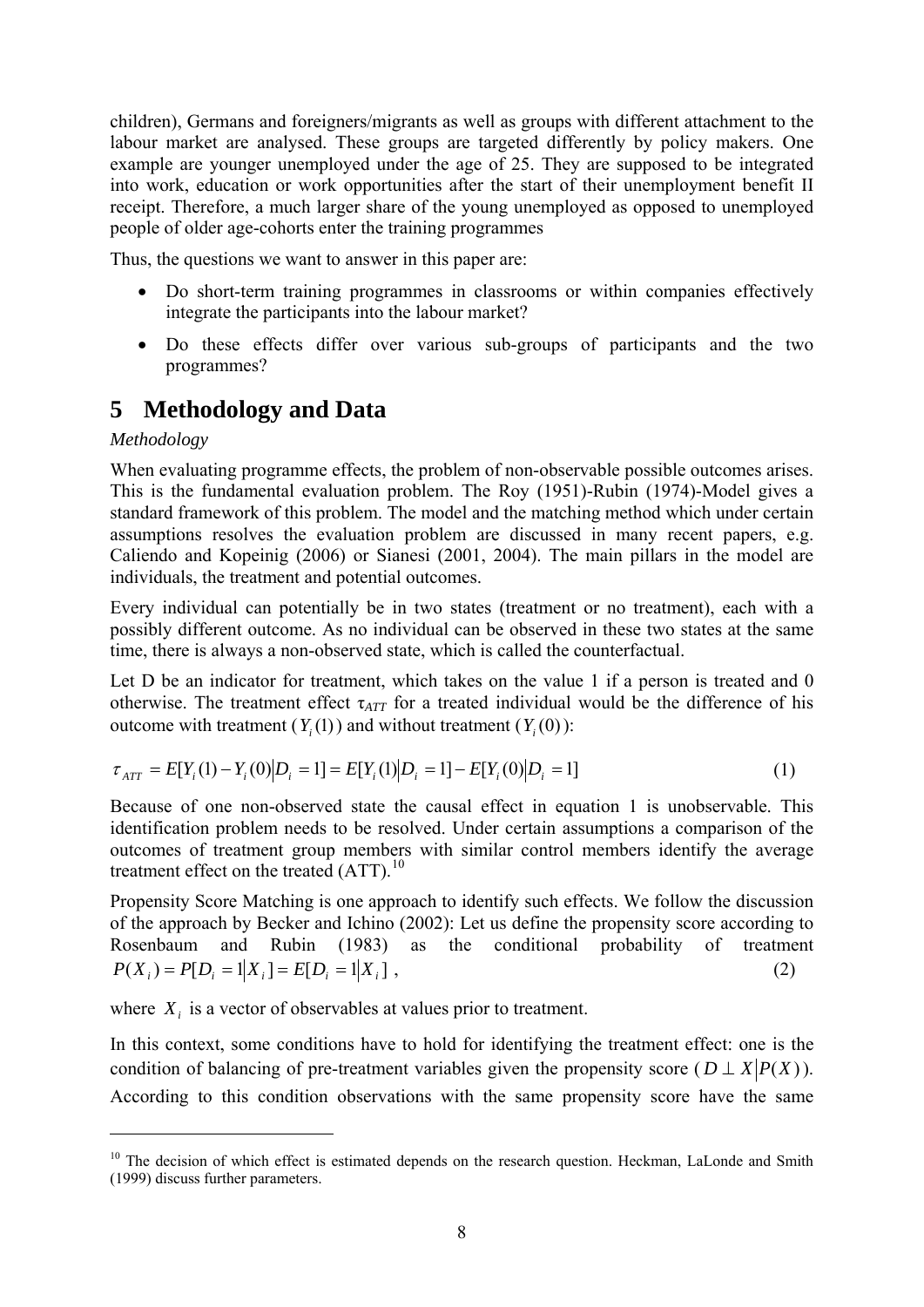children), Germans and foreigners/migrants as well as groups with different attachment to the labour market are analysed. These groups are targeted differently by policy makers. One example are younger unemployed under the age of 25. They are supposed to be integrated into work, education or work opportunities after the start of their unemployment benefit II receipt. Therefore, a much larger share of the young unemployed as opposed to unemployed people of older age-cohorts enter the training programmes

Thus, the questions we want to answer in this paper are:

- Do short-term training programmes in classrooms or within companies effectively integrate the participants into the labour market?
- Do these effects differ over various sub-groups of participants and the two programmes?

# 5 Methodology and Data

*Methodology*

When evaluating programme effects, the problem of non-observable possible outcomes arises. This is the fundamental evaluation problem. The Roy (1951)-Rubin (1974)-Model gives a standard framework of this problem. The model and the matching method which under certain assumptions resolves the evaluation problem are discussed in many recent papers, e.g. Caliendo and Kopeinig (2006) or Sianesi (2001, 2004). The main pillars in the model are individuals, the treatment and potential outcomes.

Every individual can potentially be in two states (treatment or no treatment), each with a possibly different outcome. As no individual can be observed in these two states at the same time, there is always a non-observed state, which is called the counterfactual.

Let D be an indicator for treatment, which takes on the value 1 if a person is treated and 0 otherwise. The treatment effect $\tau_{ATT}$ for a treated individual would be the difference of his outcome with treatment ($Y_i(1)$) and without treatment ($Y_i(0)$):

$$\tau_{ATT} = E[Y_i(1) - Y_i(0) | D_i = 1] = E[Y_i(1) | D_i = 1] - E[Y_i(0) | D_i = 1] \quad (1)$$

Because of one non-observed state the causal effect in equation 1 is unobservable. This identification problem needs to be resolved. Under certain assumptions a comparison of the outcomes of treatment group members with similar control members identify the average treatment effect on the treated (ATT).[10]

Propensity Score Matching is one approach to identify such effects. We follow the discussion of the approach by Becker and Ichino (2002): Let us define the propensity score according to Rosenbaum and Rubin (1983) as the conditional probability of treatment

$$P(X_i) = P[D_i = 1 | X_i] = E[D_i = 1 | X_i] \,, \quad (2)$$

where $X_i$ is a vector of observables at values prior to treatment.

In this context, some conditions have to hold for identifying the treatment effect: one is the condition of balancing of pre-treatment variables given the propensity score ($D \perp X | P(X)$). According to this condition observations with the same propensity score have the same

[10] The decision of which effect is estimated depends on the research question. Heckman, LaLonde and Smith (1999) discuss further parameters.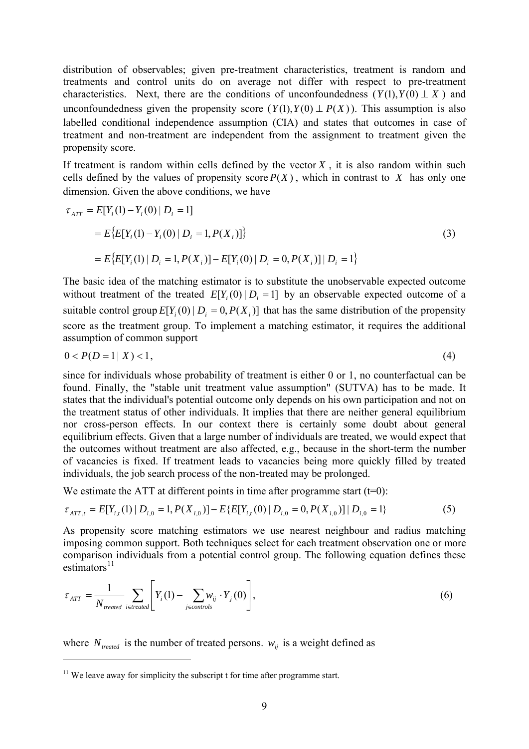distribution of observables; given pre-treatment characteristics, treatment is random and treatments and control units do on average not differ with respect to pre-treatment characteristics. Next, there are the conditions of unconfoundedness ($Y(1), Y(0) \perp X$) and unconfoundedness given the propensity score ($Y(1), Y(0) \perp P(X)$). This assumption is also labelled conditional independence assumption (CIA) and states that outcomes in case of treatment and non-treatment are independent from the assignment to treatment given the propensity score.

If treatment is random within cells defined by the vector $X$, it is also random within such cells defined by the values of propensity score $P(X)$, which in contrast to $X$ has only one dimension. Given the above conditions, we have

$$
\begin{aligned}
\tau_{ATT} &= E[Y_i(1) - Y_i(0) \mid D_i = 1] \\
&= E\{E[Y_i(1) - Y_i(0) \mid D_i = 1, P(X_i)]\} \\
&= E\{E[Y_i(1) \mid D_i = 1, P(X_i)] - E[Y_i(0) \mid D_i = 0, P(X_i)] \mid D_i = 1\}
\end{aligned} \tag{3}
$$

The basic idea of the matching estimator is to substitute the unobservable expected outcome without treatment of the treated $E[Y_i(0) \mid D_i = 1]$ by an observable expected outcome of a suitable control group $E[Y_i(0) \mid D_i = 0, P(X_i)]$ that has the same distribution of the propensity score as the treatment group. To implement a matching estimator, it requires the additional assumption of common support

$$
0 < P(D = 1 \mid X) < 1, \tag{4}
$$

since for individuals whose probability of treatment is either 0 or 1, no counterfactual can be found. Finally, the "stable unit treatment value assumption" (SUTVA) has to be made. It states that the individual's potential outcome only depends on his own participation and not on the treatment status of other individuals. It implies that there are neither general equilibrium nor cross-person effects. In our context there is certainly some doubt about general equilibrium effects. Given that a large number of individuals are treated, we would expect that the outcomes without treatment are also affected, e.g., because in the short-term the number of vacancies is fixed. If treatment leads to vacancies being more quickly filled by treated individuals, the job search process of the non-treated may be prolonged.

We estimate the ATT at different points in time after programme start (t=0):

$$
\tau_{ATT,t} = E[Y_{i,t}(1) \mid D_{i,0} = 1, P(X_{i,0})] - E\{E[Y_{i,t}(0) \mid D_{i,0} = 0, P(X_{i,0})] \mid D_{i,0} = 1\} \tag{5}
$$

As propensity score matching estimators we use nearest neighbour and radius matching imposing common support. Both techniques select for each treatment observation one or more comparison individuals from a potential control group. The following equation defines these estimators[11]

$$
\tau_{ATT} = \frac{1}{N_{treated}} \sum_{i \in treated} \left[ Y_i(1) - \sum_{j \in controls} w_{ij} \cdot Y_j(0) \right], \tag{6}
$$

where $N_{treated}$ is the number of treated persons. $w_{ij}$ is a weight defined as

[11] We leave away for simplicity the subscript t for time after programme start.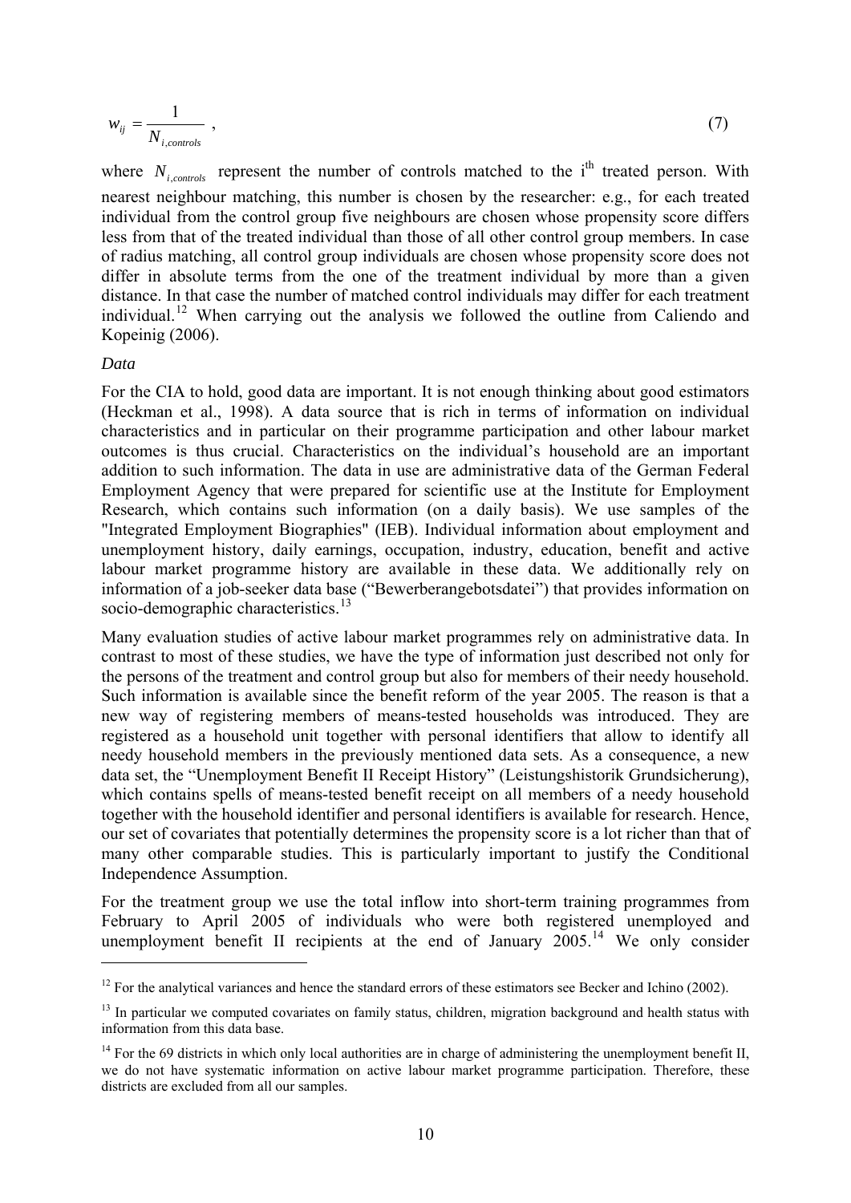$$w_{ij} = \frac{1}{N_{i,controls}} \, , \tag{7}$$

where $N_{i,controls}$ represent the number of controls matched to the $i^{th}$ treated person. With nearest neighbour matching, this number is chosen by the researcher: e.g., for each treated individual from the control group five neighbours are chosen whose propensity score differs less from that of the treated individual than those of all other control group members. In case of radius matching, all control group individuals are chosen whose propensity score does not differ in absolute terms from the one of the treatment individual by more than a given distance. In that case the number of matched control individuals may differ for each treatment individual.[12] When carrying out the analysis we followed the outline from Caliendo and Kopeinig (2006).

*Data*

For the CIA to hold, good data are important. It is not enough thinking about good estimators (Heckman et al., 1998). A data source that is rich in terms of information on individual characteristics and in particular on their programme participation and other labour market outcomes is thus crucial. Characteristics on the individual's household are an important addition to such information. The data in use are administrative data of the German Federal Employment Agency that were prepared for scientific use at the Institute for Employment Research, which contains such information (on a daily basis). We use samples of the "Integrated Employment Biographies" (IEB). Individual information about employment and unemployment history, daily earnings, occupation, industry, education, benefit and active labour market programme history are available in these data. We additionally rely on information of a job-seeker data base ("Bewerberangebotsdatei") that provides information on socio-demographic characteristics.[13]

Many evaluation studies of active labour market programmes rely on administrative data. In contrast to most of these studies, we have the type of information just described not only for the persons of the treatment and control group but also for members of their needy household. Such information is available since the benefit reform of the year 2005. The reason is that a new way of registering members of means-tested households was introduced. They are registered as a household unit together with personal identifiers that allow to identify all needy household members in the previously mentioned data sets. As a consequence, a new data set, the "Unemployment Benefit II Receipt History" (Leistungshistorik Grundsicherung), which contains spells of means-tested benefit receipt on all members of a needy household together with the household identifier and personal identifiers is available for research. Hence, our set of covariates that potentially determines the propensity score is a lot richer than that of many other comparable studies. This is particularly important to justify the Conditional Independence Assumption.

For the treatment group we use the total inflow into short-term training programmes from February to April 2005 of individuals who were both registered unemployed and unemployment benefit II recipients at the end of January 2005.[14] We only consider

[12] For the analytical variances and hence the standard errors of these estimators see Becker and Ichino (2002).

[13] In particular we computed covariates on family status, children, migration background and health status with information from this data base.

[14] For the 69 districts in which only local authorities are in charge of administering the unemployment benefit II, we do not have systematic information on active labour market programme participation. Therefore, these districts are excluded from all our samples.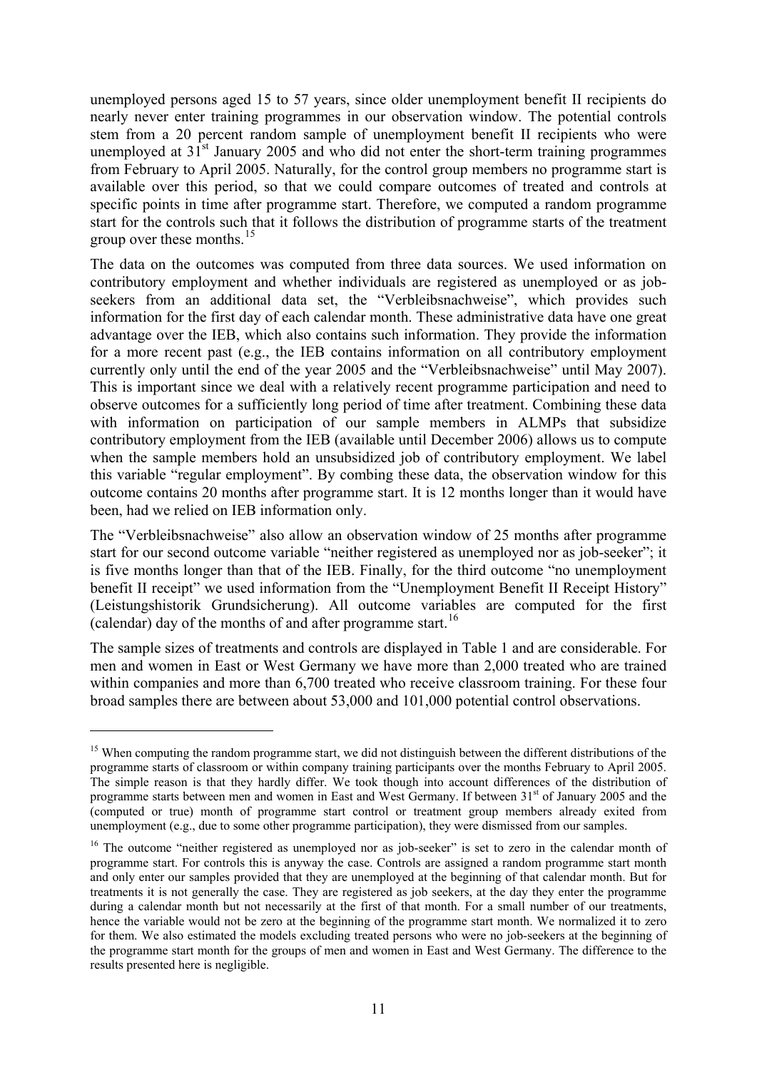unemployed persons aged 15 to 57 years, since older unemployment benefit II recipients do nearly never enter training programmes in our observation window. The potential controls stem from a 20 percent random sample of unemployment benefit II recipients who were unemployed at 31st January 2005 and who did not enter the short-term training programmes from February to April 2005. Naturally, for the control group members no programme start is available over this period, so that we could compare outcomes of treated and controls at specific points in time after programme start. Therefore, we computed a random programme start for the controls such that it follows the distribution of programme starts of the treatment group over these months.[15]

The data on the outcomes was computed from three data sources. We used information on contributory employment and whether individuals are registered as unemployed or as job-seekers from an additional data set, the "Verbleibsnachweise", which provides such information for the first day of each calendar month. These administrative data have one great advantage over the IEB, which also contains such information. They provide the information for a more recent past (e.g., the IEB contains information on all contributory employment currently only until the end of the year 2005 and the "Verbleibsnachweise" until May 2007). This is important since we deal with a relatively recent programme participation and need to observe outcomes for a sufficiently long period of time after treatment. Combining these data with information on participation of our sample members in ALMPs that subsidize contributory employment from the IEB (available until December 2006) allows us to compute when the sample members hold an unsubsidized job of contributory employment. We label this variable "regular employment". By combing these data, the observation window for this outcome contains 20 months after programme start. It is 12 months longer than it would have been, had we relied on IEB information only.

The "Verbleibsnachweise" also allow an observation window of 25 months after programme start for our second outcome variable "neither registered as unemployed nor as job-seeker"; it is five months longer than that of the IEB. Finally, for the third outcome "no unemployment benefit II receipt" we used information from the "Unemployment Benefit II Receipt History" (Leistungshistorik Grundsicherung). All outcome variables are computed for the first (calendar) day of the months of and after programme start.[16]

The sample sizes of treatments and controls are displayed in Table 1 and are considerable. For men and women in East or West Germany we have more than 2,000 treated who are trained within companies and more than 6,700 treated who receive classroom training. For these four broad samples there are between about 53,000 and 101,000 potential control observations.

[15] When computing the random programme start, we did not distinguish between the different distributions of the programme starts of classroom or within company training participants over the months February to April 2005. The simple reason is that they hardly differ. We took though into account differences of the distribution of programme starts between men and women in East and West Germany. If between 31st of January 2005 and the (computed or true) month of programme start control or treatment group members already exited from unemployment (e.g., due to some other programme participation), they were dismissed from our samples.

[16] The outcome "neither registered as unemployed nor as job-seeker" is set to zero in the calendar month of programme start. For controls this is anyway the case. Controls are assigned a random programme start month and only enter our samples provided that they are unemployed at the beginning of that calendar month. But for treatments it is not generally the case. They are registered as job seekers, at the day they enter the programme during a calendar month but not necessarily at the first of that month. For a small number of our treatments, hence the variable would not be zero at the beginning of the programme start month. We normalized it to zero for them. We also estimated the models excluding treated persons who were no job-seekers at the beginning of the programme start month for the groups of men and women in East and West Germany. The difference to the results presented here is negligible.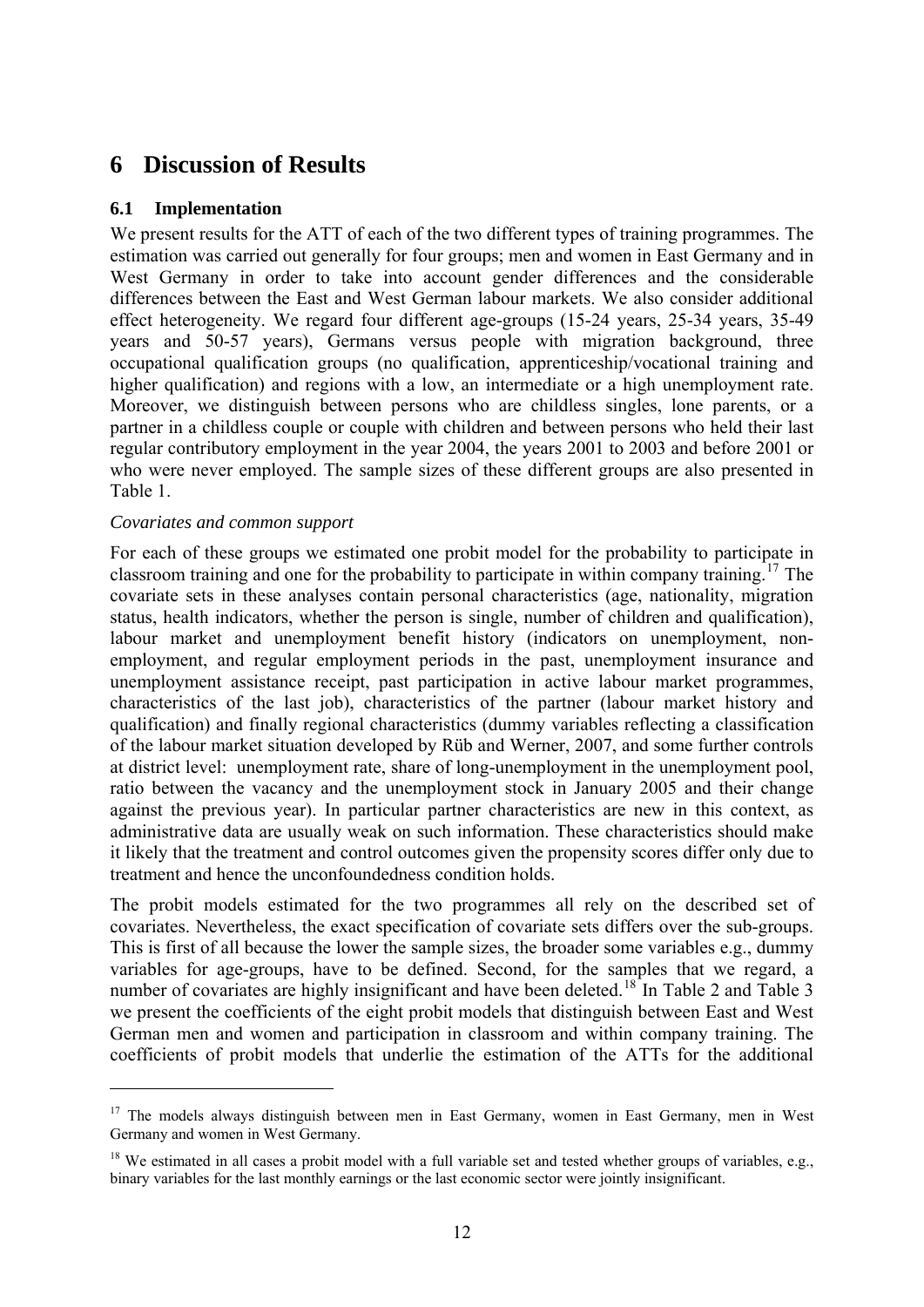# 6 Discussion of Results

## 6.1 Implementation

We present results for the ATT of each of the two different types of training programmes. The estimation was carried out generally for four groups; men and women in East Germany and in West Germany in order to take into account gender differences and the considerable differences between the East and West German labour markets. We also consider additional effect heterogeneity. We regard four different age-groups (15-24 years, 25-34 years, 35-49 years and 50-57 years), Germans versus people with migration background, three occupational qualification groups (no qualification, apprenticeship/vocational training and higher qualification) and regions with a low, an intermediate or a high unemployment rate. Moreover, we distinguish between persons who are childless singles, lone parents, or a partner in a childless couple or couple with children and between persons who held their last regular contributory employment in the year 2004, the years 2001 to 2003 and before 2001 or who were never employed. The sample sizes of these different groups are also presented in Table 1.

*Covariates and common support*

For each of these groups we estimated one probit model for the probability to participate in classroom training and one for the probability to participate in within company training.[17] The covariate sets in these analyses contain personal characteristics (age, nationality, migration status, health indicators, whether the person is single, number of children and qualification), labour market and unemployment benefit history (indicators on unemployment, non-employment, and regular employment periods in the past, unemployment insurance and unemployment assistance receipt, past participation in active labour market programmes, characteristics of the last job), characteristics of the partner (labour market history and qualification) and finally regional characteristics (dummy variables reflecting a classification of the labour market situation developed by Rüb and Werner, 2007, and some further controls at district level: unemployment rate, share of long-unemployment in the unemployment pool, ratio between the vacancy and the unemployment stock in January 2005 and their change against the previous year). In particular partner characteristics are new in this context, as administrative data are usually weak on such information. These characteristics should make it likely that the treatment and control outcomes given the propensity scores differ only due to treatment and hence the unconfoundedness condition holds.

The probit models estimated for the two programmes all rely on the described set of covariates. Nevertheless, the exact specification of covariate sets differs over the sub-groups. This is first of all because the lower the sample sizes, the broader some variables e.g., dummy variables for age-groups, have to be defined. Second, for the samples that we regard, a number of covariates are highly insignificant and have been deleted.[18] In Table 2 and Table 3 we present the coefficients of the eight probit models that distinguish between East and West German men and women and participation in classroom and within company training. The coefficients of probit models that underlie the estimation of the ATTs for the additional

---

[17] The models always distinguish between men in East Germany, women in East Germany, men in West Germany and women in West Germany.

[18] We estimated in all cases a probit model with a full variable set and tested whether groups of variables, e.g., binary variables for the last monthly earnings or the last economic sector were jointly insignificant.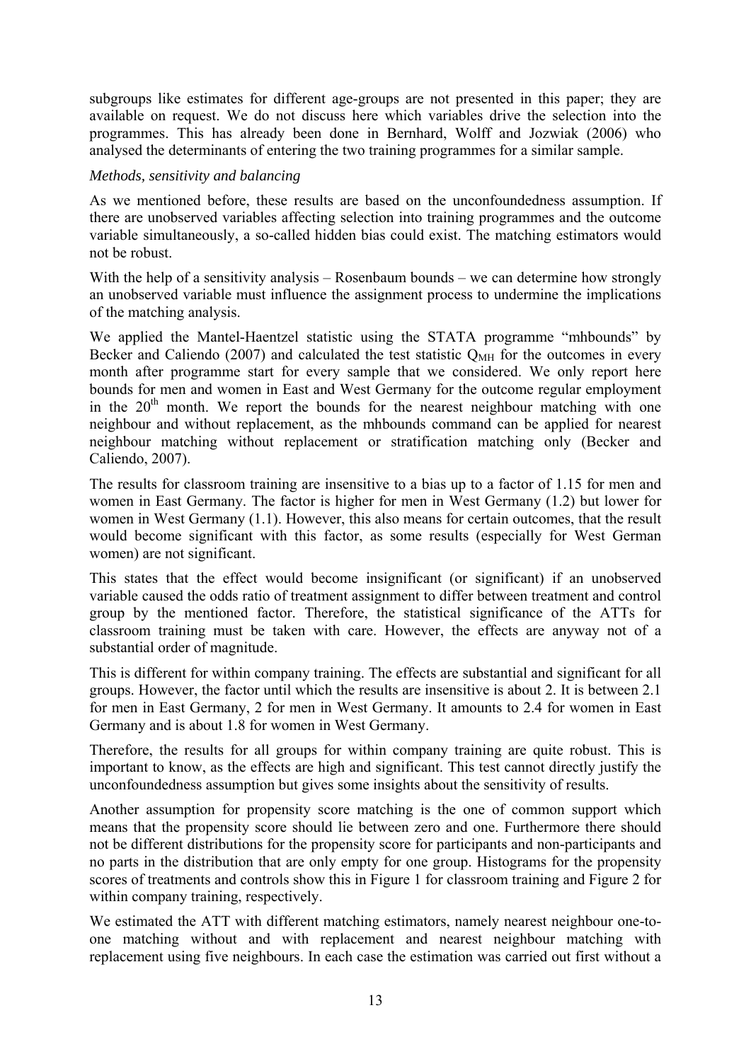subgroups like estimates for different age-groups are not presented in this paper; they are available on request. We do not discuss here which variables drive the selection into the programmes. This has already been done in Bernhard, Wolff and Jozwiak (2006) who analysed the determinants of entering the two training programmes for a similar sample.

*Methods, sensitivity and balancing*

As we mentioned before, these results are based on the unconfoundedness assumption. If there are unobserved variables affecting selection into training programmes and the outcome variable simultaneously, a so-called hidden bias could exist. The matching estimators would not be robust.

With the help of a sensitivity analysis – Rosenbaum bounds – we can determine how strongly an unobserved variable must influence the assignment process to undermine the implications of the matching analysis.

We applied the Mantel-Haentzel statistic using the STATA programme "mhbounds" by Becker and Caliendo (2007) and calculated the test statistic $Q_{MH}$ for the outcomes in every month after programme start for every sample that we considered. We only report here bounds for men and women in East and West Germany for the outcome regular employment in the 20th month. We report the bounds for the nearest neighbour matching with one neighbour and without replacement, as the mhbounds command can be applied for nearest neighbour matching without replacement or stratification matching only (Becker and Caliendo, 2007).

The results for classroom training are insensitive to a bias up to a factor of 1.15 for men and women in East Germany. The factor is higher for men in West Germany (1.2) but lower for women in West Germany (1.1). However, this also means for certain outcomes, that the result would become significant with this factor, as some results (especially for West German women) are not significant.

This states that the effect would become insignificant (or significant) if an unobserved variable caused the odds ratio of treatment assignment to differ between treatment and control group by the mentioned factor. Therefore, the statistical significance of the ATTs for classroom training must be taken with care. However, the effects are anyway not of a substantial order of magnitude.

This is different for within company training. The effects are substantial and significant for all groups. However, the factor until which the results are insensitive is about 2. It is between 2.1 for men in East Germany, 2 for men in West Germany. It amounts to 2.4 for women in East Germany and is about 1.8 for women in West Germany.

Therefore, the results for all groups for within company training are quite robust. This is important to know, as the effects are high and significant. This test cannot directly justify the unconfoundedness assumption but gives some insights about the sensitivity of results.

Another assumption for propensity score matching is the one of common support which means that the propensity score should lie between zero and one. Furthermore there should not be different distributions for the propensity score for participants and non-participants and no parts in the distribution that are only empty for one group. Histograms for the propensity scores of treatments and controls show this in Figure 1 for classroom training and Figure 2 for within company training, respectively.

We estimated the ATT with different matching estimators, namely nearest neighbour one-to-one matching without and with replacement and nearest neighbour matching with replacement using five neighbours. In each case the estimation was carried out first without a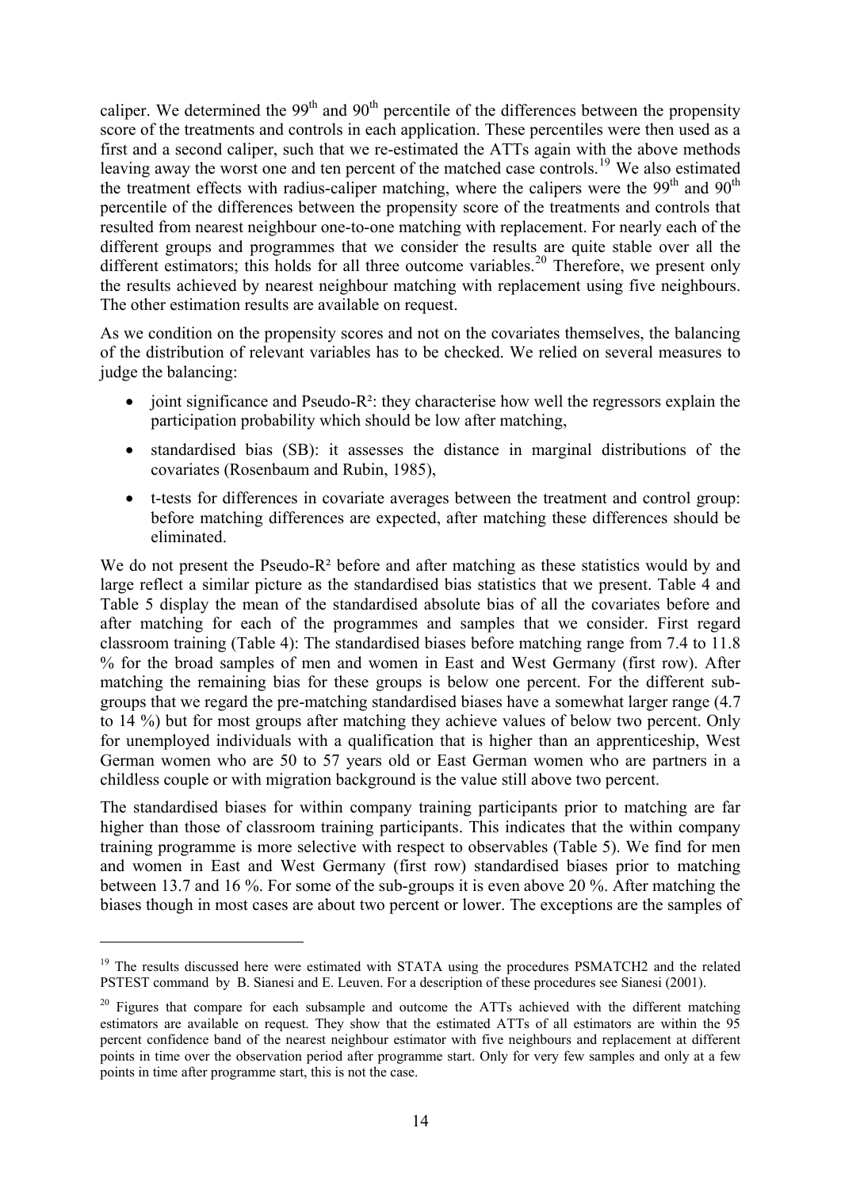caliper. We determined the $99^{th}$ and $90^{th}$ percentile of the differences between the propensity score of the treatments and controls in each application. These percentiles were then used as a first and a second caliper, such that we re-estimated the ATTs again with the above methods leaving away the worst one and ten percent of the matched case controls.[19] We also estimated the treatment effects with radius-caliper matching, where the calipers were the $99^{th}$ and $90^{th}$ percentile of the differences between the propensity score of the treatments and controls that resulted from nearest neighbour one-to-one matching with replacement. For nearly each of the different groups and programmes that we consider the results are quite stable over all the different estimators; this holds for all three outcome variables.[20] Therefore, we present only the results achieved by nearest neighbour matching with replacement using five neighbours. The other estimation results are available on request.

As we condition on the propensity scores and not on the covariates themselves, the balancing of the distribution of relevant variables has to be checked. We relied on several measures to judge the balancing:

- joint significance and Pseudo-$R^2$: they characterise how well the regressors explain the participation probability which should be low after matching,
- standardised bias (SB): it assesses the distance in marginal distributions of the covariates (Rosenbaum and Rubin, 1985),
- t-tests for differences in covariate averages between the treatment and control group: before matching differences are expected, after matching these differences should be eliminated.

We do not present the Pseudo-$R^2$ before and after matching as these statistics would by and large reflect a similar picture as the standardised bias statistics that we present. Table 4 and Table 5 display the mean of the standardised absolute bias of all the covariates before and after matching for each of the programmes and samples that we consider. First regard classroom training (Table 4): The standardised biases before matching range from 7.4 to 11.8 % for the broad samples of men and women in East and West Germany (first row). After matching the remaining bias for these groups is below one percent. For the different sub-groups that we regard the pre-matching standardised biases have a somewhat larger range (4.7 to 14 %) but for most groups after matching they achieve values of below two percent. Only for unemployed individuals with a qualification that is higher than an apprenticeship, West German women who are 50 to 57 years old or East German women who are partners in a childless couple or with migration background is the value still above two percent.

The standardised biases for within company training participants prior to matching are far higher than those of classroom training participants. This indicates that the within company training programme is more selective with respect to observables (Table 5). We find for men and women in East and West Germany (first row) standardised biases prior to matching between 13.7 and 16 %. For some of the sub-groups it is even above 20 %. After matching the biases though in most cases are about two percent or lower. The exceptions are the samples of

[19] The results discussed here were estimated with STATA using the procedures PSMATCH2 and the related PSTEST command by B. Sianesi and E. Leuven. For a description of these procedures see Sianesi (2001).

[20] Figures that compare for each subsample and outcome the ATTs achieved with the different matching estimators are available on request. They show that the estimated ATTs of all estimators are within the 95 percent confidence band of the nearest neighbour estimator with five neighbours and replacement at different points in time over the observation period after programme start. Only for very few samples and only at a few points in time after programme start, this is not the case.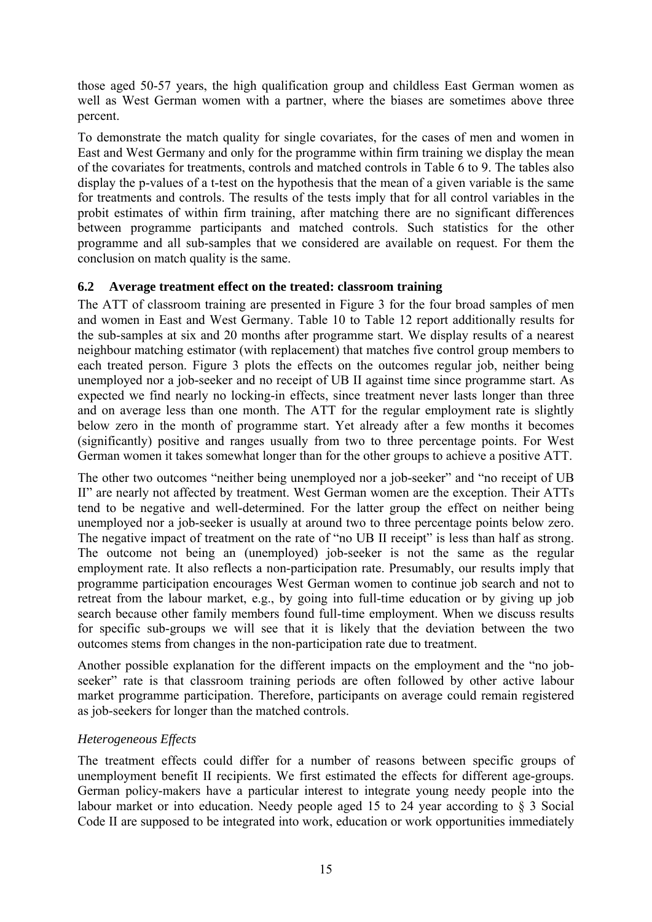those aged 50-57 years, the high qualification group and childless East German women as well as West German women with a partner, where the biases are sometimes above three percent.

To demonstrate the match quality for single covariates, for the cases of men and women in East and West Germany and only for the programme within firm training we display the mean of the covariates for treatments, controls and matched controls in Table 6 to 9. The tables also display the p-values of a t-test on the hypothesis that the mean of a given variable is the same for treatments and controls. The results of the tests imply that for all control variables in the probit estimates of within firm training, after matching there are no significant differences between programme participants and matched controls. Such statistics for the other programme and all sub-samples that we considered are available on request. For them the conclusion on match quality is the same.

### 6.2 Average treatment effect on the treated: classroom training

The ATT of classroom training are presented in Figure 3 for the four broad samples of men and women in East and West Germany. Table 10 to Table 12 report additionally results for the sub-samples at six and 20 months after programme start. We display results of a nearest neighbour matching estimator (with replacement) that matches five control group members to each treated person. Figure 3 plots the effects on the outcomes regular job, neither being unemployed nor a job-seeker and no receipt of UB II against time since programme start. As expected we find nearly no locking-in effects, since treatment never lasts longer than three and on average less than one month. The ATT for the regular employment rate is slightly below zero in the month of programme start. Yet already after a few months it becomes (significantly) positive and ranges usually from two to three percentage points. For West German women it takes somewhat longer than for the other groups to achieve a positive ATT.

The other two outcomes "neither being unemployed nor a job-seeker" and "no receipt of UB II" are nearly not affected by treatment. West German women are the exception. Their ATTs tend to be negative and well-determined. For the latter group the effect on neither being unemployed nor a job-seeker is usually at around two to three percentage points below zero. The negative impact of treatment on the rate of "no UB II receipt" is less than half as strong. The outcome not being an (unemployed) job-seeker is not the same as the regular employment rate. It also reflects a non-participation rate. Presumably, our results imply that programme participation encourages West German women to continue job search and not to retreat from the labour market, e.g., by going into full-time education or by giving up job search because other family members found full-time employment. When we discuss results for specific sub-groups we will see that it is likely that the deviation between the two outcomes stems from changes in the non-participation rate due to treatment.

Another possible explanation for the different impacts on the employment and the "no job-seeker" rate is that classroom training periods are often followed by other active labour market programme participation. Therefore, participants on average could remain registered as job-seekers for longer than the matched controls.

*Heterogeneous Effects*

The treatment effects could differ for a number of reasons between specific groups of unemployment benefit II recipients. We first estimated the effects for different age-groups. German policy-makers have a particular interest to integrate young needy people into the labour market or into education. Needy people aged 15 to 24 year according to § 3 Social Code II are supposed to be integrated into work, education or work opportunities immediately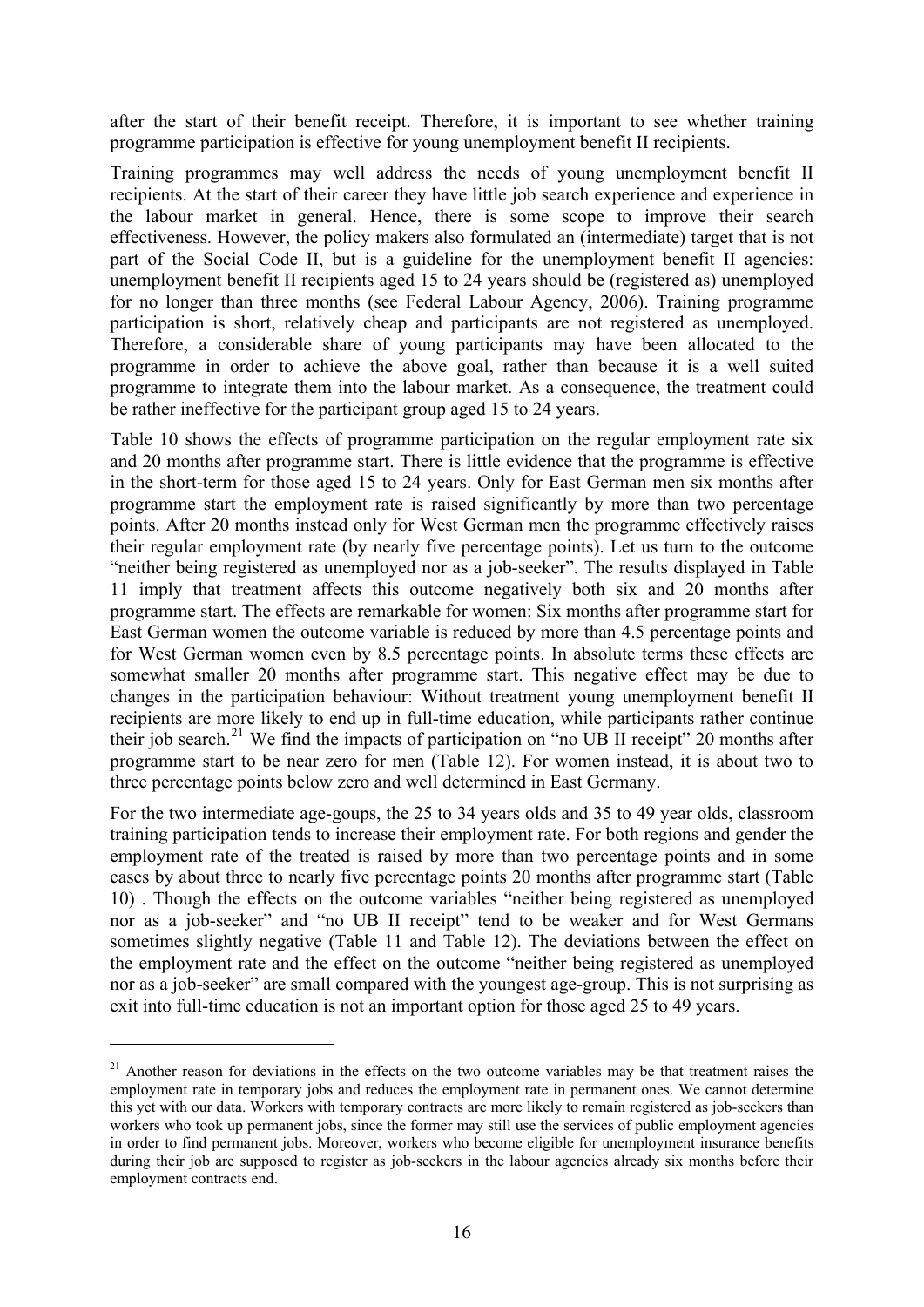after the start of their benefit receipt. Therefore, it is important to see whether training programme participation is effective for young unemployment benefit II recipients.

Training programmes may well address the needs of young unemployment benefit II recipients. At the start of their career they have little job search experience and experience in the labour market in general. Hence, there is some scope to improve their search effectiveness. However, the policy makers also formulated an (intermediate) target that is not part of the Social Code II, but is a guideline for the unemployment benefit II agencies: unemployment benefit II recipients aged 15 to 24 years should be (registered as) unemployed for no longer than three months (see Federal Labour Agency, 2006). Training programme participation is short, relatively cheap and participants are not registered as unemployed. Therefore, a considerable share of young participants may have been allocated to the programme in order to achieve the above goal, rather than because it is a well suited programme to integrate them into the labour market. As a consequence, the treatment could be rather ineffective for the participant group aged 15 to 24 years.

Table 10 shows the effects of programme participation on the regular employment rate six and 20 months after programme start. There is little evidence that the programme is effective in the short-term for those aged 15 to 24 years. Only for East German men six months after programme start the employment rate is raised significantly by more than two percentage points. After 20 months instead only for West German men the programme effectively raises their regular employment rate (by nearly five percentage points). Let us turn to the outcome "neither being registered as unemployed nor as a job-seeker". The results displayed in Table 11 imply that treatment affects this outcome negatively both six and 20 months after programme start. The effects are remarkable for women: Six months after programme start for East German women the outcome variable is reduced by more than 4.5 percentage points and for West German women even by 8.5 percentage points. In absolute terms these effects are somewhat smaller 20 months after programme start. This negative effect may be due to changes in the participation behaviour: Without treatment young unemployment benefit II recipients are more likely to end up in full-time education, while participants rather continue their job search.[21] We find the impacts of participation on "no UB II receipt" 20 months after programme start to be near zero for men (Table 12). For women instead, it is about two to three percentage points below zero and well determined in East Germany.

For the two intermediate age-goups, the 25 to 34 years olds and 35 to 49 year olds, classroom training participation tends to increase their employment rate. For both regions and gender the employment rate of the treated is raised by more than two percentage points and in some cases by about three to nearly five percentage points 20 months after programme start (Table 10) . Though the effects on the outcome variables "neither being registered as unemployed nor as a job-seeker" and "no UB II receipt" tend to be weaker and for West Germans sometimes slightly negative (Table 11 and Table 12). The deviations between the effect on the employment rate and the effect on the outcome "neither being registered as unemployed nor as a job-seeker" are small compared with the youngest age-group. This is not surprising as exit into full-time education is not an important option for those aged 25 to 49 years.

---

[21] Another reason for deviations in the effects on the two outcome variables may be that treatment raises the employment rate in temporary jobs and reduces the employment rate in permanent ones. We cannot determine this yet with our data. Workers with temporary contracts are more likely to remain registered as job-seekers than workers who took up permanent jobs, since the former may still use the services of public employment agencies in order to find permanent jobs. Moreover, workers who become eligible for unemployment insurance benefits during their job are supposed to register as job-seekers in the labour agencies already six months before their employment contracts end.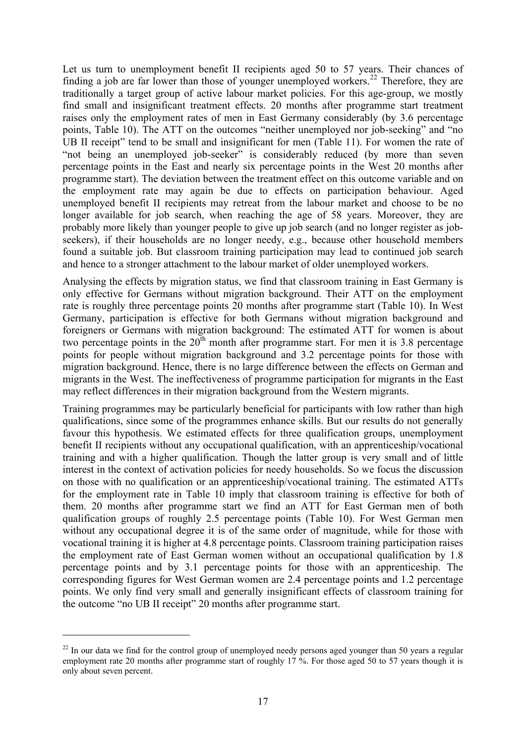Let us turn to unemployment benefit II recipients aged 50 to 57 years. Their chances of finding a job are far lower than those of younger unemployed workers.[22] Therefore, they are traditionally a target group of active labour market policies. For this age-group, we mostly find small and insignificant treatment effects. 20 months after programme start treatment raises only the employment rates of men in East Germany considerably (by 3.6 percentage points, Table 10). The ATT on the outcomes "neither unemployed nor job-seeking" and "no UB II receipt" tend to be small and insignificant for men (Table 11). For women the rate of "not being an unemployed job-seeker" is considerably reduced (by more than seven percentage points in the East and nearly six percentage points in the West 20 months after programme start). The deviation between the treatment effect on this outcome variable and on the employment rate may again be due to effects on participation behaviour. Aged unemployed benefit II recipients may retreat from the labour market and choose to be no longer available for job search, when reaching the age of 58 years. Moreover, they are probably more likely than younger people to give up job search (and no longer register as job-seekers), if their households are no longer needy, e.g., because other household members found a suitable job. But classroom training participation may lead to continued job search and hence to a stronger attachment to the labour market of older unemployed workers.

Analysing the effects by migration status, we find that classroom training in East Germany is only effective for Germans without migration background. Their ATT on the employment rate is roughly three percentage points 20 months after programme start (Table 10). In West Germany, participation is effective for both Germans without migration background and foreigners or Germans with migration background: The estimated ATT for women is about two percentage points in the 20th month after programme start. For men it is 3.8 percentage points for people without migration background and 3.2 percentage points for those with migration background. Hence, there is no large difference between the effects on German and migrants in the West. The ineffectiveness of programme participation for migrants in the East may reflect differences in their migration background from the Western migrants.

Training programmes may be particularly beneficial for participants with low rather than high qualifications, since some of the programmes enhance skills. But our results do not generally favour this hypothesis. We estimated effects for three qualification groups, unemployment benefit II recipients without any occupational qualification, with an apprenticeship/vocational training and with a higher qualification. Though the latter group is very small and of little interest in the context of activation policies for needy households. So we focus the discussion on those with no qualification or an apprenticeship/vocational training. The estimated ATTs for the employment rate in Table 10 imply that classroom training is effective for both of them. 20 months after programme start we find an ATT for East German men of both qualification groups of roughly 2.5 percentage points (Table 10). For West German men without any occupational degree it is of the same order of magnitude, while for those with vocational training it is higher at 4.8 percentage points. Classroom training participation raises the employment rate of East German women without an occupational qualification by 1.8 percentage points and by 3.1 percentage points for those with an apprenticeship. The corresponding figures for West German women are 2.4 percentage points and 1.2 percentage points. We only find very small and generally insignificant effects of classroom training for the outcome "no UB II receipt" 20 months after programme start.

---

[22] In our data we find for the control group of unemployed needy persons aged younger than 50 years a regular employment rate 20 months after programme start of roughly 17 %. For those aged 50 to 57 years though it is only about seven percent.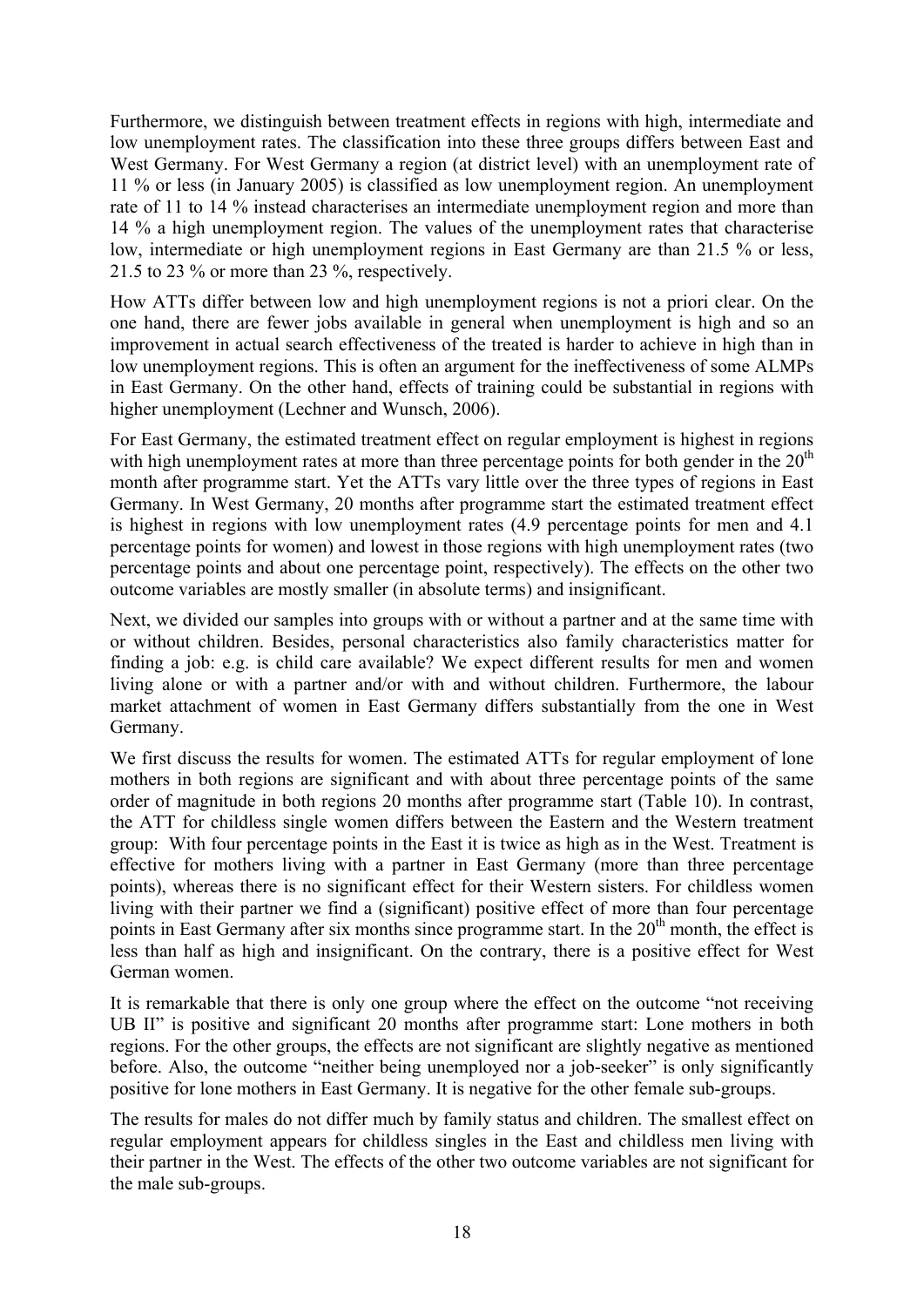Furthermore, we distinguish between treatment effects in regions with high, intermediate and low unemployment rates. The classification into these three groups differs between East and West Germany. For West Germany a region (at district level) with an unemployment rate of 11 % or less (in January 2005) is classified as low unemployment region. An unemployment rate of 11 to 14 % instead characterises an intermediate unemployment region and more than 14 % a high unemployment region. The values of the unemployment rates that characterise low, intermediate or high unemployment regions in East Germany are than 21.5 % or less, 21.5 to 23 % or more than 23 %, respectively.

How ATTs differ between low and high unemployment regions is not a priori clear. On the one hand, there are fewer jobs available in general when unemployment is high and so an improvement in actual search effectiveness of the treated is harder to achieve in high than in low unemployment regions. This is often an argument for the ineffectiveness of some ALMPs in East Germany. On the other hand, effects of training could be substantial in regions with higher unemployment (Lechner and Wunsch, 2006).

For East Germany, the estimated treatment effect on regular employment is highest in regions with high unemployment rates at more than three percentage points for both gender in the 20$^{th}$ month after programme start. Yet the ATTs vary little over the three types of regions in East Germany. In West Germany, 20 months after programme start the estimated treatment effect is highest in regions with low unemployment rates (4.9 percentage points for men and 4.1 percentage points for women) and lowest in those regions with high unemployment rates (two percentage points and about one percentage point, respectively). The effects on the other two outcome variables are mostly smaller (in absolute terms) and insignificant.

Next, we divided our samples into groups with or without a partner and at the same time with or without children. Besides, personal characteristics also family characteristics matter for finding a job: e.g. is child care available? We expect different results for men and women living alone or with a partner and/or with and without children. Furthermore, the labour market attachment of women in East Germany differs substantially from the one in West Germany.

We first discuss the results for women. The estimated ATTs for regular employment of lone mothers in both regions are significant and with about three percentage points of the same order of magnitude in both regions 20 months after programme start (Table 10). In contrast, the ATT for childless single women differs between the Eastern and the Western treatment group: With four percentage points in the East it is twice as high as in the West. Treatment is effective for mothers living with a partner in East Germany (more than three percentage points), whereas there is no significant effect for their Western sisters. For childless women living with their partner we find a (significant) positive effect of more than four percentage points in East Germany after six months since programme start. In the 20$^{th}$ month, the effect is less than half as high and insignificant. On the contrary, there is a positive effect for West German women.

It is remarkable that there is only one group where the effect on the outcome "not receiving UB II" is positive and significant 20 months after programme start: Lone mothers in both regions. For the other groups, the effects are not significant are slightly negative as mentioned before. Also, the outcome "neither being unemployed nor a job-seeker" is only significantly positive for lone mothers in East Germany. It is negative for the other female sub-groups.

The results for males do not differ much by family status and children. The smallest effect on regular employment appears for childless singles in the East and childless men living with their partner in the West. The effects of the other two outcome variables are not significant for the male sub-groups.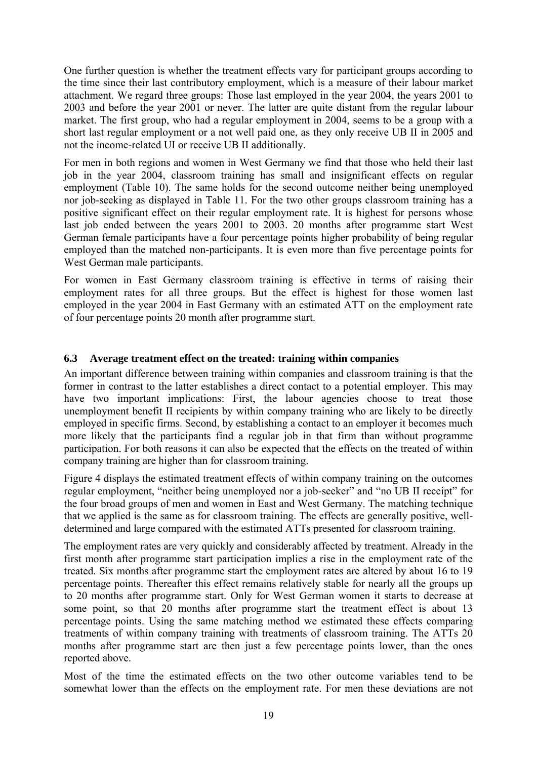One further question is whether the treatment effects vary for participant groups according to the time since their last contributory employment, which is a measure of their labour market attachment. We regard three groups: Those last employed in the year 2004, the years 2001 to 2003 and before the year 2001 or never. The latter are quite distant from the regular labour market. The first group, who had a regular employment in 2004, seems to be a group with a short last regular employment or a not well paid one, as they only receive UB II in 2005 and not the income-related UI or receive UB II additionally.

For men in both regions and women in West Germany we find that those who held their last job in the year 2004, classroom training has small and insignificant effects on regular employment (Table 10). The same holds for the second outcome neither being unemployed nor job-seeking as displayed in Table 11. For the two other groups classroom training has a positive significant effect on their regular employment rate. It is highest for persons whose last job ended between the years 2001 to 2003. 20 months after programme start West German female participants have a four percentage points higher probability of being regular employed than the matched non-participants. It is even more than five percentage points for West German male participants.

For women in East Germany classroom training is effective in terms of raising their employment rates for all three groups. But the effect is highest for those women last employed in the year 2004 in East Germany with an estimated ATT on the employment rate of four percentage points 20 month after programme start.

### 6.3 Average treatment effect on the treated: training within companies

An important difference between training within companies and classroom training is that the former in contrast to the latter establishes a direct contact to a potential employer. This may have two important implications: First, the labour agencies choose to treat those unemployment benefit II recipients by within company training who are likely to be directly employed in specific firms. Second, by establishing a contact to an employer it becomes much more likely that the participants find a regular job in that firm than without programme participation. For both reasons it can also be expected that the effects on the treated of within company training are higher than for classroom training.

Figure 4 displays the estimated treatment effects of within company training on the outcomes regular employment, "neither being unemployed nor a job-seeker" and "no UB II receipt" for the four broad groups of men and women in East and West Germany. The matching technique that we applied is the same as for classroom training. The effects are generally positive, well-determined and large compared with the estimated ATTs presented for classroom training.

The employment rates are very quickly and considerably affected by treatment. Already in the first month after programme start participation implies a rise in the employment rate of the treated. Six months after programme start the employment rates are altered by about 16 to 19 percentage points. Thereafter this effect remains relatively stable for nearly all the groups up to 20 months after programme start. Only for West German women it starts to decrease at some point, so that 20 months after programme start the treatment effect is about 13 percentage points. Using the same matching method we estimated these effects comparing treatments of within company training with treatments of classroom training. The ATTs 20 months after programme start are then just a few percentage points lower, than the ones reported above.

Most of the time the estimated effects on the two other outcome variables tend to be somewhat lower than the effects on the employment rate. For men these deviations are not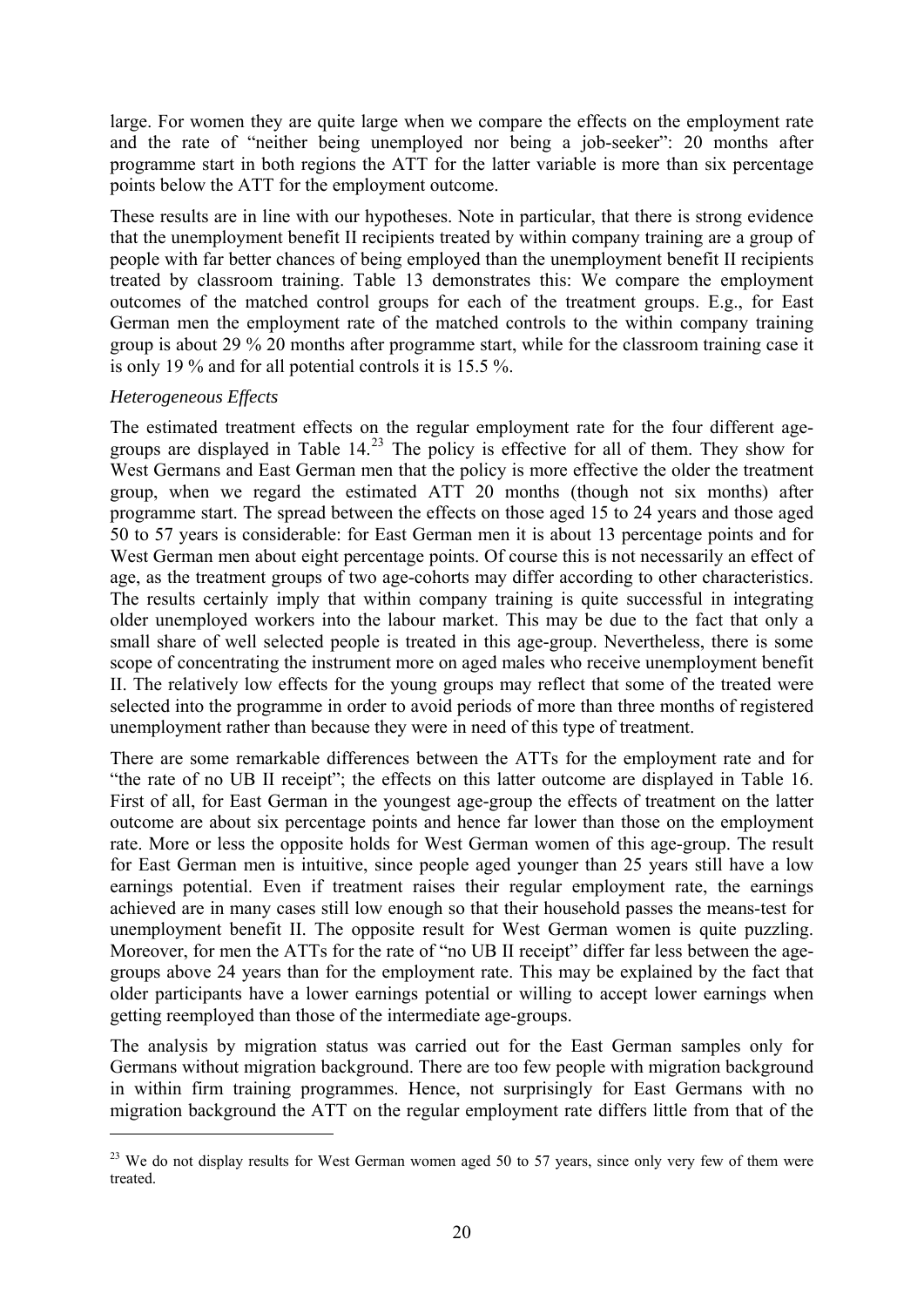large. For women they are quite large when we compare the effects on the employment rate and the rate of "neither being unemployed nor being a job-seeker": 20 months after programme start in both regions the ATT for the latter variable is more than six percentage points below the ATT for the employment outcome.

These results are in line with our hypotheses. Note in particular, that there is strong evidence that the unemployment benefit II recipients treated by within company training are a group of people with far better chances of being employed than the unemployment benefit II recipients treated by classroom training. Table 13 demonstrates this: We compare the employment outcomes of the matched control groups for each of the treatment groups. E.g., for East German men the employment rate of the matched controls to the within company training group is about 29 % 20 months after programme start, while for the classroom training case it is only 19 % and for all potential controls it is 15.5 %.

*Heterogeneous Effects*

The estimated treatment effects on the regular employment rate for the four different age-groups are displayed in Table 14.[23] The policy is effective for all of them. They show for West Germans and East German men that the policy is more effective the older the treatment group, when we regard the estimated ATT 20 months (though not six months) after programme start. The spread between the effects on those aged 15 to 24 years and those aged 50 to 57 years is considerable: for East German men it is about 13 percentage points and for West German men about eight percentage points. Of course this is not necessarily an effect of age, as the treatment groups of two age-cohorts may differ according to other characteristics. The results certainly imply that within company training is quite successful in integrating older unemployed workers into the labour market. This may be due to the fact that only a small share of well selected people is treated in this age-group. Nevertheless, there is some scope of concentrating the instrument more on aged males who receive unemployment benefit II. The relatively low effects for the young groups may reflect that some of the treated were selected into the programme in order to avoid periods of more than three months of registered unemployment rather than because they were in need of this type of treatment.

There are some remarkable differences between the ATTs for the employment rate and for "the rate of no UB II receipt"; the effects on this latter outcome are displayed in Table 16. First of all, for East German in the youngest age-group the effects of treatment on the latter outcome are about six percentage points and hence far lower than those on the employment rate. More or less the opposite holds for West German women of this age-group. The result for East German men is intuitive, since people aged younger than 25 years still have a low earnings potential. Even if treatment raises their regular employment rate, the earnings achieved are in many cases still low enough so that their household passes the means-test for unemployment benefit II. The opposite result for West German women is quite puzzling. Moreover, for men the ATTs for the rate of "no UB II receipt" differ far less between the age-groups above 24 years than for the employment rate. This may be explained by the fact that older participants have a lower earnings potential or willing to accept lower earnings when getting reemployed than those of the intermediate age-groups.

The analysis by migration status was carried out for the East German samples only for Germans without migration background. There are too few people with migration background in within firm training programmes. Hence, not surprisingly for East Germans with no migration background the ATT on the regular employment rate differs little from that of the

[23] We do not display results for West German women aged 50 to 57 years, since only very few of them were treated.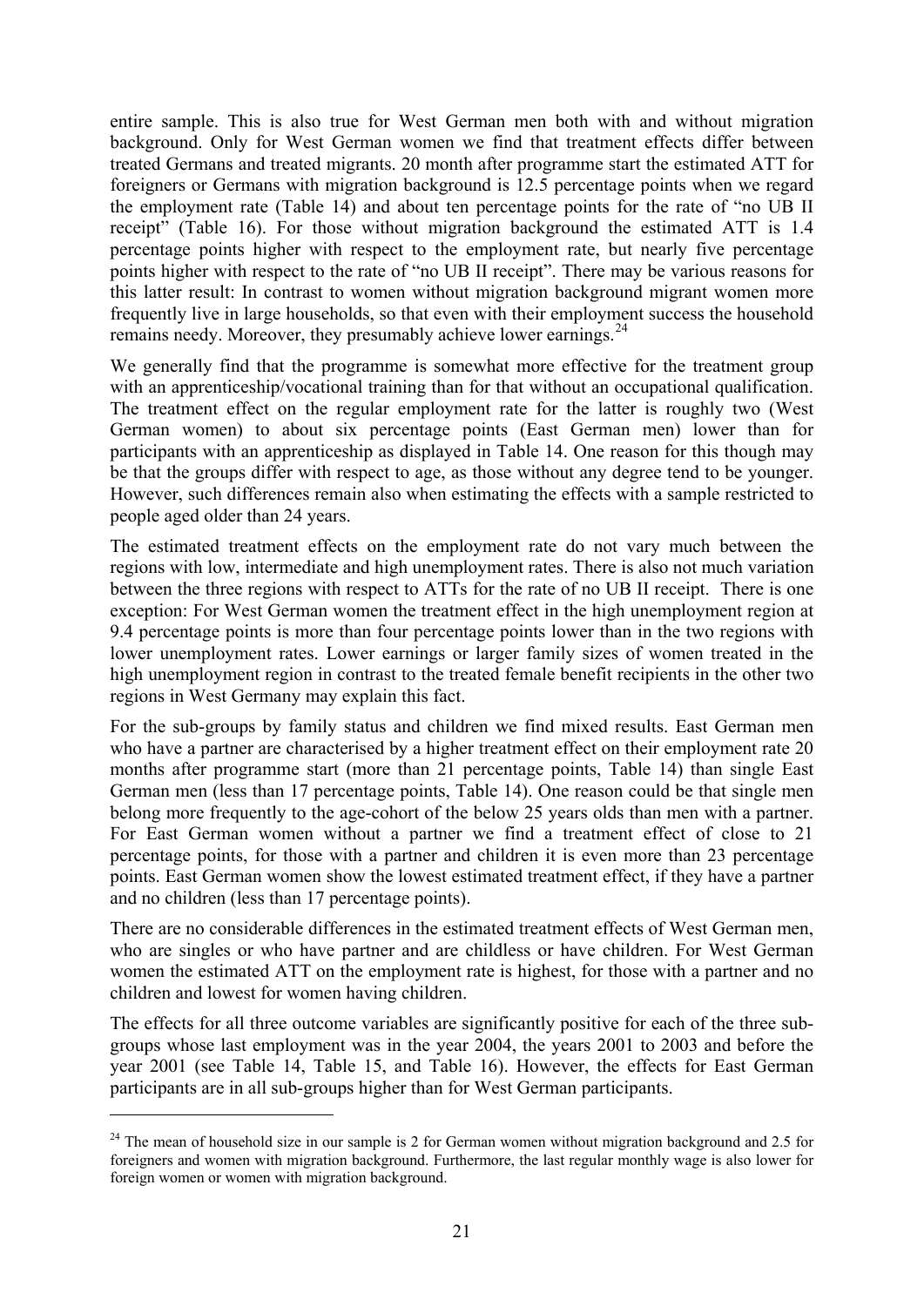entire sample. This is also true for West German men both with and without migration background. Only for West German women we find that treatment effects differ between treated Germans and treated migrants. 20 month after programme start the estimated ATT for foreigners or Germans with migration background is 12.5 percentage points when we regard the employment rate (Table 14) and about ten percentage points for the rate of "no UB II receipt" (Table 16). For those without migration background the estimated ATT is 1.4 percentage points higher with respect to the employment rate, but nearly five percentage points higher with respect to the rate of "no UB II receipt". There may be various reasons for this latter result: In contrast to women without migration background migrant women more frequently live in large households, so that even with their employment success the household remains needy. Moreover, they presumably achieve lower earnings.[24]

We generally find that the programme is somewhat more effective for the treatment group with an apprenticeship/vocational training than for that without an occupational qualification. The treatment effect on the regular employment rate for the latter is roughly two (West German women) to about six percentage points (East German men) lower than for participants with an apprenticeship as displayed in Table 14. One reason for this though may be that the groups differ with respect to age, as those without any degree tend to be younger. However, such differences remain also when estimating the effects with a sample restricted to people aged older than 24 years.

The estimated treatment effects on the employment rate do not vary much between the regions with low, intermediate and high unemployment rates. There is also not much variation between the three regions with respect to ATTs for the rate of no UB II receipt. There is one exception: For West German women the treatment effect in the high unemployment region at 9.4 percentage points is more than four percentage points lower than in the two regions with lower unemployment rates. Lower earnings or larger family sizes of women treated in the high unemployment region in contrast to the treated female benefit recipients in the other two regions in West Germany may explain this fact.

For the sub-groups by family status and children we find mixed results. East German men who have a partner are characterised by a higher treatment effect on their employment rate 20 months after programme start (more than 21 percentage points, Table 14) than single East German men (less than 17 percentage points, Table 14). One reason could be that single men belong more frequently to the age-cohort of the below 25 years olds than men with a partner. For East German women without a partner we find a treatment effect of close to 21 percentage points, for those with a partner and children it is even more than 23 percentage points. East German women show the lowest estimated treatment effect, if they have a partner and no children (less than 17 percentage points).

There are no considerable differences in the estimated treatment effects of West German men, who are singles or who have partner and are childless or have children. For West German women the estimated ATT on the employment rate is highest, for those with a partner and no children and lowest for women having children.

The effects for all three outcome variables are significantly positive for each of the three sub-groups whose last employment was in the year 2004, the years 2001 to 2003 and before the year 2001 (see Table 14, Table 15, and Table 16). However, the effects for East German participants are in all sub-groups higher than for West German participants.

[24] The mean of household size in our sample is 2 for German women without migration background and 2.5 for foreigners and women with migration background. Furthermore, the last regular monthly wage is also lower for foreign women or women with migration background.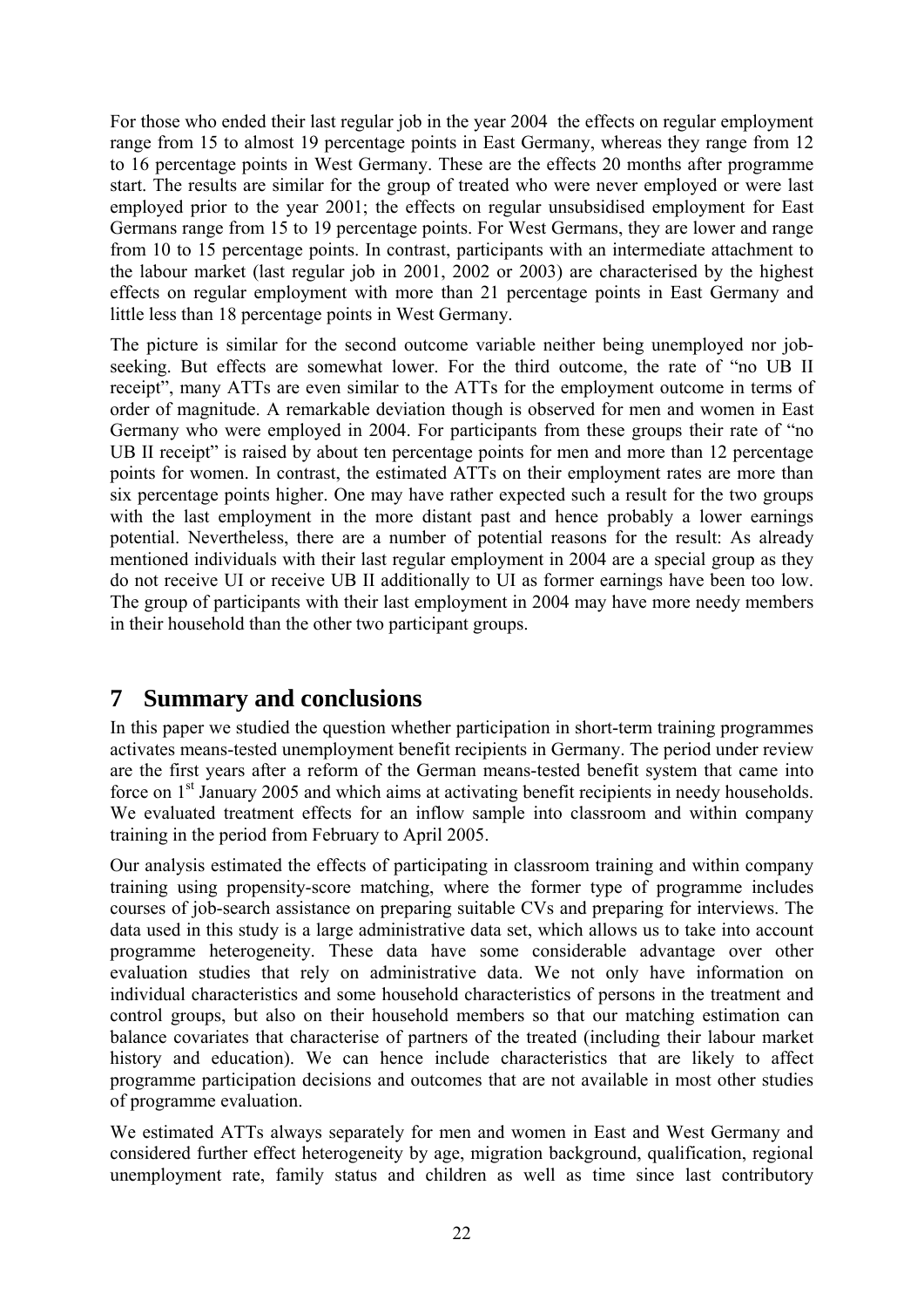For those who ended their last regular job in the year 2004 the effects on regular employment range from 15 to almost 19 percentage points in East Germany, whereas they range from 12 to 16 percentage points in West Germany. These are the effects 20 months after programme start. The results are similar for the group of treated who were never employed or were last employed prior to the year 2001; the effects on regular unsubsidised employment for East Germans range from 15 to 19 percentage points. For West Germans, they are lower and range from 10 to 15 percentage points. In contrast, participants with an intermediate attachment to the labour market (last regular job in 2001, 2002 or 2003) are characterised by the highest effects on regular employment with more than 21 percentage points in East Germany and little less than 18 percentage points in West Germany.

The picture is similar for the second outcome variable neither being unemployed nor job-seeking. But effects are somewhat lower. For the third outcome, the rate of "no UB II receipt", many ATTs are even similar to the ATTs for the employment outcome in terms of order of magnitude. A remarkable deviation though is observed for men and women in East Germany who were employed in 2004. For participants from these groups their rate of "no UB II receipt" is raised by about ten percentage points for men and more than 12 percentage points for women. In contrast, the estimated ATTs on their employment rates are more than six percentage points higher. One may have rather expected such a result for the two groups with the last employment in the more distant past and hence probably a lower earnings potential. Nevertheless, there are a number of potential reasons for the result: As already mentioned individuals with their last regular employment in 2004 are a special group as they do not receive UI or receive UB II additionally to UI as former earnings have been too low. The group of participants with their last employment in 2004 may have more needy members in their household than the other two participant groups.

# 7 Summary and conclusions

In this paper we studied the question whether participation in short-term training programmes activates means-tested unemployment benefit recipients in Germany. The period under review are the first years after a reform of the German means-tested benefit system that came into force on 1st January 2005 and which aims at activating benefit recipients in needy households. We evaluated treatment effects for an inflow sample into classroom and within company training in the period from February to April 2005.

Our analysis estimated the effects of participating in classroom training and within company training using propensity-score matching, where the former type of programme includes courses of job-search assistance on preparing suitable CVs and preparing for interviews. The data used in this study is a large administrative data set, which allows us to take into account programme heterogeneity. These data have some considerable advantage over other evaluation studies that rely on administrative data. We not only have information on individual characteristics and some household characteristics of persons in the treatment and control groups, but also on their household members so that our matching estimation can balance covariates that characterise of partners of the treated (including their labour market history and education). We can hence include characteristics that are likely to affect programme participation decisions and outcomes that are not available in most other studies of programme evaluation.

We estimated ATTs always separately for men and women in East and West Germany and considered further effect heterogeneity by age, migration background, qualification, regional unemployment rate, family status and children as well as time since last contributory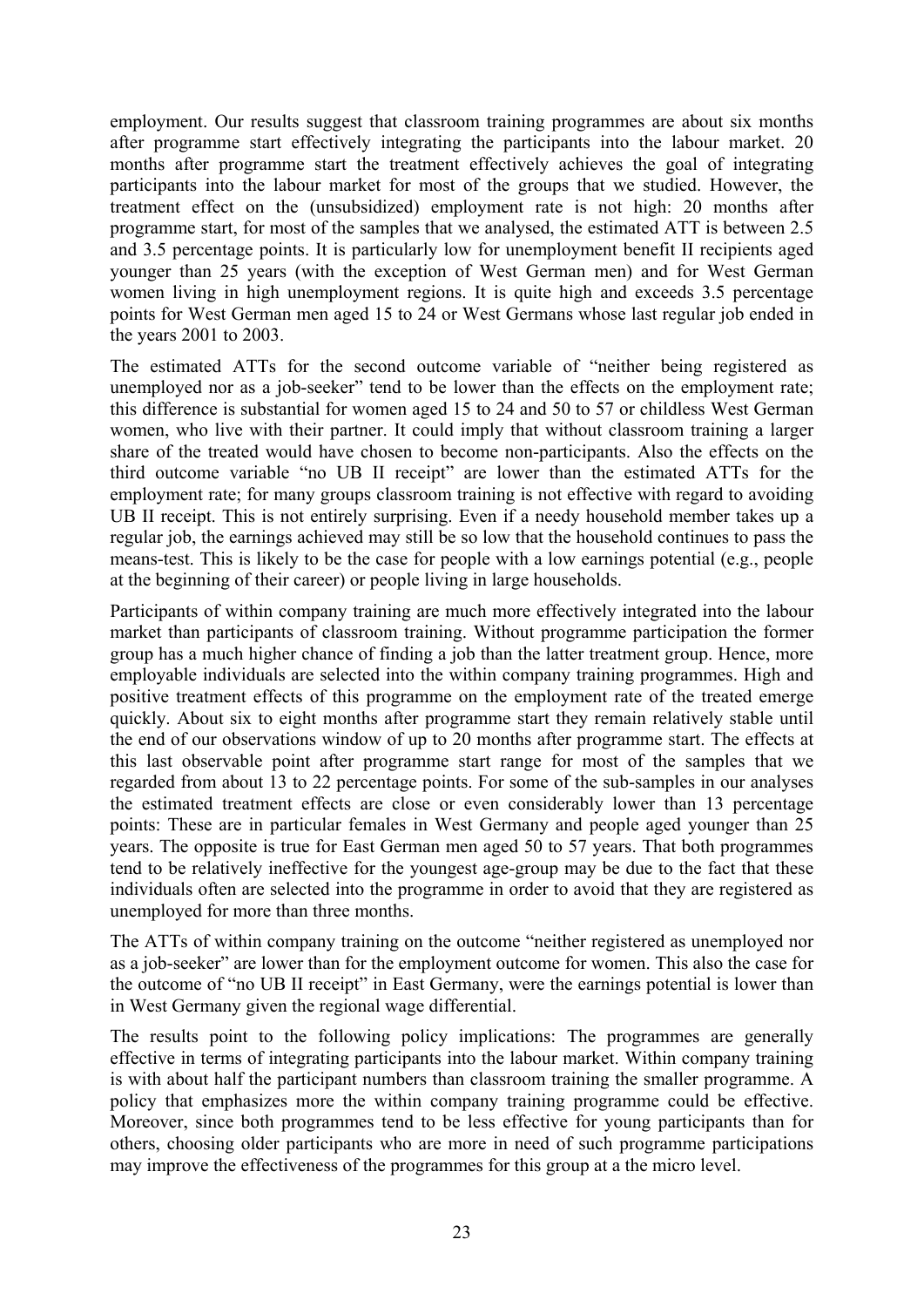employment. Our results suggest that classroom training programmes are about six months after programme start effectively integrating the participants into the labour market. 20 months after programme start the treatment effectively achieves the goal of integrating participants into the labour market for most of the groups that we studied. However, the treatment effect on the (unsubsidized) employment rate is not high: 20 months after programme start, for most of the samples that we analysed, the estimated ATT is between 2.5 and 3.5 percentage points. It is particularly low for unemployment benefit II recipients aged younger than 25 years (with the exception of West German men) and for West German women living in high unemployment regions. It is quite high and exceeds 3.5 percentage points for West German men aged 15 to 24 or West Germans whose last regular job ended in the years 2001 to 2003.

The estimated ATTs for the second outcome variable of "neither being registered as unemployed nor as a job-seeker" tend to be lower than the effects on the employment rate; this difference is substantial for women aged 15 to 24 and 50 to 57 or childless West German women, who live with their partner. It could imply that without classroom training a larger share of the treated would have chosen to become non-participants. Also the effects on the third outcome variable "no UB II receipt" are lower than the estimated ATTs for the employment rate; for many groups classroom training is not effective with regard to avoiding UB II receipt. This is not entirely surprising. Even if a needy household member takes up a regular job, the earnings achieved may still be so low that the household continues to pass the means-test. This is likely to be the case for people with a low earnings potential (e.g., people at the beginning of their career) or people living in large households.

Participants of within company training are much more effectively integrated into the labour market than participants of classroom training. Without programme participation the former group has a much higher chance of finding a job than the latter treatment group. Hence, more employable individuals are selected into the within company training programmes. High and positive treatment effects of this programme on the employment rate of the treated emerge quickly. About six to eight months after programme start they remain relatively stable until the end of our observations window of up to 20 months after programme start. The effects at this last observable point after programme start range for most of the samples that we regarded from about 13 to 22 percentage points. For some of the sub-samples in our analyses the estimated treatment effects are close or even considerably lower than 13 percentage points: These are in particular females in West Germany and people aged younger than 25 years. The opposite is true for East German men aged 50 to 57 years. That both programmes tend to be relatively ineffective for the youngest age-group may be due to the fact that these individuals often are selected into the programme in order to avoid that they are registered as unemployed for more than three months.

The ATTs of within company training on the outcome "neither registered as unemployed nor as a job-seeker" are lower than for the employment outcome for women. This also the case for the outcome of "no UB II receipt" in East Germany, were the earnings potential is lower than in West Germany given the regional wage differential.

The results point to the following policy implications: The programmes are generally effective in terms of integrating participants into the labour market. Within company training is with about half the participant numbers than classroom training the smaller programme. A policy that emphasizes more the within company training programme could be effective. Moreover, since both programmes tend to be less effective for young participants than for others, choosing older participants who are more in need of such programme participations may improve the effectiveness of the programmes for this group at a the micro level.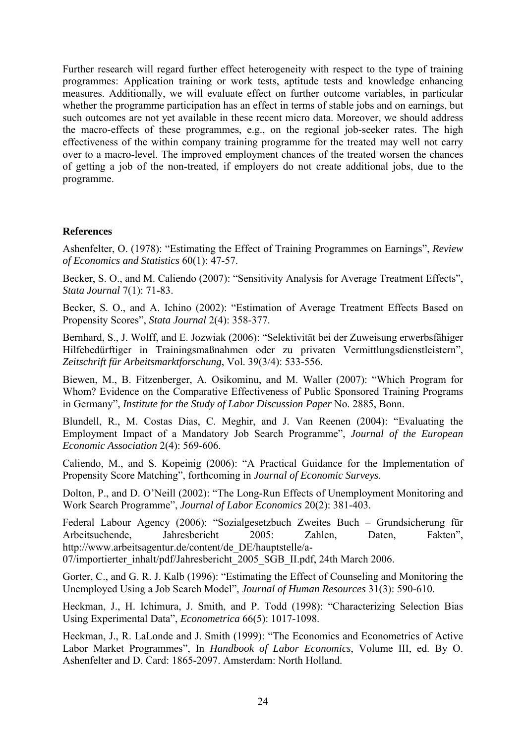Further research will regard further effect heterogeneity with respect to the type of training programmes: Application training or work tests, aptitude tests and knowledge enhancing measures. Additionally, we will evaluate effect on further outcome variables, in particular whether the programme participation has an effect in terms of stable jobs and on earnings, but such outcomes are not yet available in these recent micro data. Moreover, we should address the macro-effects of these programmes, e.g., on the regional job-seeker rates. The high effectiveness of the within company training programme for the treated may well not carry over to a macro-level. The improved employment chances of the treated worsen the chances of getting a job of the non-treated, if employers do not create additional jobs, due to the programme.

**References**

Ashenfelter, O. (1978): "Estimating the Effect of Training Programmes on Earnings", *Review of Economics and Statistics* 60(1): 47-57.

Becker, S. O., and M. Caliendo (2007): "Sensitivity Analysis for Average Treatment Effects", *Stata Journal* 7(1): 71-83.

Becker, S. O., and A. Ichino (2002): "Estimation of Average Treatment Effects Based on Propensity Scores", *Stata Journal* 2(4): 358-377.

Bernhard, S., J. Wolff, and E. Jozwiak (2006): "Selektivität bei der Zuweisung erwerbsfähiger Hilfebedürftiger in Trainingsmaßnahmen oder zu privaten Vermittlungsdienstleistern", *Zeitschrift für Arbeitsmarktforschung*, Vol. 39(3/4): 533-556.

Biewen, M., B. Fitzenberger, A. Osikominu, and M. Waller (2007): "Which Program for Whom? Evidence on the Comparative Effectiveness of Public Sponsored Training Programs in Germany", *Institute for the Study of Labor Discussion Paper* No. 2885, Bonn.

Blundell, R., M. Costas Dias, C. Meghir, and J. Van Reenen (2004): "Evaluating the Employment Impact of a Mandatory Job Search Programme", *Journal of the European Economic Association* 2(4): 569-606.

Caliendo, M., and S. Kopeinig (2006): "A Practical Guidance for the Implementation of Propensity Score Matching", forthcoming in *Journal of Economic Surveys*.

Dolton, P., and D. O'Neill (2002): "The Long-Run Effects of Unemployment Monitoring and Work Search Programme", *Journal of Labor Economics* 20(2): 381-403.

Federal Labour Agency (2006): "Sozialgesetzbuch Zweites Buch – Grundsicherung für Arbeitsuchende, Jahresbericht 2005: Zahlen, Daten, Fakten", http://www.arbeitsagentur.de/content/de_DE/hauptstelle/a-07/importierter_inhalt/pdf/Jahresbericht_2005_SGB_II.pdf, 24th March 2006.

Gorter, C., and G. R. J. Kalb (1996): "Estimating the Effect of Counseling and Monitoring the Unemployed Using a Job Search Model", *Journal of Human Resources* 31(3): 590-610.

Heckman, J., H. Ichimura, J. Smith, and P. Todd (1998): "Characterizing Selection Bias Using Experimental Data", *Econometrica* 66(5): 1017-1098.

Heckman, J., R. LaLonde and J. Smith (1999): "The Economics and Econometrics of Active Labor Market Programmes", In *Handbook of Labor Economics*, Volume III, ed. By O. Ashenfelter and D. Card: 1865-2097. Amsterdam: North Holland.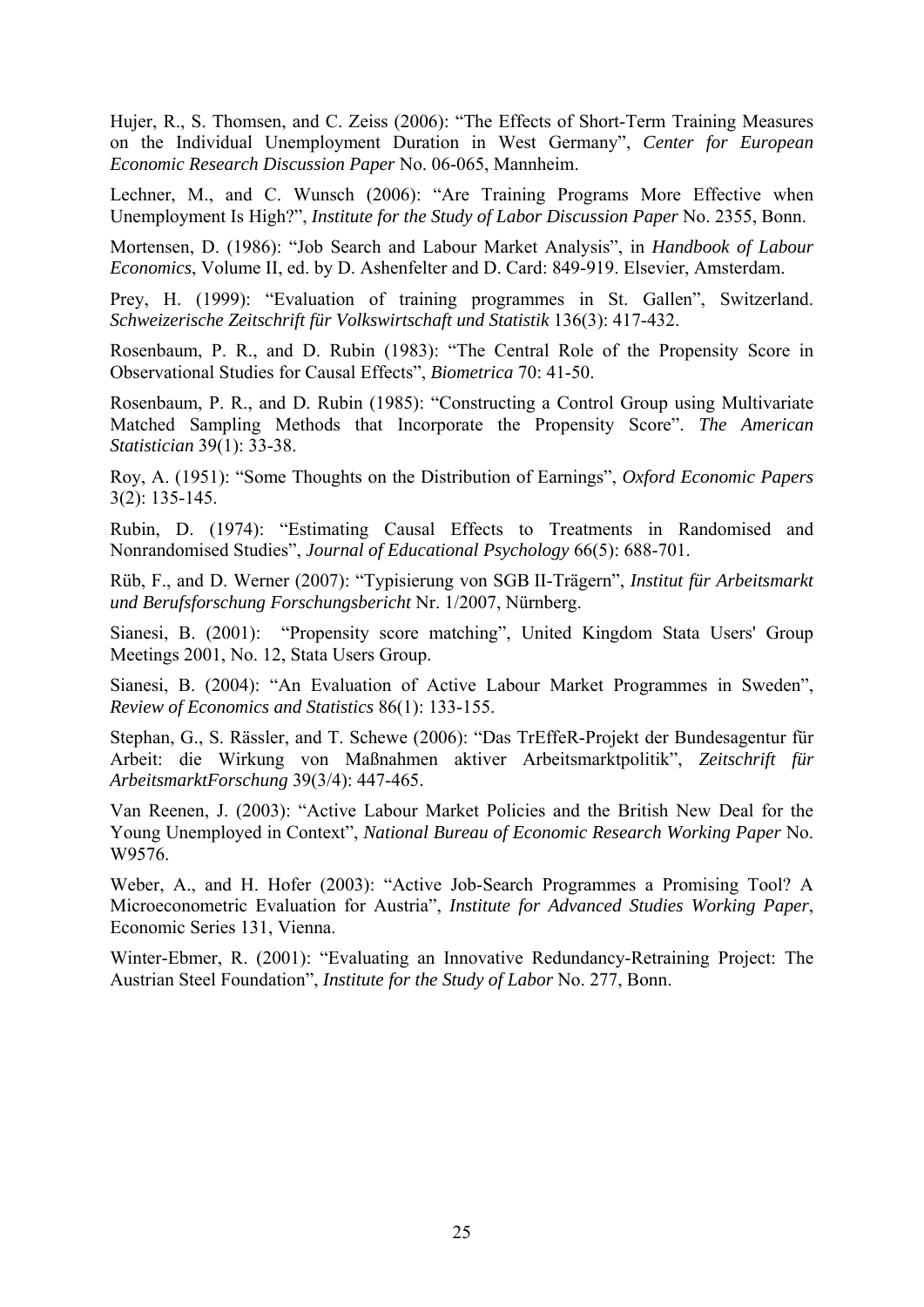Hujer, R., S. Thomsen, and C. Zeiss (2006): "The Effects of Short-Term Training Measures on the Individual Unemployment Duration in West Germany", *Center for European Economic Research Discussion Paper* No. 06-065, Mannheim.

Lechner, M., and C. Wunsch (2006): "Are Training Programs More Effective when Unemployment Is High?", *Institute for the Study of Labor Discussion Paper* No. 2355, Bonn.

Mortensen, D. (1986): "Job Search and Labour Market Analysis", in *Handbook of Labour Economics*, Volume II, ed. by D. Ashenfelter and D. Card: 849-919. Elsevier, Amsterdam.

Prey, H. (1999): "Evaluation of training programmes in St. Gallen", Switzerland. *Schweizerische Zeitschrift für Volkswirtschaft und Statistik* 136(3): 417-432.

Rosenbaum, P. R., and D. Rubin (1983): "The Central Role of the Propensity Score in Observational Studies for Causal Effects", *Biometrica* 70: 41-50.

Rosenbaum, P. R., and D. Rubin (1985): "Constructing a Control Group using Multivariate Matched Sampling Methods that Incorporate the Propensity Score". *The American Statistician* 39(1): 33-38.

Roy, A. (1951): "Some Thoughts on the Distribution of Earnings", *Oxford Economic Papers* 3(2): 135-145.

Rubin, D. (1974): "Estimating Causal Effects to Treatments in Randomised and Nonrandomised Studies", *Journal of Educational Psychology* 66(5): 688-701.

Rüb, F., and D. Werner (2007): "Typisierung von SGB II-Trägern", *Institut für Arbeitsmarkt und Berufsforschung Forschungsbericht* Nr. 1/2007, Nürnberg.

Sianesi, B. (2001): "Propensity score matching", United Kingdom Stata Users' Group Meetings 2001, No. 12, Stata Users Group.

Sianesi, B. (2004): "An Evaluation of Active Labour Market Programmes in Sweden", *Review of Economics and Statistics* 86(1): 133-155.

Stephan, G., S. Rässler, and T. Schewe (2006): "Das TrEffeR-Projekt der Bundesagentur für Arbeit: die Wirkung von Maßnahmen aktiver Arbeitsmarktpolitik", *Zeitschrift für ArbeitsmarktForschung* 39(3/4): 447-465.

Van Reenen, J. (2003): "Active Labour Market Policies and the British New Deal for the Young Unemployed in Context", *National Bureau of Economic Research Working Paper* No. W9576.

Weber, A., and H. Hofer (2003): "Active Job-Search Programmes a Promising Tool? A Microeconometric Evaluation for Austria", *Institute for Advanced Studies Working Paper*, Economic Series 131, Vienna.

Winter-Ebmer, R. (2001): "Evaluating an Innovative Redundancy-Retraining Project: The Austrian Steel Foundation", *Institute for the Study of Labor* No. 277, Bonn.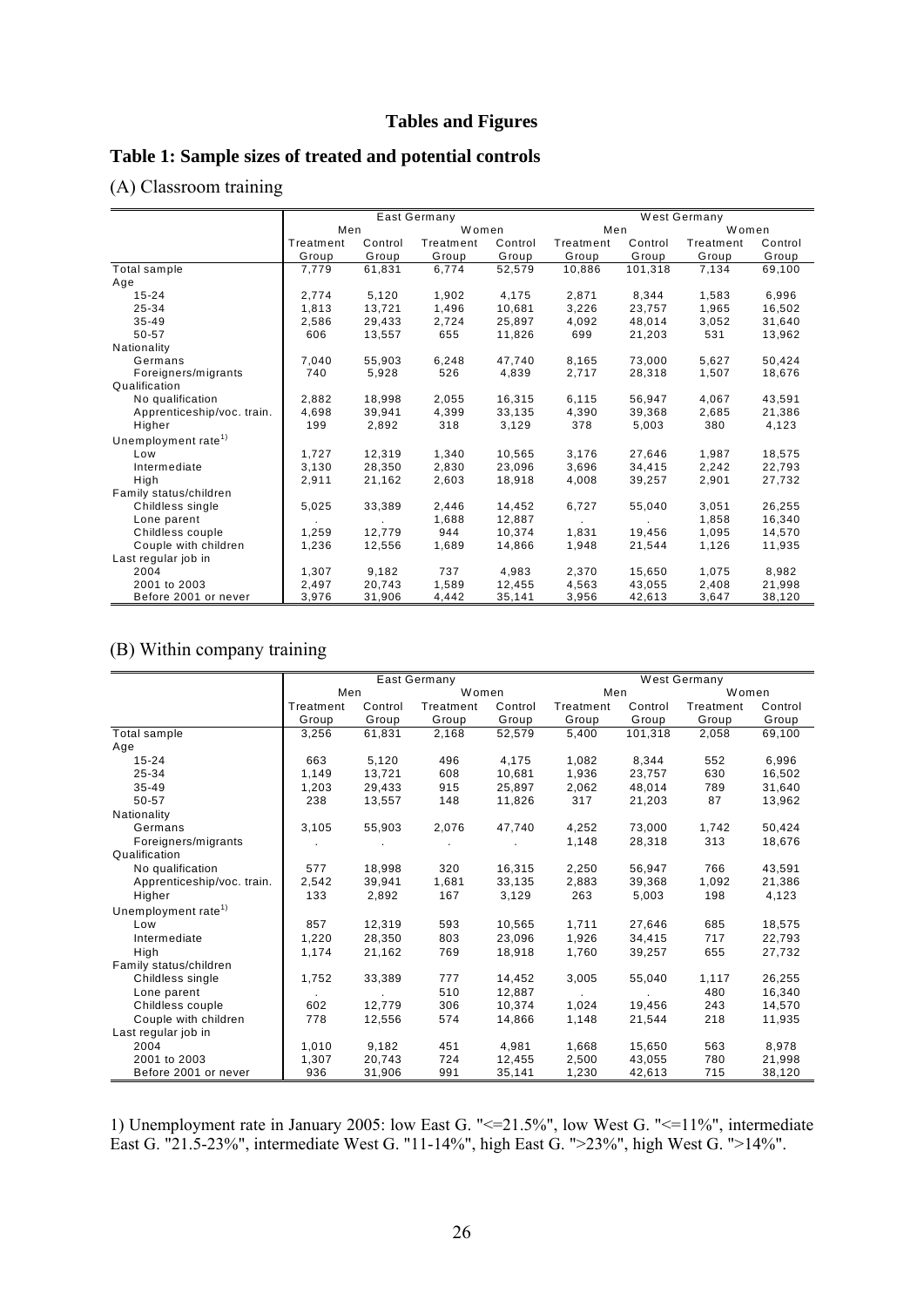## Tables and Figures

### Table 1: Sample sizes of treated and potential controls

(A) Classroom training

| | East Germany | | | | West Germany | | | |
|---|---|---|---|---|---|---|---|---|
| | Men | | Women | | Men | | Women | |
| | Treatment Group | Control Group | Treatment Group | Control Group | Treatment Group | Control Group | Treatment Group | Control Group |
| Total sample | 7,779 | 61,831 | 6,774 | 52,579 | 10,886 | 101,318 | 7,134 | 69,100 |
| Age | | | | | | | | |
| 15-24 | 2,774 | 5,120 | 1,902 | 4,175 | 2,871 | 8,344 | 1,583 | 6,996 |
| 25-34 | 1,813 | 13,721 | 1,496 | 10,681 | 3,226 | 23,757 | 1,965 | 16,502 |
| 35-49 | 2,586 | 29,433 | 2,724 | 25,897 | 4,092 | 48,014 | 3,052 | 31,640 |
| 50-57 | 606 | 13,557 | 655 | 11,826 | 699 | 21,203 | 531 | 13,962 |
| Nationality | | | | | | | | |
| Germans | 7,040 | 55,903 | 6,248 | 47,740 | 8,165 | 73,000 | 5,627 | 50,424 |
| Foreigners/migrants | 740 | 5,928 | 526 | 4,839 | 2,717 | 28,318 | 1,507 | 18,676 |
| Qualification | | | | | | | | |
| No qualification | 2,882 | 18,998 | 2,055 | 16,315 | 6,115 | 56,947 | 4,067 | 43,591 |
| Apprenticeship/voc. train. | 4,698 | 39,941 | 4,399 | 33,135 | 4,390 | 39,368 | 2,685 | 21,386 |
| Higher | 199 | 2,892 | 318 | 3,129 | 378 | 5,003 | 380 | 4,123 |
| Unemployment rate[1)] | | | | | | | | |
| Low | 1,727 | 12,319 | 1,340 | 10,565 | 3,176 | 27,646 | 1,987 | 18,575 |
| Intermediate | 3,130 | 28,350 | 2,830 | 23,096 | 3,696 | 34,415 | 2,242 | 22,793 |
| High | 2,911 | 21,162 | 2,603 | 18,918 | 4,008 | 39,257 | 2,901 | 27,732 |
| Family status/children | | | | | | | | |
| Childless single | 5,025 | 33,389 | 2,446 | 14,452 | 6,727 | 55,040 | 3,051 | 26,255 |
| Lone parent | . | . | 1,688 | 12,887 | . | . | 1,858 | 16,340 |
| Childless couple | 1,259 | 12,779 | 944 | 10,374 | 1,831 | 19,456 | 1,095 | 14,570 |
| Couple with children | 1,236 | 12,556 | 1,689 | 14,866 | 1,948 | 21,544 | 1,126 | 11,935 |
| Last regular job in | | | | | | | | |
| 2004 | 1,307 | 9,182 | 737 | 4,983 | 2,370 | 15,650 | 1,075 | 8,982 |
| 2001 to 2003 | 2,497 | 20,743 | 1,589 | 12,455 | 4,563 | 43,055 | 2,408 | 21,998 |
| Before 2001 or never | 3,976 | 31,906 | 4,442 | 35,141 | 3,956 | 42,613 | 3,647 | 38,120 |

(B) Within company training

| | East Germany | | | | West Germany | | | |
|---|---|---|---|---|---|---|---|---|
| | Men | | Women | | Men | | Women | |
| | Treatment Group | Control Group | Treatment Group | Control Group | Treatment Group | Control Group | Treatment Group | Control Group |
| Total sample | 3,256 | 61,831 | 2,168 | 52,579 | 5,400 | 101,318 | 2,058 | 69,100 |
| Age | | | | | | | | |
| 15-24 | 663 | 5,120 | 496 | 4,175 | 1,082 | 8,344 | 552 | 6,996 |
| 25-34 | 1,149 | 13,721 | 608 | 10,681 | 1,936 | 23,757 | 630 | 16,502 |
| 35-49 | 1,203 | 29,433 | 915 | 25,897 | 2,062 | 48,014 | 789 | 31,640 |
| 50-57 | 238 | 13,557 | 148 | 11,826 | 317 | 21,203 | 87 | 13,962 |
| Nationality | | | | | | | | |
| Germans | 3,105 | 55,903 | 2,076 | 47,740 | 4,252 | 73,000 | 1,742 | 50,424 |
| Foreigners/migrants | . | . | . | . | 1,148 | 28,318 | 313 | 18,676 |
| Qualification | | | | | | | | |
| No qualification | 577 | 18,998 | 320 | 16,315 | 2,250 | 56,947 | 766 | 43,591 |
| Apprenticeship/voc. train. | 2,542 | 39,941 | 1,681 | 33,135 | 2,883 | 39,368 | 1,092 | 21,386 |
| Higher | 133 | 2,892 | 167 | 3,129 | 263 | 5,003 | 198 | 4,123 |
| Unemployment rate[1)] | | | | | | | | |
| Low | 857 | 12,319 | 593 | 10,565 | 1,711 | 27,646 | 685 | 18,575 |
| Intermediate | 1,220 | 28,350 | 803 | 23,096 | 1,926 | 34,415 | 717 | 22,793 |
| High | 1,174 | 21,162 | 769 | 18,918 | 1,760 | 39,257 | 655 | 27,732 |
| Family status/children | | | | | | | | |
| Childless single | 1,752 | 33,389 | 777 | 14,452 | 3,005 | 55,040 | 1,117 | 26,255 |
| Lone parent | . | . | 510 | 12,887 | . | . | 480 | 16,340 |
| Childless couple | 602 | 12,779 | 306 | 10,374 | 1,024 | 19,456 | 243 | 14,570 |
| Couple with children | 778 | 12,556 | 574 | 14,866 | 1,148 | 21,544 | 218 | 11,935 |
| Last regular job in | | | | | | | | |
| 2004 | 1,010 | 9,182 | 451 | 4,981 | 1,668 | 15,650 | 563 | 8,978 |
| 2001 to 2003 | 1,307 | 20,743 | 724 | 12,455 | 2,500 | 43,055 | 780 | 21,998 |
| Before 2001 or never | 936 | 31,906 | 991 | 35,141 | 1,230 | 42,613 | 715 | 38,120 |

1) Unemployment rate in January 2005: low East G. "<=21.5%", low West G. "<=11%", intermediate East G. "21.5-23%", intermediate West G. "11-14%", high East G. ">23%", high West G. ">14%".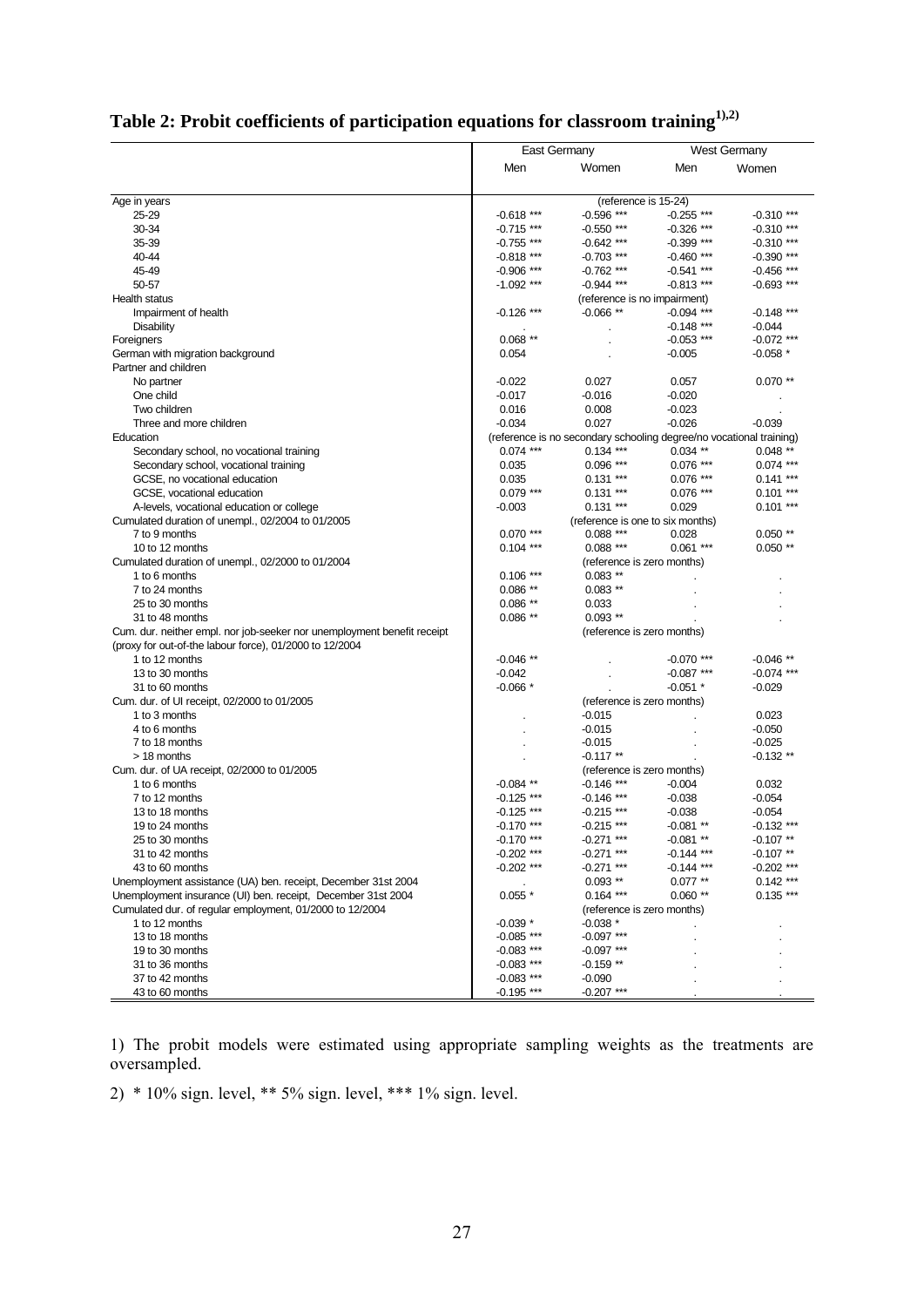## Table 2: Probit coefficients of participation equations for classroom training[1),2)]

| | East Germany | | West Germany | |
|---|---|---|---|---|
| | Men | Women | Men | Women |
| Age in years | (reference is 15-24) | | | |
| 25-29 | -0.618 *** | -0.596 *** | -0.255 *** | -0.310 *** |
| 30-34 | -0.715 *** | -0.550 *** | -0.326 *** | -0.310 *** |
| 35-39 | -0.755 *** | -0.642 *** | -0.399 *** | -0.310 *** |
| 40-44 | -0.818 *** | -0.703 *** | -0.460 *** | -0.390 *** |
| 45-49 | -0.906 *** | -0.762 *** | -0.541 *** | -0.456 *** |
| 50-57 | -1.092 *** | -0.944 *** | -0.813 *** | -0.693 *** |
| Health status | (reference is no impairment) | | | |
| Impairment of health | -0.126 *** | -0.066 ** | -0.094 *** | -0.148 *** |
| Disability | . | . | -0.148 *** | -0.044 |
| Foreigners | 0.068 ** | . | -0.053 *** | -0.072 *** |
| German with migration background | 0.054 | . | -0.005 | -0.058 * |
| Partner and children | | | | |
| No partner | -0.022 | 0.027 | 0.057 | 0.070 ** |
| One child | -0.017 | -0.016 | -0.020 | . |
| Two children | 0.016 | 0.008 | -0.023 | . |
| Three and more children | -0.034 | 0.027 | -0.026 | -0.039 |
| Education | (reference is no secondary schooling degree/no vocational training) | | | |
| Secondary school, no vocational training | 0.074 *** | 0.134 *** | 0.034 ** | 0.048 ** |
| Secondary school, vocational training | 0.035 | 0.096 *** | 0.076 *** | 0.074 *** |
| GCSE, no vocational education | 0.035 | 0.131 *** | 0.076 *** | 0.141 *** |
| GCSE, vocational education | 0.079 *** | 0.131 *** | 0.076 *** | 0.101 *** |
| A-levels, vocational education or college | -0.003 | 0.131 *** | 0.029 | 0.101 *** |
| Cumulated duration of unempl., 02/2004 to 01/2005 | (reference is one to six months) | | | |
| 7 to 9 months | 0.070 *** | 0.088 *** | 0.028 | 0.050 ** |
| 10 to 12 months | 0.104 *** | 0.088 *** | 0.061 *** | 0.050 ** |
| Cumulated duration of unempl., 02/2000 to 01/2004 | (reference is zero months) | | | |
| 1 to 6 months | 0.106 *** | 0.083 ** | . | . |
| 7 to 24 months | 0.086 ** | 0.083 ** | . | . |
| 25 to 30 months | 0.086 ** | 0.033 | . | . |
| 31 to 48 months | 0.086 ** | 0.093 ** | . | . |
| Cum. dur. neither empl. nor job-seeker nor unemployment benefit receipt (proxy for out-of-the labour force), 01/2000 to 12/2004 | (reference is zero months) | | | |
| 1 to 12 months | -0.046 ** | . | -0.070 *** | -0.046 ** |
| 13 to 30 months | -0.042 | . | -0.087 *** | -0.074 *** |
| 31 to 60 months | -0.066 * | . | -0.051 * | -0.029 |
| Cum. dur. of UI receipt, 02/2000 to 01/2005 | (reference is zero months) | | | |
| 1 to 3 months | . | -0.015 | . | 0.023 |
| 4 to 6 months | . | -0.015 | . | -0.050 |
| 7 to 18 months | . | -0.015 | . | -0.025 |
| > 18 months | . | -0.117 ** | . | -0.132 ** |
| Cum. dur. of UA receipt, 02/2000 to 01/2005 | (reference is zero months) | | | |
| 1 to 6 months | -0.084 ** | -0.146 *** | -0.004 | 0.032 |
| 7 to 12 months | -0.125 *** | -0.146 *** | -0.038 | -0.054 |
| 13 to 18 months | -0.125 *** | -0.215 *** | -0.038 | -0.054 |
| 19 to 24 months | -0.170 *** | -0.215 *** | -0.081 ** | -0.132 *** |
| 25 to 30 months | -0.170 *** | -0.271 *** | -0.081 ** | -0.107 ** |
| 31 to 42 months | -0.202 *** | -0.271 *** | -0.144 *** | -0.107 ** |
| 43 to 60 months | -0.202 *** | -0.271 *** | -0.144 *** | -0.202 *** |
| Unemployment assistance (UA) ben. receipt, December 31st 2004 | . | 0.093 ** | 0.077 ** | 0.142 *** |
| Unemployment insurance (UI) ben. receipt, December 31st 2004 | 0.055 * | 0.164 *** | 0.060 ** | 0.135 *** |
| Cumulated dur. of regular employment, 01/2000 to 12/2004 | (reference is zero months) | | | |
| 1 to 12 months | -0.039 * | -0.038 * | . | . |
| 13 to 18 months | -0.085 *** | -0.097 *** | . | . |
| 19 to 30 months | -0.083 *** | -0.097 *** | . | . |
| 31 to 36 months | -0.083 *** | -0.159 ** | . | . |
| 37 to 42 months | -0.083 *** | -0.090 | . | . |
| 43 to 60 months | -0.195 *** | -0.207 *** | . | . |

1) The probit models were estimated using appropriate sampling weights as the treatments are oversampled.

2) * 10% sign. level, ** 5% sign. level, *** 1% sign. level.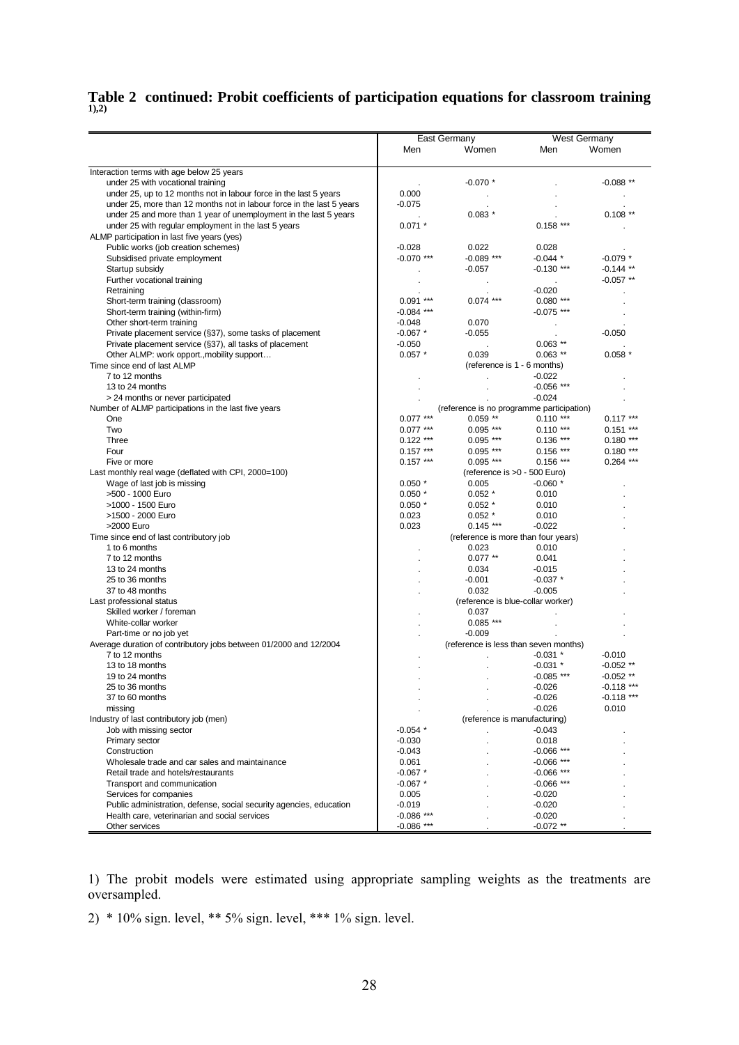# Table 2 continued: Probit coefficients of participation equations for classroom training 1),2)

| | East Germany | | West Germany | |
|---|---|---|---|---|
| | Men | Women | Men | Women |
| Interaction terms with age below 25 years | | | | |
| under 25 with vocational training | . | -0.070 * | . | -0.088 ** |
| under 25, up to 12 months not in labour force in the last 5 years | 0.000 | . | . | . |
| under 25, more than 12 months not in labour force in the last 5 years | -0.075 | . | . | . |
| under 25 and more than 1 year of unemployment in the last 5 years | . | 0.083 * | . | 0.108 ** |
| under 25 with regular employment in the last 5 years | 0.071 * | | 0.158 *** | . |
| ALMP participation in last five years (yes) | | | | |
| Public works (job creation schemes) | -0.028 | 0.022 | 0.028 | . |
| Subsidised private employment | -0.070 *** | -0.089 *** | -0.044 * | -0.079 * |
| Startup subsidy | . | -0.057 | -0.130 *** | -0.144 ** |
| Further vocational training | . | . | . | -0.057 ** |
| Retraining | . | . | -0.020 | . |
| Short-term training (classroom) | 0.091 *** | 0.074 *** | 0.080 *** | . |
| Short-term training (within-firm) | -0.084 *** | | -0.075 *** | . |
| Other short-term training | -0.048 | 0.070 | . | . |
| Private placement service (§37), some tasks of placement | -0.067 * | -0.055 | . | -0.050 |
| Private placement service (§37), all tasks of placement | -0.050 | . | 0.063 ** | . |
| Other ALMP: work opport.,mobility support… | 0.057 * | 0.039 | 0.063 ** | 0.058 * |
| Time since end of last ALMP | (reference is 1 - 6 months) | | | |
| 7 to 12 months | . | . | -0.022 | . |
| 13 to 24 months | . | . | -0.056 *** | . |
| > 24 months or never participated | . | . | -0.024 | . |
| Number of ALMP participations in the last five years | (reference is no programme participation) | | | |
| One | 0.077 *** | 0.059 ** | 0.110 *** | 0.117 *** |
| Two | 0.077 *** | 0.095 *** | 0.110 *** | 0.151 *** |
| Three | 0.122 *** | 0.095 *** | 0.136 *** | 0.180 *** |
| Four | 0.157 *** | 0.095 *** | 0.156 *** | 0.180 *** |
| Five or more | 0.157 *** | 0.095 *** | 0.156 *** | 0.264 *** |
| Last monthly real wage (deflated with CPI, 2000=100) | (reference is >0 - 500 Euro) | | | |
| Wage of last job is missing | 0.050 * | 0.005 | -0.060 * | . |
| >500 - 1000 Euro | 0.050 * | 0.052 * | 0.010 | . |
| >1000 - 1500 Euro | 0.050 * | 0.052 * | 0.010 | . |
| >1500 - 2000 Euro | 0.023 | 0.052 * | 0.010 | . |
| >2000 Euro | 0.023 | 0.145 *** | -0.022 | . |
| Time since end of last contributory job | (reference is more than four years) | | | |
| 1 to 6 months | . | 0.023 | 0.010 | . |
| 7 to 12 months | . | 0.077 ** | 0.041 | . |
| 13 to 24 months | . | 0.034 | -0.015 | . |
| 25 to 36 months | . | -0.001 | -0.037 * | . |
| 37 to 48 months | . | 0.032 | -0.005 | . |
| Last professional status | (reference is blue-collar worker) | | | |
| Skilled worker / foreman | . | 0.037 | . | . |
| White-collar worker | . | 0.085 *** | . | . |
| Part-time or no job yet | . | -0.009 | . | . |
| Average duration of contributory jobs between 01/2000 and 12/2004 | (reference is less than seven months) | | | |
| 7 to 12 months | . | . | -0.031 * | -0.010 |
| 13 to 18 months | . | . | -0.031 * | -0.052 ** |
| 19 to 24 months | . | . | -0.085 *** | -0.052 ** |
| 25 to 36 months | . | . | -0.026 | -0.118 *** |
| 37 to 60 months | . | . | -0.026 | -0.118 *** |
| missing | . | . | -0.026 | 0.010 |
| Industry of last contributory job (men) | (reference is manufacturing) | | | |
| Job with missing sector | -0.054 * | . | -0.043 | . |
| Primary sector | -0.030 | . | 0.018 | . |
| Construction | -0.043 | . | -0.066 *** | . |
| Wholesale trade and car sales and maintainance | 0.061 | . | -0.066 *** | . |
| Retail trade and hotels/restaurants | -0.067 * | . | -0.066 *** | . |
| Transport and communication | -0.067 * | . | -0.066 *** | . |
| Services for companies | 0.005 | . | -0.020 | . |
| Public administration, defense, social security agencies, education | -0.019 | . | -0.020 | . |
| Health care, veterinarian and social services | -0.086 *** | . | -0.020 | . |
| Other services | -0.086 *** | . | -0.072 ** | . |

1) The probit models were estimated using appropriate sampling weights as the treatments are oversampled.

2) * 10% sign. level, ** 5% sign. level, *** 1% sign. level.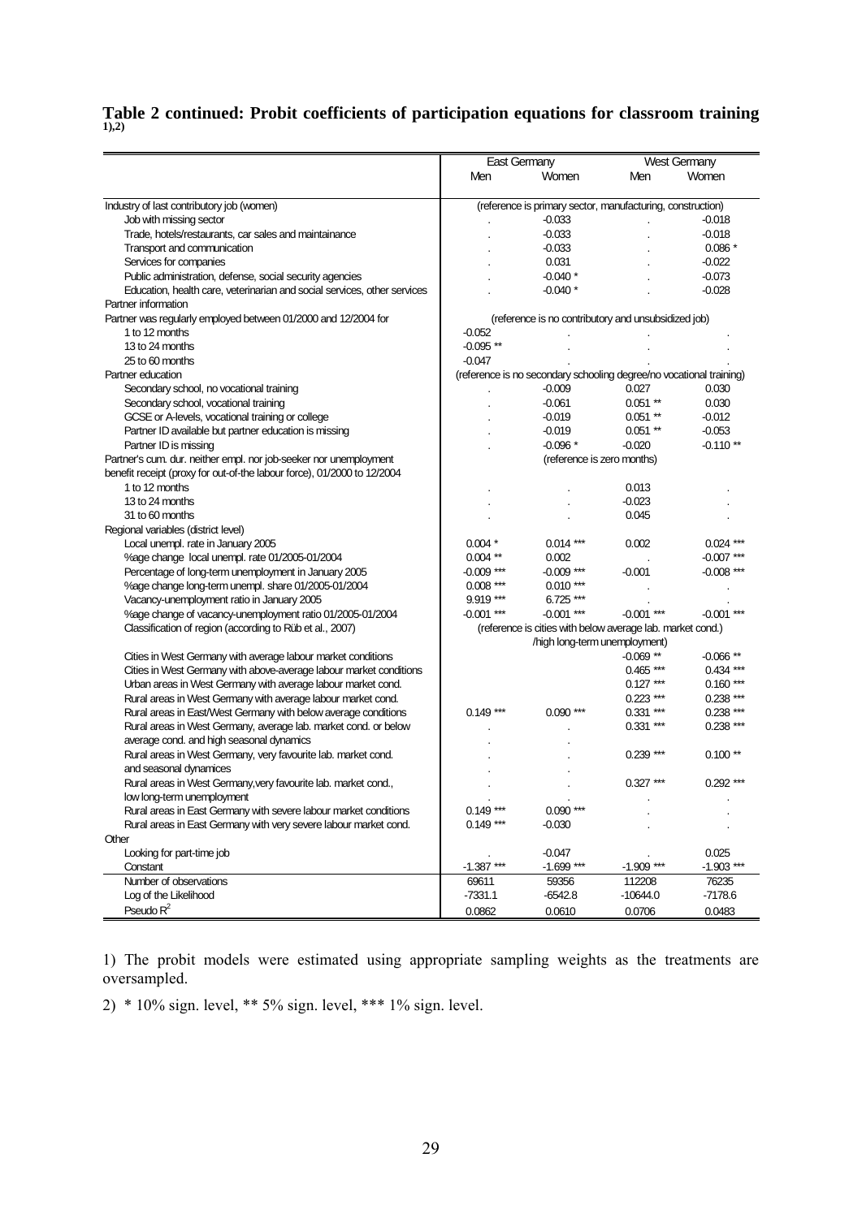**Table 2 continued: Probit coefficients of participation equations for classroom training [1),2)]**

| | East Germany | | West Germany | |
|---|---|---|---|---|
| | Men | Women | Men | Women |
| Industry of last contributory job (women) | (reference is primary sector, manufacturing, construction) | | | |
| Job with missing sector | . | -0.033 | . | -0.018 |
| Trade, hotels/restaurants, car sales and maintainance | . | -0.033 | . | -0.018 |
| Transport and communication | . | -0.033 | . | 0.086 * |
| Services for companies | . | 0.031 | . | -0.022 |
| Public administration, defense, social security agencies | . | -0.040 * | . | -0.073 |
| Education, health care, veterinarian and social services, other services | . | -0.040 * | . | -0.028 |
| Partner information | | | | |
| Partner was regularly employed between 01/2000 and 12/2004 for | (reference is no contributory and unsubsidized job) | | | |
| 1 to 12 months | -0.052 | . | . | . |
| 13 to 24 months | -0.095 ** | . | . | . |
| 25 to 60 months | -0.047 | . | . | . |
| Partner education | (reference is no secondary schooling degree/no vocational training) | | | |
| Secondary school, no vocational training | . | -0.009 | 0.027 | 0.030 |
| Secondary school, vocational training | . | -0.061 | 0.051 ** | 0.030 |
| GCSE or A-levels, vocational training or college | . | -0.019 | 0.051 ** | -0.012 |
| Partner ID available but partner education is missing | . | -0.019 | 0.051 ** | -0.053 |
| Partner ID is missing | . | -0.096 * | -0.020 | -0.110 ** |
| Partner's cum. dur. neither empl. nor job-seeker nor unemployment benefit receipt (proxy for out-of-the labour force), 01/2000 to 12/2004 | (reference is zero months) | | | |
| 1 to 12 months | . | . | 0.013 | . |
| 13 to 24 months | . | . | -0.023 | . |
| 31 to 60 months | . | . | 0.045 | . |
| Regional variables (district level) | | | | |
| Local unempl. rate in January 2005 | 0.004 * | 0.014 *** | 0.002 | 0.024 *** |
| %age change local unempl. rate 01/2005-01/2004 | 0.004 ** | 0.002 | . | -0.007 *** |
| Percentage of long-term unemployment in January 2005 | -0.009 *** | -0.009 *** | -0.001 | -0.008 *** |
| %age change long-term unempl. share 01/2005-01/2004 | 0.008 *** | 0.010 *** | . | . |
| Vacancy-unemployment ratio in January 2005 | 9.919 *** | 6.725 *** | . | . |
| %age change of vacancy-unemployment ratio 01/2005-01/2004 | -0.001 *** | -0.001 *** | -0.001 *** | -0.001 *** |
| Classification of region (according to Rüb et al., 2007) | (reference is cities with below average lab. market cond.) /high long-term unemployment) | | | |
| Cities in West Germany with average labour market conditions | | | -0.069 ** | -0.066 ** |
| Cities in West Germany with above-average labour market conditions | | | 0.465 *** | 0.434 *** |
| Urban areas in West Germany with average labour market cond. | | | 0.127 *** | 0.160 *** |
| Rural areas in West Germany with average labour market cond. | | | 0.223 *** | 0.238 *** |
| Rural areas in East/West Germany with below average conditions | 0.149 *** | 0.090 *** | 0.331 *** | 0.238 *** |
| Rural areas in West Germany, average lab. market cond. or below average cond. and high seasonal dynamics | . | . | 0.331 *** | 0.238 *** |
| Rural areas in West Germany, very favourite lab. market cond. and seasonal dynamices | . | . | 0.239 *** | 0.100 ** |
| Rural areas in West Germany,very favourite lab. market cond., low long-term unemployment | . | . | 0.327 *** | 0.292 *** |
| Rural areas in East Germany with severe labour market conditions | 0.149 *** | 0.090 *** | . | . |
| Rural areas in East Germany with very severe labour market cond. | 0.149 *** | -0.030 | . | . |
| Other | | | | |
| Looking for part-time job | . | -0.047 | . | 0.025 |
| Constant | -1.387 *** | -1.699 *** | -1.909 *** | -1.903 *** |
| Number of observations | 69611 | 59356 | 112208 | 76235 |
| Log of the Likelihood | -7331.1 | -6542.8 | -10644.0 | -7178.6 |
| Pseudo $R^2$ | 0.0862 | 0.0610 | 0.0706 | 0.0483 |

1) The probit models were estimated using appropriate sampling weights as the treatments are oversampled.

2) * 10% sign. level, ** 5% sign. level, *** 1% sign. level.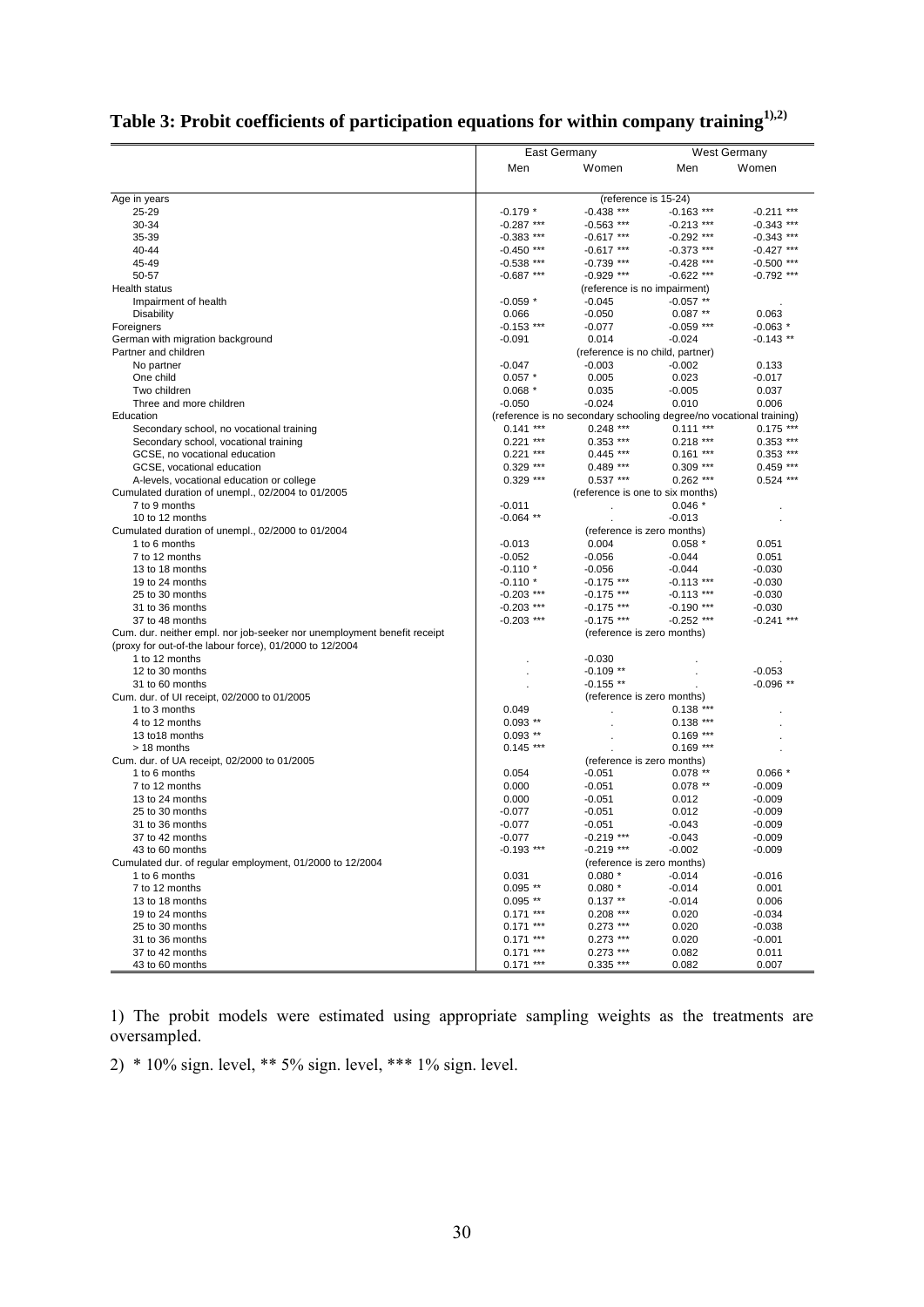# Table 3: Probit coefficients of participation equations for within company training[1),2)]

| | East Germany | | West Germany | |
|---|---|---|---|---|
| | Men | Women | Men | Women |
| Age in years | (reference is 15-24) | | | |
| 25-29 | -0.179 * | -0.438 *** | -0.163 *** | -0.211 *** |
| 30-34 | -0.287 *** | -0.563 *** | -0.213 *** | -0.343 *** |
| 35-39 | -0.383 *** | -0.617 *** | -0.292 *** | -0.343 *** |
| 40-44 | -0.450 *** | -0.617 *** | -0.373 *** | -0.427 *** |
| 45-49 | -0.538 *** | -0.739 *** | -0.428 *** | -0.500 *** |
| 50-57 | -0.687 *** | -0.929 *** | -0.622 *** | -0.792 *** |
| Health status | (reference is no impairment) | | | |
| Impairment of health | -0.059 * | -0.045 | -0.057 ** | . |
| Disability | 0.066 | -0.050 | 0.087 ** | 0.063 |
| Foreigners | -0.153 *** | -0.077 | -0.059 *** | -0.063 * |
| German with migration background | -0.091 | 0.014 | -0.024 | -0.143 ** |
| Partner and children | (reference is no child, partner) | | | |
| No partner | -0.047 | -0.003 | -0.002 | 0.133 |
| One child | 0.057 * | 0.005 | 0.023 | -0.017 |
| Two children | 0.068 * | 0.035 | -0.005 | 0.037 |
| Three and more children | -0.050 | -0.024 | 0.010 | 0.006 |
| Education | (reference is no secondary schooling degree/no vocational training) | | | |
| Secondary school, no vocational training | 0.141 *** | 0.248 *** | 0.111 *** | 0.175 *** |
| Secondary school, vocational training | 0.221 *** | 0.353 *** | 0.218 *** | 0.353 *** |
| GCSE, no vocational education | 0.221 *** | 0.445 *** | 0.161 *** | 0.353 *** |
| GCSE, vocational education | 0.329 *** | 0.489 *** | 0.309 *** | 0.459 *** |
| A-levels, vocational education or college | 0.329 *** | 0.537 *** | 0.262 *** | 0.524 *** |
| Cumulated duration of unempl., 02/2004 to 01/2005 | (reference is one to six months) | | | |
| 7 to 9 months | -0.011 | . | 0.046 * | . |
| 10 to 12 months | -0.064 ** | . | -0.013 | . |
| Cumulated duration of unempl., 02/2000 to 01/2004 | (reference is zero months) | | | |
| 1 to 6 months | -0.013 | 0.004 | 0.058 * | 0.051 |
| 7 to 12 months | -0.052 | -0.056 | -0.044 | 0.051 |
| 13 to 18 months | -0.110 * | -0.056 | -0.044 | -0.030 |
| 19 to 24 months | -0.110 * | -0.175 *** | -0.113 *** | -0.030 |
| 25 to 30 months | -0.203 *** | -0.175 *** | -0.113 *** | -0.030 |
| 31 to 36 months | -0.203 *** | -0.175 *** | -0.190 *** | -0.030 |
| 37 to 48 months | -0.203 *** | -0.175 *** | -0.252 *** | -0.241 *** |
| Cum. dur. neither empl. nor job-seeker nor unemployment benefit receipt (proxy for out-of-the labour force), 01/2000 to 12/2004 | (reference is zero months) | | | |
| 1 to 12 months | . | -0.030 | . | . |
| 12 to 30 months | . | -0.109 ** | . | -0.053 |
| 31 to 60 months | . | -0.155 ** | . | -0.096 ** |
| Cum. dur. of UI receipt, 02/2000 to 01/2005 | (reference is zero months) | | | |
| 1 to 3 months | 0.049 | . | 0.138 *** | . |
| 4 to 12 months | 0.093 ** | . | 0.138 *** | . |
| 13 to18 months | 0.093 ** | . | 0.169 *** | . |
| > 18 months | 0.145 *** | . | 0.169 *** | . |
| Cum. dur. of UA receipt, 02/2000 to 01/2005 | (reference is zero months) | | | |
| 1 to 6 months | 0.054 | -0.051 | 0.078 ** | 0.066 * |
| 7 to 12 months | 0.000 | -0.051 | 0.078 ** | -0.009 |
| 13 to 24 months | 0.000 | -0.051 | 0.012 | -0.009 |
| 25 to 30 months | -0.077 | -0.051 | 0.012 | -0.009 |
| 31 to 36 months | -0.077 | -0.051 | -0.043 | -0.009 |
| 37 to 42 months | -0.077 | -0.219 *** | -0.043 | -0.009 |
| 43 to 60 months | -0.193 *** | -0.219 *** | -0.002 | -0.009 |
| Cumulated dur. of regular employment, 01/2000 to 12/2004 | (reference is zero months) | | | |
| 1 to 6 months | 0.031 | 0.080 * | -0.014 | -0.016 |
| 7 to 12 months | 0.095 ** | 0.080 * | -0.014 | 0.001 |
| 13 to 18 months | 0.095 ** | 0.137 ** | -0.014 | 0.006 |
| 19 to 24 months | 0.171 *** | 0.208 *** | 0.020 | -0.034 |
| 25 to 30 months | 0.171 *** | 0.273 *** | 0.020 | -0.038 |
| 31 to 36 months | 0.171 *** | 0.273 *** | 0.020 | -0.001 |
| 37 to 42 months | 0.171 *** | 0.273 *** | 0.082 | 0.011 |
| 43 to 60 months | 0.171 *** | 0.335 *** | 0.082 | 0.007 |

1) The probit models were estimated using appropriate sampling weights as the treatments are oversampled.

2) * 10% sign. level, ** 5% sign. level, *** 1% sign. level.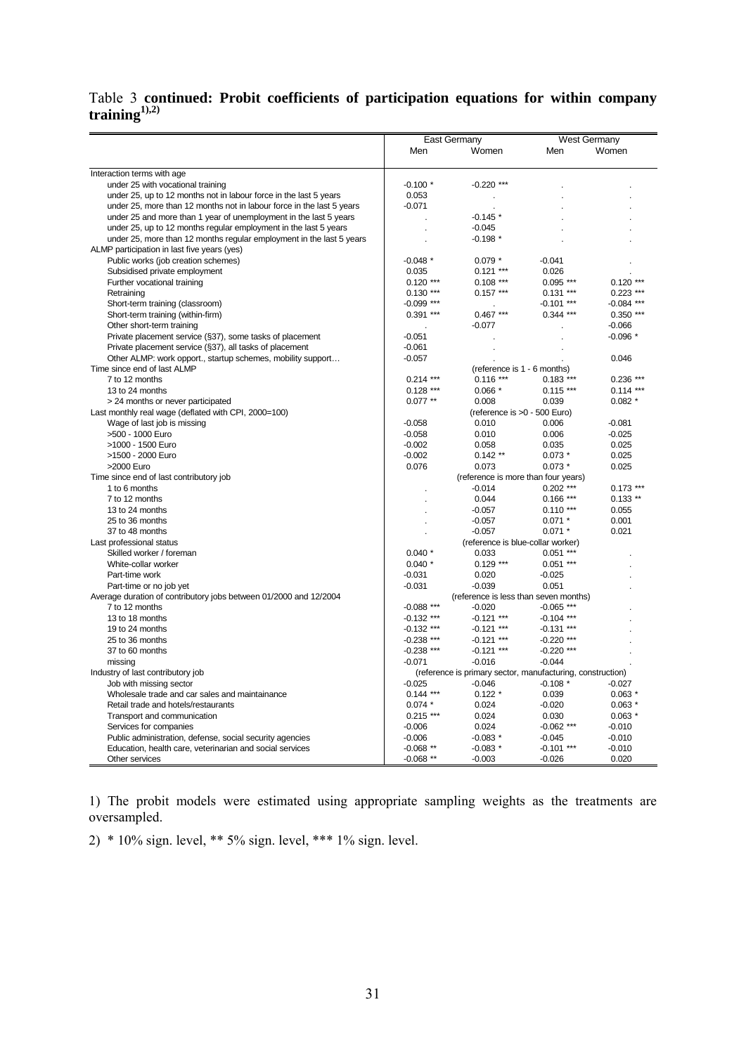Table 3 **continued: Probit coefficients of participation equations for within company training[1),2)]**

| | East Germany | | West Germany | |
|---|---|---|---|---|
| | Men | Women | Men | Women |
| Interaction terms with age | | | | |
| under 25 with vocational training | -0.100 * | -0.220 *** | . | . |
| under 25, up to 12 months not in labour force in the last 5 years | 0.053 | . | . | . |
| under 25, more than 12 months not in labour force in the last 5 years | -0.071 | . | . | . |
| under 25 and more than 1 year of unemployment in the last 5 years | . | -0.145 * | . | . |
| under 25, up to 12 months regular employment in the last 5 years | . | -0.045 | . | . |
| under 25, more than 12 months regular employment in the last 5 years | . | -0.198 * | . | . |
| ALMP participation in last five years (yes) | | | | |
| Public works (job creation schemes) | -0.048 * | 0.079 * | -0.041 | . |
| Subsidised private employment | 0.035 | 0.121 *** | 0.026 | . |
| Further vocational training | 0.120 *** | 0.108 *** | 0.095 *** | 0.120 *** |
| Retraining | 0.130 *** | 0.157 *** | 0.131 *** | 0.223 *** |
| Short-term training (classroom) | -0.099 *** | . | -0.101 *** | -0.084 *** |
| Short-term training (within-firm) | 0.391 *** | 0.467 *** | 0.344 *** | 0.350 *** |
| Other short-term training | . | -0.077 | . | -0.066 |
| Private placement service (§37), some tasks of placement | -0.051 | . | . | -0.096 * |
| Private placement service (§37), all tasks of placement | -0.061 | . | . | |
| Other ALMP: work opport., startup schemes, mobility support… | -0.057 | . | . | 0.046 |
| Time since end of last ALMP | (reference is 1 - 6 months) | | | |
| 7 to 12 months | 0.214 *** | 0.116 *** | 0.183 *** | 0.236 *** |
| 13 to 24 months | 0.128 *** | 0.066 * | 0.115 *** | 0.114 *** |
| > 24 months or never participated | 0.077 ** | 0.008 | 0.039 | 0.082 * |
| Last monthly real wage (deflated with CPI, 2000=100) | (reference is >0 - 500 Euro) | | | |
| Wage of last job is missing | -0.058 | 0.010 | 0.006 | -0.081 |
| >500 - 1000 Euro | -0.058 | 0.010 | 0.006 | -0.025 |
| >1000 - 1500 Euro | -0.002 | 0.058 | 0.035 | 0.025 |
| >1500 - 2000 Euro | -0.002 | 0.142 ** | 0.073 * | 0.025 |
| >2000 Euro | 0.076 | 0.073 | 0.073 * | 0.025 |
| Time since end of last contributory job | (reference is more than four years) | | | |
| 1 to 6 months | . | -0.014 | 0.202 *** | 0.173 *** |
| 7 to 12 months | . | 0.044 | 0.166 *** | 0.133 ** |
| 13 to 24 months | . | -0.057 | 0.110 *** | 0.055 |
| 25 to 36 months | . | -0.057 | 0.071 * | 0.001 |
| 37 to 48 months | . | -0.057 | 0.071 * | 0.021 |
| Last professional status | (reference is blue-collar worker) | | | |
| Skilled worker / foreman | 0.040 * | 0.033 | 0.051 *** | . |
| White-collar worker | 0.040 * | 0.129 *** | 0.051 *** | . |
| Part-time work | -0.031 | 0.020 | -0.025 | . |
| Part-time or no job yet | -0.031 | -0.039 | 0.051 | . |
| Average duration of contributory jobs between 01/2000 and 12/2004 | (reference is less than seven months) | | | |
| 7 to 12 months | -0.088 *** | -0.020 | -0.065 *** | . |
| 13 to 18 months | -0.132 *** | -0.121 *** | -0.104 *** | . |
| 19 to 24 months | -0.132 *** | -0.121 *** | -0.131 *** | . |
| 25 to 36 months | -0.238 *** | -0.121 *** | -0.220 *** | . |
| 37 to 60 months | -0.238 *** | -0.121 *** | -0.220 *** | . |
| missing | -0.071 | -0.016 | -0.044 | . |
| Industry of last contributory job | (reference is primary sector, manufacturing, construction) | | | |
| Job with missing sector | -0.025 | -0.046 | -0.108 * | -0.027 |
| Wholesale trade and car sales and maintainance | 0.144 *** | 0.122 * | 0.039 | 0.063 * |
| Retail trade and hotels/restaurants | 0.074 * | 0.024 | -0.020 | 0.063 * |
| Transport and communication | 0.215 *** | 0.024 | 0.030 | 0.063 * |
| Services for companies | -0.006 | 0.024 | -0.062 *** | -0.010 |
| Public administration, defense, social security agencies | -0.006 | -0.083 * | -0.045 | -0.010 |
| Education, health care, veterinarian and social services | -0.068 ** | -0.083 * | -0.101 *** | -0.010 |
| Other services | -0.068 ** | -0.003 | -0.026 | 0.020 |

1) The probit models were estimated using appropriate sampling weights as the treatments are oversampled.

2) * 10% sign. level, ** 5% sign. level, *** 1% sign. level.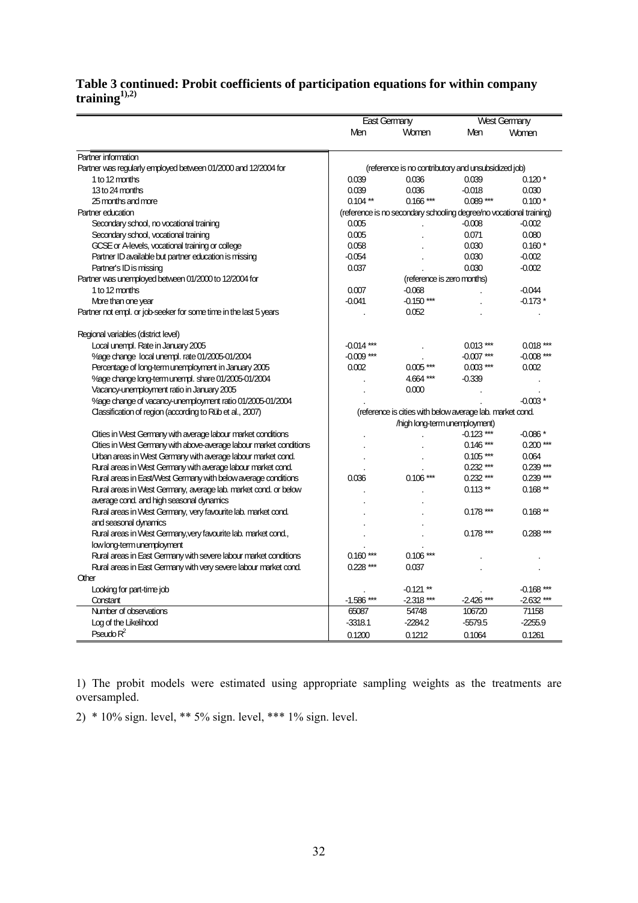**Table 3 continued: Probit coefficients of participation equations for within company training[1),2)]**

| | East Germany | | West Germany | |
|---|---|---|---|---|
| | Men | Women | Men | Women |
| Partner information | | | | |
| Partner was regularly employed between 01/2000 and 12/2004 for | (reference is no contributory and unsubsidized job) | | | |
| 1 to 12 months | 0.039 | 0.036 | 0.039 | 0.120 * |
| 13 to 24 months | 0.039 | 0.036 | -0.018 | 0.030 |
| 25 months and more | 0.104 ** | 0.166 *** | 0.089 *** | 0.100 * |
| Partner education | (reference is no secondary schooling degree/no vocational training) | | | |
| Secondary school, no vocational training | 0.005 | . | -0.008 | -0.002 |
| Secondary school, vocational training | 0.005 | . | 0.071 | 0.080 |
| GCSE or A-levels, vocational training or college | 0.058 | . | 0.030 | 0.160 * |
| Partner ID available but partner education is missing | -0.054 | . | 0.030 | -0.002 |
| Partner's ID is missing | 0.037 | . | 0.030 | -0.002 |
| Partner was unemployed between 01/2000 to 12/2004 for | (reference is zero months) | | | |
| 1 to 12 months | 0.007 | -0.068 | . | -0.044 |
| More than one year | -0.041 | -0.150 *** | . | -0.173 * |
| Partner not empl. or job-seeker for some time in the last 5 years | . | 0.052 | . | . |
| Regional variables (district level) | | | | |
| Local unempl. Rate in January 2005 | -0.014 *** | . | 0.013 *** | 0.018 *** |
| %age change local unempl. rate 01/2005-01/2004 | -0.009 *** | . | -0.007 *** | -0.008 *** |
| Percentage of long-term unemployment in January 2005 | 0.002 | 0.005 *** | 0.003 *** | 0.002 |
| %age change long-term unempl. share 01/2005-01/2004 | . | 4.664 *** | -0.339 | . |
| Vacancy-unemployment ratio in January 2005 | . | 0.000 | . | . |
| %age change of vacancy-unemployment ratio 01/2005-01/2004 | . | | . | -0.003 * |
| Classification of region (according to Rüb et al., 2007) | (reference is cities with below average lab. market cond. /high long-term unemployment) | | | |
| Cities in West Germany with average labour market conditions | . | . | -0.123 *** | -0.086 * |
| Cities in West Germany with above-average labour market conditions | . | . | 0.146 *** | 0.200 *** |
| Urban areas in West Germany with average labour market cond. | . | . | 0.105 *** | 0.064 |
| Rural areas in West Germany with average labour market cond. | . | . | 0.232 *** | 0.239 *** |
| Rural areas in East/West Germany with below average conditions | 0.036 | 0.106 *** | 0.232 *** | 0.239 *** |
| Rural areas in West Germany, average lab. market cond. or below average cond. and high seasonal dynamics | . | . | 0.113 ** | 0.168 ** |
| Rural areas in West Germany, very favourite lab. market cond. and seasonal dynamics | . | . | 0.178 *** | 0.168 ** |
| Rural areas in West Germany,very favourite lab. market cond., low long-term unemployment | . | . | 0.178 *** | 0.288 *** |
| Rural areas in East Germany with severe labour market conditions | 0.160 *** | 0.106 *** | . | . |
| Rural areas in East Germany with very severe labour market cond. | 0.228 *** | 0.037 | . | . |
| Other | | | | |
| Looking for part-time job | . | -0.121 ** | . | -0.168 *** |
| Constant | -1.586 *** | -2.318 *** | -2.426 *** | -2.632 *** |
| Number of observations | 65087 | 54748 | 106720 | 71158 |
| Log of the Likelihood | -3318.1 | -2284.2 | -5579.5 | -2255.9 |
| Pseudo $R^2$ | 0.1200 | 0.1212 | 0.1064 | 0.1261 |

1) The probit models were estimated using appropriate sampling weights as the treatments are oversampled.

2) * 10% sign. level, ** 5% sign. level, *** 1% sign. level.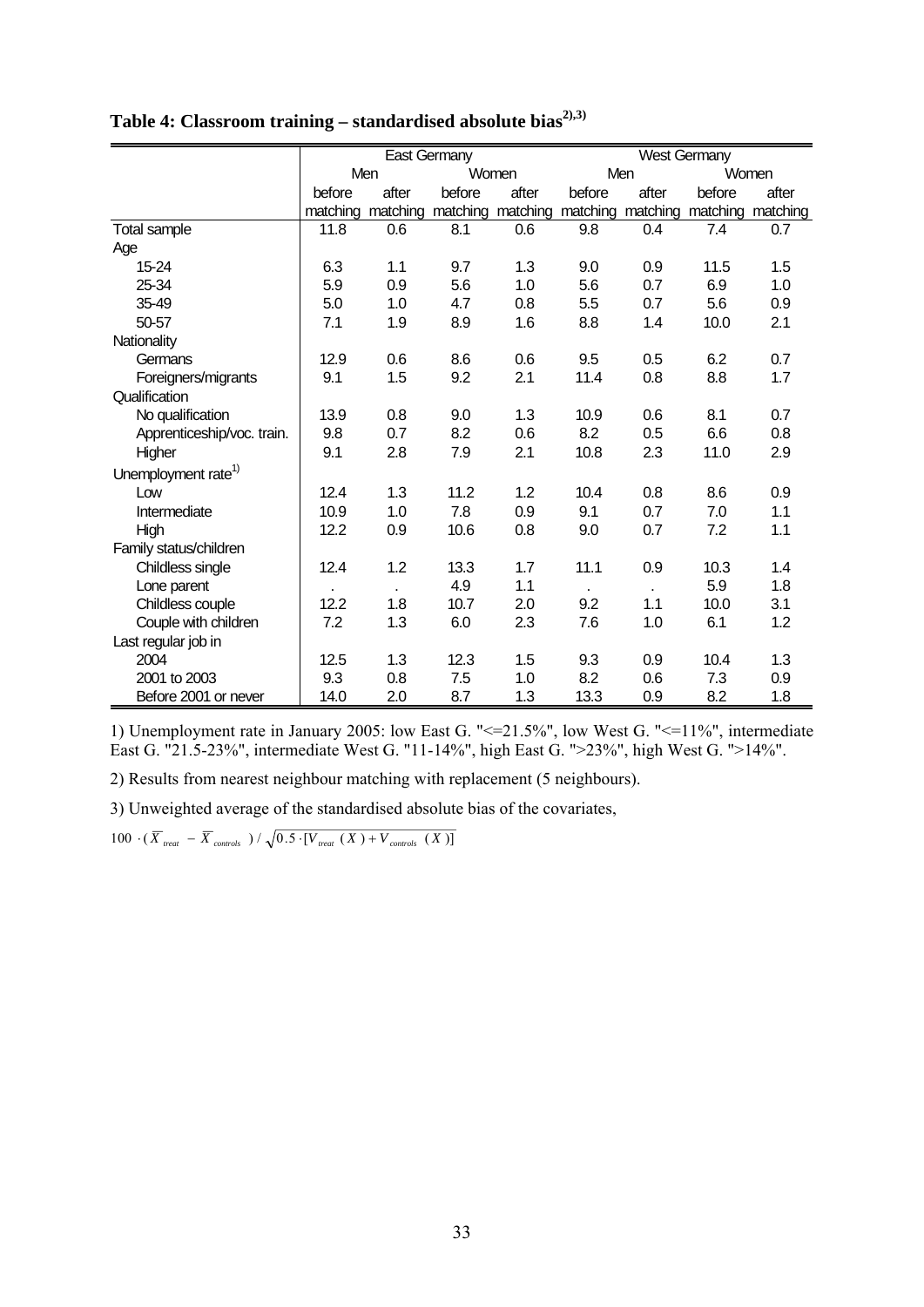**Table 4: Classroom training – standardised absolute bias[2),3)]**

| | East Germany | | | | West Germany | | | |
|---|---|---|---|---|---|---|---|---|
| | Men | | Women | | Men | | Women | |
| | before matching | after matching | before matching | after matching | before matching | after matching | before matching | after matching |
| Total sample | 11.8 | 0.6 | 8.1 | 0.6 | 9.8 | 0.4 | 7.4 | 0.7 |
| Age | | | | | | | | |
| 15-24 | 6.3 | 1.1 | 9.7 | 1.3 | 9.0 | 0.9 | 11.5 | 1.5 |
| 25-34 | 5.9 | 0.9 | 5.6 | 1.0 | 5.6 | 0.7 | 6.9 | 1.0 |
| 35-49 | 5.0 | 1.0 | 4.7 | 0.8 | 5.5 | 0.7 | 5.6 | 0.9 |
| 50-57 | 7.1 | 1.9 | 8.9 | 1.6 | 8.8 | 1.4 | 10.0 | 2.1 |
| Nationality | | | | | | | | |
| Germans | 12.9 | 0.6 | 8.6 | 0.6 | 9.5 | 0.5 | 6.2 | 0.7 |
| Foreigners/migrants | 9.1 | 1.5 | 9.2 | 2.1 | 11.4 | 0.8 | 8.8 | 1.7 |
| Qualification | | | | | | | | |
| No qualification | 13.9 | 0.8 | 9.0 | 1.3 | 10.9 | 0.6 | 8.1 | 0.7 |
| Apprenticeship/voc. train. | 9.8 | 0.7 | 8.2 | 0.6 | 8.2 | 0.5 | 6.6 | 0.8 |
| Higher | 9.1 | 2.8 | 7.9 | 2.1 | 10.8 | 2.3 | 11.0 | 2.9 |
| Unemployment rate[1)] | | | | | | | | |
| Low | 12.4 | 1.3 | 11.2 | 1.2 | 10.4 | 0.8 | 8.6 | 0.9 |
| Intermediate | 10.9 | 1.0 | 7.8 | 0.9 | 9.1 | 0.7 | 7.0 | 1.1 |
| High | 12.2 | 0.9 | 10.6 | 0.8 | 9.0 | 0.7 | 7.2 | 1.1 |
| Family status/children | | | | | | | | |
| Childless single | 12.4 | 1.2 | 13.3 | 1.7 | 11.1 | 0.9 | 10.3 | 1.4 |
| Lone parent | . | . | 4.9 | 1.1 | . | . | 5.9 | 1.8 |
| Childless couple | 12.2 | 1.8 | 10.7 | 2.0 | 9.2 | 1.1 | 10.0 | 3.1 |
| Couple with children | 7.2 | 1.3 | 6.0 | 2.3 | 7.6 | 1.0 | 6.1 | 1.2 |
| Last regular job in | | | | | | | | |
| 2004 | 12.5 | 1.3 | 12.3 | 1.5 | 9.3 | 0.9 | 10.4 | 1.3 |
| 2001 to 2003 | 9.3 | 0.8 | 7.5 | 1.0 | 8.2 | 0.6 | 7.3 | 0.9 |
| Before 2001 or never | 14.0 | 2.0 | 8.7 | 1.3 | 13.3 | 0.9 | 8.2 | 1.8 |

1) Unemployment rate in January 2005: low East G. "<=21.5%", low West G. "<=11%", intermediate East G. "21.5-23%", intermediate West G. "11-14%", high East G. ">23%", high West G. ">14%".

2) Results from nearest neighbour matching with replacement (5 neighbours).

3) Unweighted average of the standardised absolute bias of the covariates,

$$100 \cdot (\overline{X}_{treat} - \overline{X}_{controls}) / \sqrt{0.5 \cdot [V_{treat}(X) + V_{controls}(X)]}$$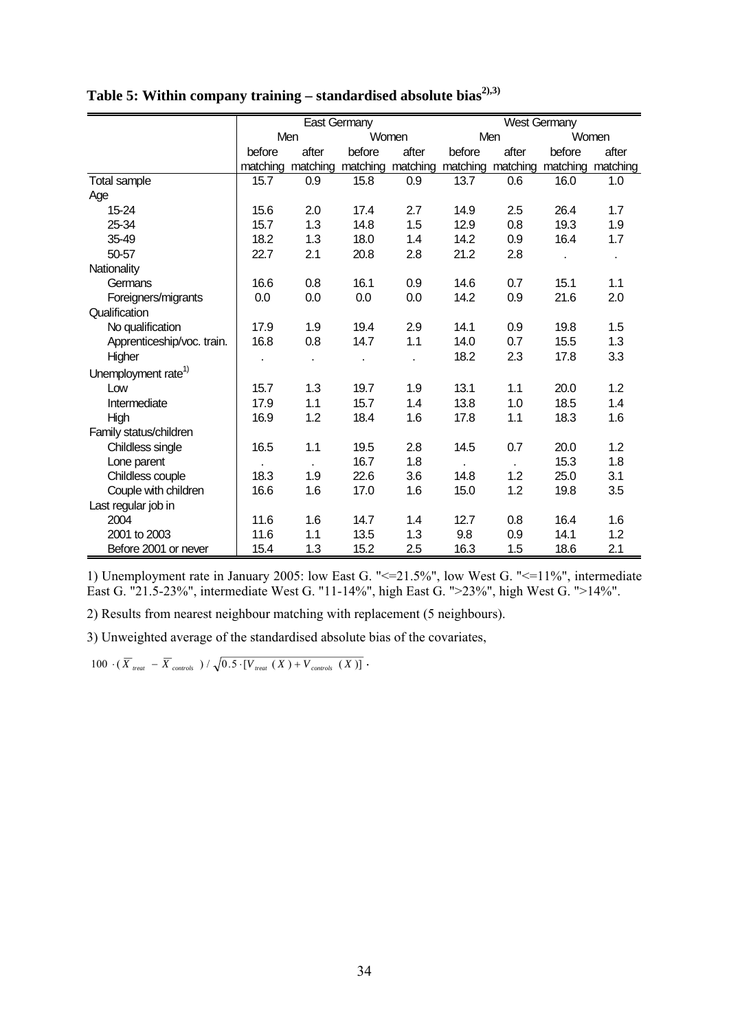**Table 5: Within company training – standardised absolute bias[2),3)]**

| | East Germany | | | | West Germany | | | |
|---|---|---|---|---|---|---|---|---|
| | Men | | Women | | Men | | Women | |
| | before matching | after matching | before matching | after matching | before matching | after matching | before matching | after matching |
| Total sample | 15.7 | 0.9 | 15.8 | 0.9 | 13.7 | 0.6 | 16.0 | 1.0 |
| Age | | | | | | | | |
| 15-24 | 15.6 | 2.0 | 17.4 | 2.7 | 14.9 | 2.5 | 26.4 | 1.7 |
| 25-34 | 15.7 | 1.3 | 14.8 | 1.5 | 12.9 | 0.8 | 19.3 | 1.9 |
| 35-49 | 18.2 | 1.3 | 18.0 | 1.4 | 14.2 | 0.9 | 16.4 | 1.7 |
| 50-57 | 22.7 | 2.1 | 20.8 | 2.8 | 21.2 | 2.8 | . | . |
| Nationality | | | | | | | | |
| Germans | 16.6 | 0.8 | 16.1 | 0.9 | 14.6 | 0.7 | 15.1 | 1.1 |
| Foreigners/migrants | 0.0 | 0.0 | 0.0 | 0.0 | 14.2 | 0.9 | 21.6 | 2.0 |
| Qualification | | | | | | | | |
| No qualification | 17.9 | 1.9 | 19.4 | 2.9 | 14.1 | 0.9 | 19.8 | 1.5 |
| Apprenticeship/voc. train. | 16.8 | 0.8 | 14.7 | 1.1 | 14.0 | 0.7 | 15.5 | 1.3 |
| Higher | . | . | . | . | 18.2 | 2.3 | 17.8 | 3.3 |
| Unemployment rate[1)] | | | | | | | | |
| Low | 15.7 | 1.3 | 19.7 | 1.9 | 13.1 | 1.1 | 20.0 | 1.2 |
| Intermediate | 17.9 | 1.1 | 15.7 | 1.4 | 13.8 | 1.0 | 18.5 | 1.4 |
| High | 16.9 | 1.2 | 18.4 | 1.6 | 17.8 | 1.1 | 18.3 | 1.6 |
| Family status/children | | | | | | | | |
| Childless single | 16.5 | 1.1 | 19.5 | 2.8 | 14.5 | 0.7 | 20.0 | 1.2 |
| Lone parent | . | . | 16.7 | 1.8 | . | . | 15.3 | 1.8 |
| Childless couple | 18.3 | 1.9 | 22.6 | 3.6 | 14.8 | 1.2 | 25.0 | 3.1 |
| Couple with children | 16.6 | 1.6 | 17.0 | 1.6 | 15.0 | 1.2 | 19.8 | 3.5 |
| Last regular job in | | | | | | | | |
| 2004 | 11.6 | 1.6 | 14.7 | 1.4 | 12.7 | 0.8 | 16.4 | 1.6 |
| 2001 to 2003 | 11.6 | 1.1 | 13.5 | 1.3 | 9.8 | 0.9 | 14.1 | 1.2 |
| Before 2001 or never | 15.4 | 1.3 | 15.2 | 2.5 | 16.3 | 1.5 | 18.6 | 2.1 |

1) Unemployment rate in January 2005: low East G. "<=21.5%", low West G. "<=11%", intermediate East G. "21.5-23%", intermediate West G. "11-14%", high East G. ">23%", high West G. ">14%".

2) Results from nearest neighbour matching with replacement (5 neighbours).

3) Unweighted average of the standardised absolute bias of the covariates,

$100 \cdot (\overline{X}_{treat} - \overline{X}_{controls}) / \sqrt{0.5 \cdot [V_{treat}(X) + V_{controls}(X)]}$.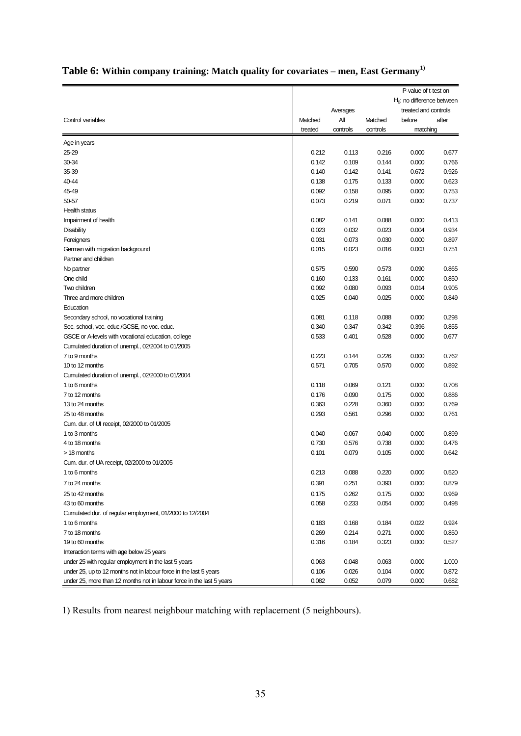## Table 6: Within company training: Match quality for covariates – men, East Germany[1)]

| Control variables | Averages | | | P-value of t-test on $H_0$: no difference between treated and controls | |
|---|---|---|---|---|---|
| | Matched treated | All controls | Matched controls | before matching | after matching |
| Age in years | | | | | |
| 25-29 | 0.212 | 0.113 | 0.216 | 0.000 | 0.677 |
| 30-34 | 0.142 | 0.109 | 0.144 | 0.000 | 0.766 |
| 35-39 | 0.140 | 0.142 | 0.141 | 0.672 | 0.926 |
| 40-44 | 0.138 | 0.175 | 0.133 | 0.000 | 0.623 |
| 45-49 | 0.092 | 0.158 | 0.095 | 0.000 | 0.753 |
| 50-57 | 0.073 | 0.219 | 0.071 | 0.000 | 0.737 |
| Health status | | | | | |
| Impairment of health | 0.082 | 0.141 | 0.088 | 0.000 | 0.413 |
| Disability | 0.023 | 0.032 | 0.023 | 0.004 | 0.934 |
| Foreigners | 0.031 | 0.073 | 0.030 | 0.000 | 0.897 |
| German with migration background | 0.015 | 0.023 | 0.016 | 0.003 | 0.751 |
| Partner and children | | | | | |
| No partner | 0.575 | 0.590 | 0.573 | 0.090 | 0.865 |
| One child | 0.160 | 0.133 | 0.161 | 0.000 | 0.850 |
| Two children | 0.092 | 0.080 | 0.093 | 0.014 | 0.905 |
| Three and more children | 0.025 | 0.040 | 0.025 | 0.000 | 0.849 |
| Education | | | | | |
| Secondary school, no vocational training | 0.081 | 0.118 | 0.088 | 0.000 | 0.298 |
| Sec. school, voc. educ./GCSE, no voc. educ. | 0.340 | 0.347 | 0.342 | 0.396 | 0.855 |
| GSCE or A-levels with vocational education, college | 0.533 | 0.401 | 0.528 | 0.000 | 0.677 |
| Cumulated duration of unempl., 02/2004 to 01/2005 | | | | | |
| 7 to 9 months | 0.223 | 0.144 | 0.226 | 0.000 | 0.762 |
| 10 to 12 months | 0.571 | 0.705 | 0.570 | 0.000 | 0.892 |
| Cumulated duration of unempl., 02/2000 to 01/2004 | | | | | |
| 1 to 6 months | 0.118 | 0.069 | 0.121 | 0.000 | 0.708 |
| 7 to 12 months | 0.176 | 0.090 | 0.175 | 0.000 | 0.886 |
| 13 to 24 months | 0.363 | 0.228 | 0.360 | 0.000 | 0.769 |
| 25 to 48 months | 0.293 | 0.561 | 0.296 | 0.000 | 0.761 |
| Cum. dur. of UI receipt, 02/2000 to 01/2005 | | | | | |
| 1 to 3 months | 0.040 | 0.067 | 0.040 | 0.000 | 0.899 |
| 4 to 18 months | 0.730 | 0.576 | 0.738 | 0.000 | 0.476 |
| > 18 months | 0.101 | 0.079 | 0.105 | 0.000 | 0.642 |
| Cum. dur. of UA receipt, 02/2000 to 01/2005 | | | | | |
| 1 to 6 months | 0.213 | 0.088 | 0.220 | 0.000 | 0.520 |
| 7 to 24 months | 0.391 | 0.251 | 0.393 | 0.000 | 0.879 |
| 25 to 42 months | 0.175 | 0.262 | 0.175 | 0.000 | 0.969 |
| 43 to 60 months | 0.058 | 0.233 | 0.054 | 0.000 | 0.498 |
| Cumulated dur. of regular employment, 01/2000 to 12/2004 | | | | | |
| 1 to 6 months | 0.183 | 0.168 | 0.184 | 0.022 | 0.924 |
| 7 to 18 months | 0.269 | 0.214 | 0.271 | 0.000 | 0.850 |
| 19 to 60 months | 0.316 | 0.184 | 0.323 | 0.000 | 0.527 |
| Interaction terms with age below 25 years | | | | | |
| under 25 with regular employment in the last 5 years | 0.063 | 0.048 | 0.063 | 0.000 | 1.000 |
| under 25, up to 12 months not in labour force in the last 5 years | 0.106 | 0.026 | 0.104 | 0.000 | 0.872 |
| under 25, more than 12 months not in labour force in the last 5 years | 0.082 | 0.052 | 0.079 | 0.000 | 0.682 |

1) Results from nearest neighbour matching with replacement (5 neighbours).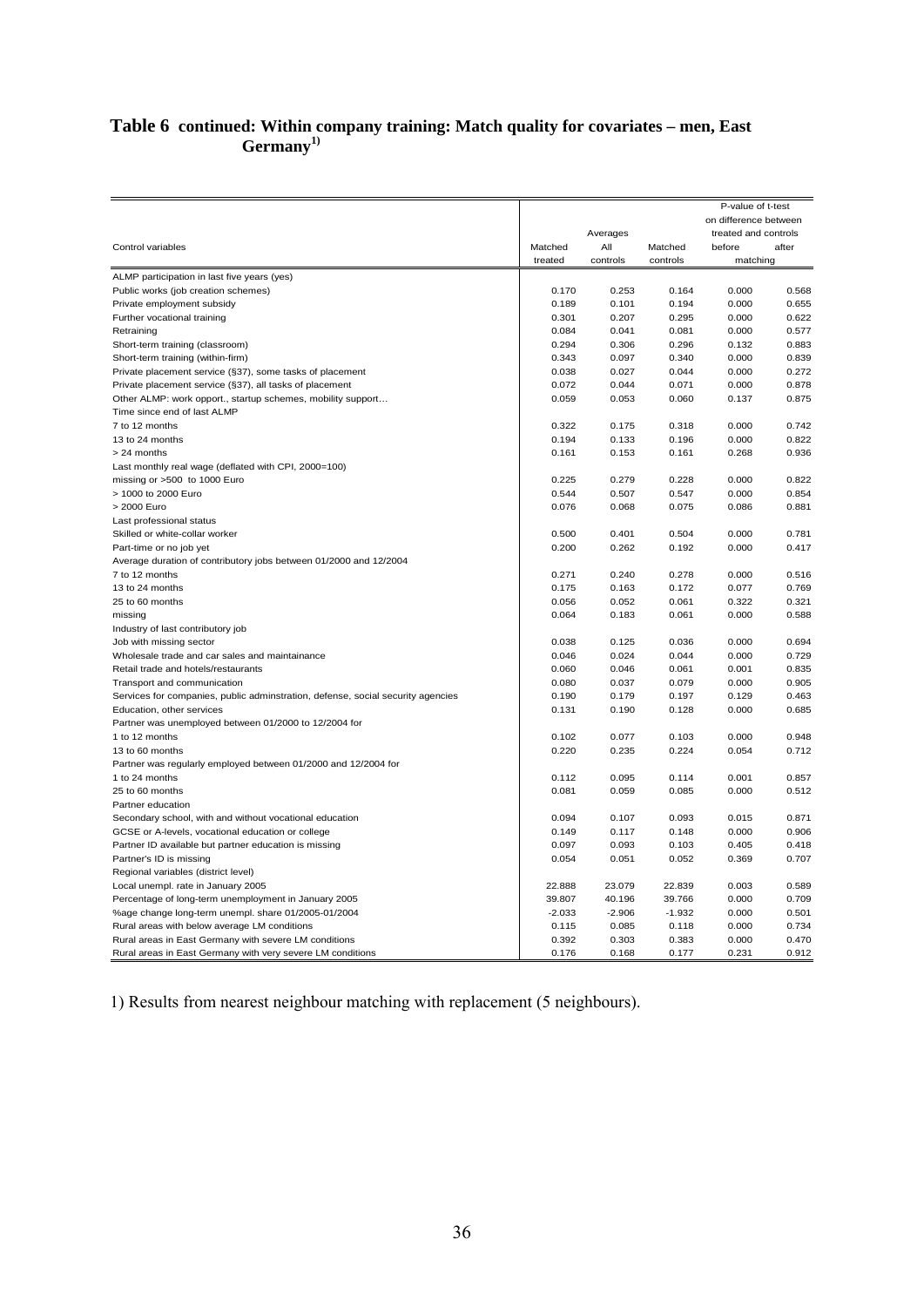# Table 6 continued: Within company training: Match quality for covariates – men, East Germany[1)]

| Control variables | Averages | | | P-value of t-test on difference between treated and controls | |
|---|---|---|---|---|---|
| | Matched treated | All controls | Matched controls | before matching | after matching |
| ALMP participation in last five years (yes) | | | | | |
| Public works (job creation schemes) | 0.170 | 0.253 | 0.164 | 0.000 | 0.568 |
| Private employment subsidy | 0.189 | 0.101 | 0.194 | 0.000 | 0.655 |
| Further vocational training | 0.301 | 0.207 | 0.295 | 0.000 | 0.622 |
| Retraining | 0.084 | 0.041 | 0.081 | 0.000 | 0.577 |
| Short-term training (classroom) | 0.294 | 0.306 | 0.296 | 0.132 | 0.883 |
| Short-term training (within-firm) | 0.343 | 0.097 | 0.340 | 0.000 | 0.839 |
| Private placement service (§37), some tasks of placement | 0.038 | 0.027 | 0.044 | 0.000 | 0.272 |
| Private placement service (§37), all tasks of placement | 0.072 | 0.044 | 0.071 | 0.000 | 0.878 |
| Other ALMP: work opport., startup schemes, mobility support… | 0.059 | 0.053 | 0.060 | 0.137 | 0.875 |
| Time since end of last ALMP | | | | | |
| 7 to 12 months | 0.322 | 0.175 | 0.318 | 0.000 | 0.742 |
| 13 to 24 months | 0.194 | 0.133 | 0.196 | 0.000 | 0.822 |
| > 24 months | 0.161 | 0.153 | 0.161 | 0.268 | 0.936 |
| Last monthly real wage (deflated with CPI, 2000=100) | | | | | |
| missing or >500 to 1000 Euro | 0.225 | 0.279 | 0.228 | 0.000 | 0.822 |
| > 1000 to 2000 Euro | 0.544 | 0.507 | 0.547 | 0.000 | 0.854 |
| > 2000 Euro | 0.076 | 0.068 | 0.075 | 0.086 | 0.881 |
| Last professional status | | | | | |
| Skilled or white-collar worker | 0.500 | 0.401 | 0.504 | 0.000 | 0.781 |
| Part-time or no job yet | 0.200 | 0.262 | 0.192 | 0.000 | 0.417 |
| Average duration of contributory jobs between 01/2000 and 12/2004 | | | | | |
| 7 to 12 months | 0.271 | 0.240 | 0.278 | 0.000 | 0.516 |
| 13 to 24 months | 0.175 | 0.163 | 0.172 | 0.077 | 0.769 |
| 25 to 60 months | 0.056 | 0.052 | 0.061 | 0.322 | 0.321 |
| missing | 0.064 | 0.183 | 0.061 | 0.000 | 0.588 |
| Industry of last contributory job | | | | | |
| Job with missing sector | 0.038 | 0.125 | 0.036 | 0.000 | 0.694 |
| Wholesale trade and car sales and maintainance | 0.046 | 0.024 | 0.044 | 0.000 | 0.729 |
| Retail trade and hotels/restaurants | 0.060 | 0.046 | 0.061 | 0.001 | 0.835 |
| Transport and communication | 0.080 | 0.037 | 0.079 | 0.000 | 0.905 |
| Services for companies, public adminstration, defense, social security agencies | 0.190 | 0.179 | 0.197 | 0.129 | 0.463 |
| Education, other services | 0.131 | 0.190 | 0.128 | 0.000 | 0.685 |
| Partner was unemployed between 01/2000 to 12/2004 for | | | | | |
| 1 to 12 months | 0.102 | 0.077 | 0.103 | 0.000 | 0.948 |
| 13 to 60 months | 0.220 | 0.235 | 0.224 | 0.054 | 0.712 |
| Partner was regularly employed between 01/2000 and 12/2004 for | | | | | |
| 1 to 24 months | 0.112 | 0.095 | 0.114 | 0.001 | 0.857 |
| 25 to 60 months | 0.081 | 0.059 | 0.085 | 0.000 | 0.512 |
| Partner education | | | | | |
| Secondary school, with and without vocational education | 0.094 | 0.107 | 0.093 | 0.015 | 0.871 |
| GCSE or A-levels, vocational education or college | 0.149 | 0.117 | 0.148 | 0.000 | 0.906 |
| Partner ID available but partner education is missing | 0.097 | 0.093 | 0.103 | 0.405 | 0.418 |
| Partner's ID is missing | 0.054 | 0.051 | 0.052 | 0.369 | 0.707 |
| Regional variables (district level) | | | | | |
| Local unempl. rate in January 2005 | 22.888 | 23.079 | 22.839 | 0.003 | 0.589 |
| Percentage of long-term unemployment in January 2005 | 39.807 | 40.196 | 39.766 | 0.000 | 0.709 |
| %age change long-term unempl. share 01/2005-01/2004 | -2.033 | -2.906 | -1.932 | 0.000 | 0.501 |
| Rural areas with below average LM conditions | 0.115 | 0.085 | 0.118 | 0.000 | 0.734 |
| Rural areas in East Germany with severe LM conditions | 0.392 | 0.303 | 0.383 | 0.000 | 0.470 |
| Rural areas in East Germany with very severe LM conditions | 0.176 | 0.168 | 0.177 | 0.231 | 0.912 |

1) Results from nearest neighbour matching with replacement (5 neighbours).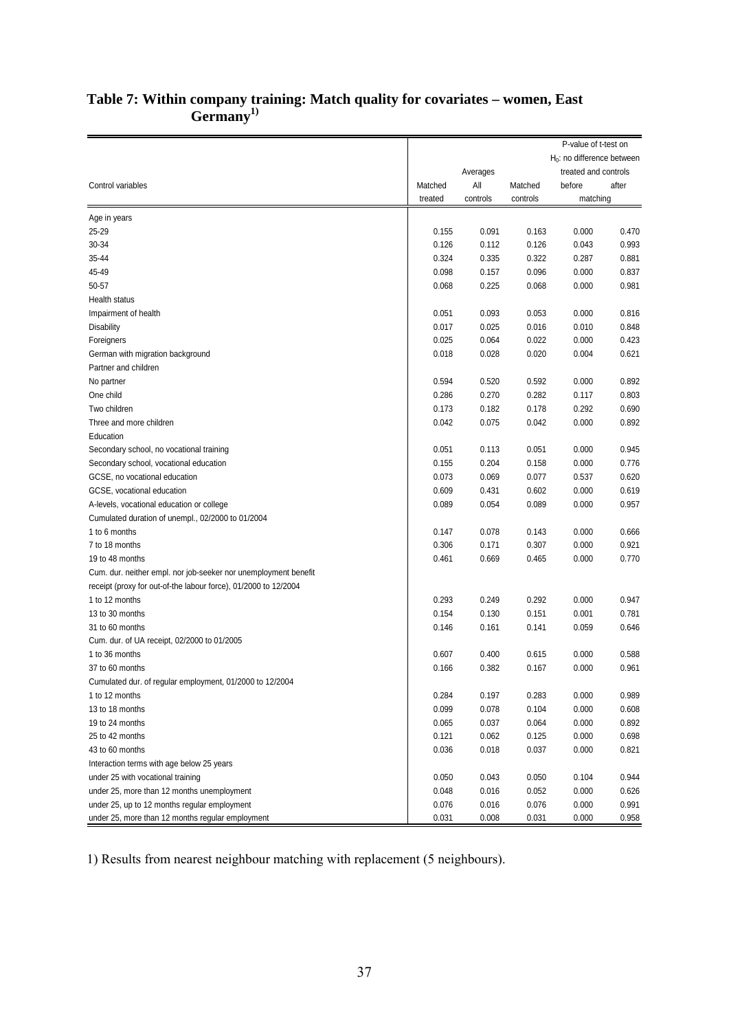## Table 7: Within company training: Match quality for covariates – women, East Germany[1)]

| Control variables | Averages | | | P-value of t-test on $H_0$: no difference between treated and controls | |
|---|---|---|---|---|---|
| | Matched treated | All controls | Matched controls | before matching | after matching |
| Age in years | | | | | |
| 25-29 | 0.155 | 0.091 | 0.163 | 0.000 | 0.470 |
| 30-34 | 0.126 | 0.112 | 0.126 | 0.043 | 0.993 |
| 35-44 | 0.324 | 0.335 | 0.322 | 0.287 | 0.881 |
| 45-49 | 0.098 | 0.157 | 0.096 | 0.000 | 0.837 |
| 50-57 | 0.068 | 0.225 | 0.068 | 0.000 | 0.981 |
| Health status | | | | | |
| Impairment of health | 0.051 | 0.093 | 0.053 | 0.000 | 0.816 |
| Disability | 0.017 | 0.025 | 0.016 | 0.010 | 0.848 |
| Foreigners | 0.025 | 0.064 | 0.022 | 0.000 | 0.423 |
| German with migration background | 0.018 | 0.028 | 0.020 | 0.004 | 0.621 |
| Partner and children | | | | | |
| No partner | 0.594 | 0.520 | 0.592 | 0.000 | 0.892 |
| One child | 0.286 | 0.270 | 0.282 | 0.117 | 0.803 |
| Two children | 0.173 | 0.182 | 0.178 | 0.292 | 0.690 |
| Three and more children | 0.042 | 0.075 | 0.042 | 0.000 | 0.892 |
| Education | | | | | |
| Secondary school, no vocational training | 0.051 | 0.113 | 0.051 | 0.000 | 0.945 |
| Secondary school, vocational education | 0.155 | 0.204 | 0.158 | 0.000 | 0.776 |
| GCSE, no vocational education | 0.073 | 0.069 | 0.077 | 0.537 | 0.620 |
| GCSE, vocational education | 0.609 | 0.431 | 0.602 | 0.000 | 0.619 |
| A-levels, vocational education or college | 0.089 | 0.054 | 0.089 | 0.000 | 0.957 |
| Cumulated duration of unempl., 02/2000 to 01/2004 | | | | | |
| 1 to 6 months | 0.147 | 0.078 | 0.143 | 0.000 | 0.666 |
| 7 to 18 months | 0.306 | 0.171 | 0.307 | 0.000 | 0.921 |
| 19 to 48 months | 0.461 | 0.669 | 0.465 | 0.000 | 0.770 |
| Cum. dur. neither empl. nor job-seeker nor unemployment benefit receipt (proxy for out-of-the labour force), 01/2000 to 12/2004 | | | | | |
| 1 to 12 months | 0.293 | 0.249 | 0.292 | 0.000 | 0.947 |
| 13 to 30 months | 0.154 | 0.130 | 0.151 | 0.001 | 0.781 |
| 31 to 60 months | 0.146 | 0.161 | 0.141 | 0.059 | 0.646 |
| Cum. dur. of UA receipt, 02/2000 to 01/2005 | | | | | |
| 1 to 36 months | 0.607 | 0.400 | 0.615 | 0.000 | 0.588 |
| 37 to 60 months | 0.166 | 0.382 | 0.167 | 0.000 | 0.961 |
| Cumulated dur. of regular employment, 01/2000 to 12/2004 | | | | | |
| 1 to 12 months | 0.284 | 0.197 | 0.283 | 0.000 | 0.989 |
| 13 to 18 months | 0.099 | 0.078 | 0.104 | 0.000 | 0.608 |
| 19 to 24 months | 0.065 | 0.037 | 0.064 | 0.000 | 0.892 |
| 25 to 42 months | 0.121 | 0.062 | 0.125 | 0.000 | 0.698 |
| 43 to 60 months | 0.036 | 0.018 | 0.037 | 0.000 | 0.821 |
| Interaction terms with age below 25 years | | | | | |
| under 25 with vocational training | 0.050 | 0.043 | 0.050 | 0.104 | 0.944 |
| under 25, more than 12 months unemployment | 0.048 | 0.016 | 0.052 | 0.000 | 0.626 |
| under 25, up to 12 months regular employment | 0.076 | 0.016 | 0.076 | 0.000 | 0.991 |
| under 25, more than 12 months regular employment | 0.031 | 0.008 | 0.031 | 0.000 | 0.958 |

1) Results from nearest neighbour matching with replacement (5 neighbours).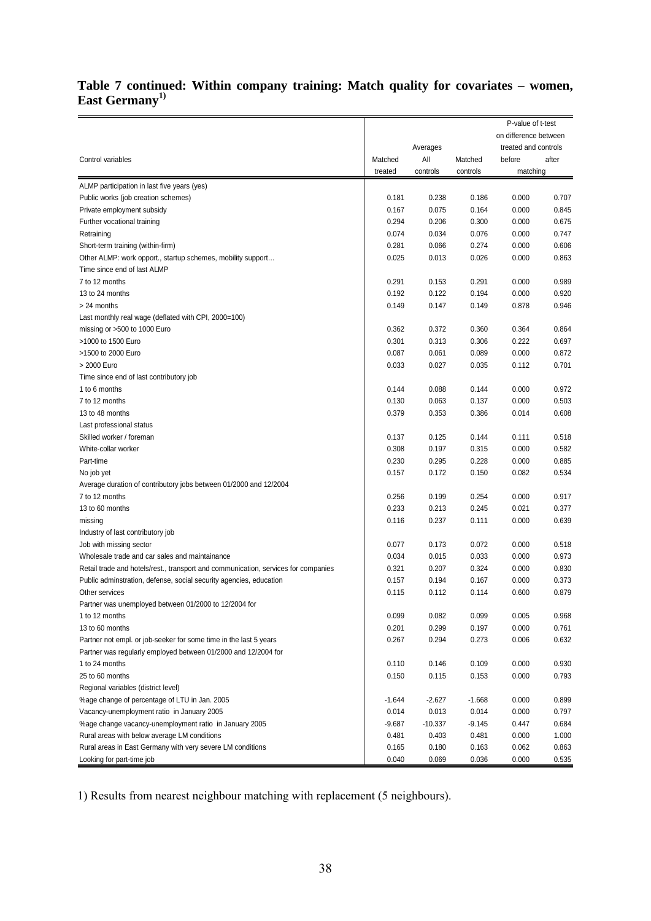**Table 7 continued: Within company training: Match quality for covariates – women, East Germany[1)]**

| Control variables | Averages | | | P-value of t-test on difference between treated and controls | |
|---|---|---|---|---|---|
| | Matched treated | All controls | Matched controls | before matching | after matching |
| ALMP participation in last five years (yes) | | | | | |
| Public works (job creation schemes) | 0.181 | 0.238 | 0.186 | 0.000 | 0.707 |
| Private employment subsidy | 0.167 | 0.075 | 0.164 | 0.000 | 0.845 |
| Further vocational training | 0.294 | 0.206 | 0.300 | 0.000 | 0.675 |
| Retraining | 0.074 | 0.034 | 0.076 | 0.000 | 0.747 |
| Short-term training (within-firm) | 0.281 | 0.066 | 0.274 | 0.000 | 0.606 |
| Other ALMP: work opport., startup schemes, mobility support… | 0.025 | 0.013 | 0.026 | 0.000 | 0.863 |
| Time since end of last ALMP | | | | | |
| 7 to 12 months | 0.291 | 0.153 | 0.291 | 0.000 | 0.989 |
| 13 to 24 months | 0.192 | 0.122 | 0.194 | 0.000 | 0.920 |
| > 24 months | 0.149 | 0.147 | 0.149 | 0.878 | 0.946 |
| Last monthly real wage (deflated with CPI, 2000=100) | | | | | |
| missing or >500 to 1000 Euro | 0.362 | 0.372 | 0.360 | 0.364 | 0.864 |
| >1000 to 1500 Euro | 0.301 | 0.313 | 0.306 | 0.222 | 0.697 |
| >1500 to 2000 Euro | 0.087 | 0.061 | 0.089 | 0.000 | 0.872 |
| > 2000 Euro | 0.033 | 0.027 | 0.035 | 0.112 | 0.701 |
| Time since end of last contributory job | | | | | |
| 1 to 6 months | 0.144 | 0.088 | 0.144 | 0.000 | 0.972 |
| 7 to 12 months | 0.130 | 0.063 | 0.137 | 0.000 | 0.503 |
| 13 to 48 months | 0.379 | 0.353 | 0.386 | 0.014 | 0.608 |
| Last professional status | | | | | |
| Skilled worker / foreman | 0.137 | 0.125 | 0.144 | 0.111 | 0.518 |
| White-collar worker | 0.308 | 0.197 | 0.315 | 0.000 | 0.582 |
| Part-time | 0.230 | 0.295 | 0.228 | 0.000 | 0.885 |
| No job yet | 0.157 | 0.172 | 0.150 | 0.082 | 0.534 |
| Average duration of contributory jobs between 01/2000 and 12/2004 | | | | | |
| 7 to 12 months | 0.256 | 0.199 | 0.254 | 0.000 | 0.917 |
| 13 to 60 months | 0.233 | 0.213 | 0.245 | 0.021 | 0.377 |
| missing | 0.116 | 0.237 | 0.111 | 0.000 | 0.639 |
| Industry of last contributory job | | | | | |
| Job with missing sector | 0.077 | 0.173 | 0.072 | 0.000 | 0.518 |
| Wholesale trade and car sales and maintainance | 0.034 | 0.015 | 0.033 | 0.000 | 0.973 |
| Retail trade and hotels/rest., transport and communication, services for companies | 0.321 | 0.207 | 0.324 | 0.000 | 0.830 |
| Public adminstration, defense, social security agencies, education | 0.157 | 0.194 | 0.167 | 0.000 | 0.373 |
| Other services | 0.115 | 0.112 | 0.114 | 0.600 | 0.879 |
| Partner was unemployed between 01/2000 to 12/2004 for | | | | | |
| 1 to 12 months | 0.099 | 0.082 | 0.099 | 0.005 | 0.968 |
| 13 to 60 months | 0.201 | 0.299 | 0.197 | 0.000 | 0.761 |
| Partner not empl. or job-seeker for some time in the last 5 years | 0.267 | 0.294 | 0.273 | 0.006 | 0.632 |
| Partner was regularly employed between 01/2000 and 12/2004 for | | | | | |
| 1 to 24 months | 0.110 | 0.146 | 0.109 | 0.000 | 0.930 |
| 25 to 60 months | 0.150 | 0.115 | 0.153 | 0.000 | 0.793 |
| Regional variables (district level) | | | | | |
| %age change of percentage of LTU in Jan. 2005 | -1.644 | -2.627 | -1.668 | 0.000 | 0.899 |
| Vacancy-unemployment ratio in January 2005 | 0.014 | 0.013 | 0.014 | 0.000 | 0.797 |
| %age change vacancy-unemployment ratio in January 2005 | -9.687 | -10.337 | -9.145 | 0.447 | 0.684 |
| Rural areas with below average LM conditions | 0.481 | 0.403 | 0.481 | 0.000 | 1.000 |
| Rural areas in East Germany with very severe LM conditions | 0.165 | 0.180 | 0.163 | 0.062 | 0.863 |
| Looking for part-time job | 0.040 | 0.069 | 0.036 | 0.000 | 0.535 |

1) Results from nearest neighbour matching with replacement (5 neighbours).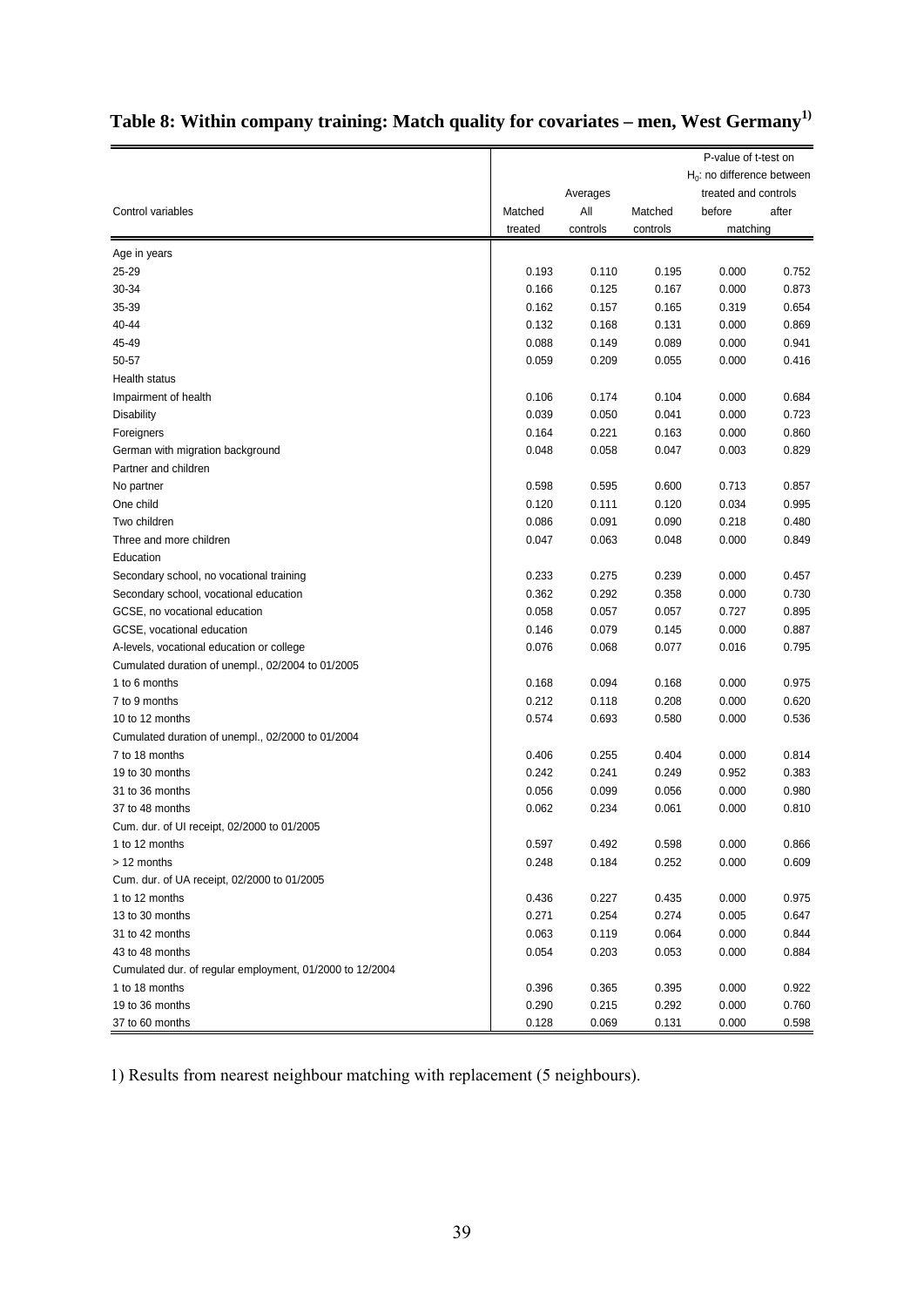# Table 8: Within company training: Match quality for covariates – men, West Germany[1)]

| Control variables | Averages | | | P-value of t-test on $H_0$: no difference between treated and controls | |
|---|---|---|---|---|---|
| | Matched treated | All controls | Matched controls | before matching | after matching |
| Age in years | | | | | |
| 25-29 | 0.193 | 0.110 | 0.195 | 0.000 | 0.752 |
| 30-34 | 0.166 | 0.125 | 0.167 | 0.000 | 0.873 |
| 35-39 | 0.162 | 0.157 | 0.165 | 0.319 | 0.654 |
| 40-44 | 0.132 | 0.168 | 0.131 | 0.000 | 0.869 |
| 45-49 | 0.088 | 0.149 | 0.089 | 0.000 | 0.941 |
| 50-57 | 0.059 | 0.209 | 0.055 | 0.000 | 0.416 |
| Health status | | | | | |
| Impairment of health | 0.106 | 0.174 | 0.104 | 0.000 | 0.684 |
| Disability | 0.039 | 0.050 | 0.041 | 0.000 | 0.723 |
| Foreigners | 0.164 | 0.221 | 0.163 | 0.000 | 0.860 |
| German with migration background | 0.048 | 0.058 | 0.047 | 0.003 | 0.829 |
| Partner and children | | | | | |
| No partner | 0.598 | 0.595 | 0.600 | 0.713 | 0.857 |
| One child | 0.120 | 0.111 | 0.120 | 0.034 | 0.995 |
| Two children | 0.086 | 0.091 | 0.090 | 0.218 | 0.480 |
| Three and more children | 0.047 | 0.063 | 0.048 | 0.000 | 0.849 |
| Education | | | | | |
| Secondary school, no vocational training | 0.233 | 0.275 | 0.239 | 0.000 | 0.457 |
| Secondary school, vocational education | 0.362 | 0.292 | 0.358 | 0.000 | 0.730 |
| GCSE, no vocational education | 0.058 | 0.057 | 0.057 | 0.727 | 0.895 |
| GCSE, vocational education | 0.146 | 0.079 | 0.145 | 0.000 | 0.887 |
| A-levels, vocational education or college | 0.076 | 0.068 | 0.077 | 0.016 | 0.795 |
| Cumulated duration of unempl., 02/2004 to 01/2005 | | | | | |
| 1 to 6 months | 0.168 | 0.094 | 0.168 | 0.000 | 0.975 |
| 7 to 9 months | 0.212 | 0.118 | 0.208 | 0.000 | 0.620 |
| 10 to 12 months | 0.574 | 0.693 | 0.580 | 0.000 | 0.536 |
| Cumulated duration of unempl., 02/2000 to 01/2004 | | | | | |
| 7 to 18 months | 0.406 | 0.255 | 0.404 | 0.000 | 0.814 |
| 19 to 30 months | 0.242 | 0.241 | 0.249 | 0.952 | 0.383 |
| 31 to 36 months | 0.056 | 0.099 | 0.056 | 0.000 | 0.980 |
| 37 to 48 months | 0.062 | 0.234 | 0.061 | 0.000 | 0.810 |
| Cum. dur. of UI receipt, 02/2000 to 01/2005 | | | | | |
| 1 to 12 months | 0.597 | 0.492 | 0.598 | 0.000 | 0.866 |
| > 12 months | 0.248 | 0.184 | 0.252 | 0.000 | 0.609 |
| Cum. dur. of UA receipt, 02/2000 to 01/2005 | | | | | |
| 1 to 12 months | 0.436 | 0.227 | 0.435 | 0.000 | 0.975 |
| 13 to 30 months | 0.271 | 0.254 | 0.274 | 0.005 | 0.647 |
| 31 to 42 months | 0.063 | 0.119 | 0.064 | 0.000 | 0.844 |
| 43 to 48 months | 0.054 | 0.203 | 0.053 | 0.000 | 0.884 |
| Cumulated dur. of regular employment, 01/2000 to 12/2004 | | | | | |
| 1 to 18 months | 0.396 | 0.365 | 0.395 | 0.000 | 0.922 |
| 19 to 36 months | 0.290 | 0.215 | 0.292 | 0.000 | 0.760 |
| 37 to 60 months | 0.128 | 0.069 | 0.131 | 0.000 | 0.598 |

1) Results from nearest neighbour matching with replacement (5 neighbours).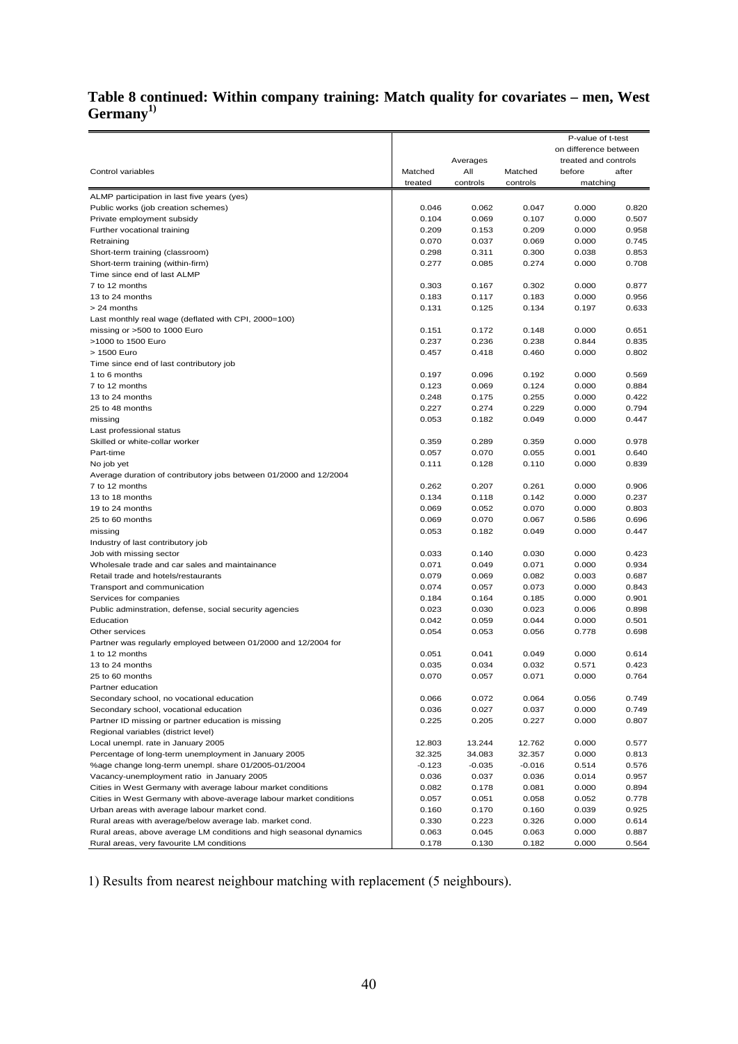## Table 8 continued: Within company training: Match quality for covariates – men, West Germany[1)]

| Control variables | Averages | | | P-value of t-test on difference between treated and controls | |
|---|---|---|---|---|---|
| | Matched treated | All controls | Matched controls | before matching | after matching |
| ALMP participation in last five years (yes) | | | | | |
| Public works (job creation schemes) | 0.046 | 0.062 | 0.047 | 0.000 | 0.820 |
| Private employment subsidy | 0.104 | 0.069 | 0.107 | 0.000 | 0.507 |
| Further vocational training | 0.209 | 0.153 | 0.209 | 0.000 | 0.958 |
| Retraining | 0.070 | 0.037 | 0.069 | 0.000 | 0.745 |
| Short-term training (classroom) | 0.298 | 0.311 | 0.300 | 0.038 | 0.853 |
| Short-term training (within-firm) | 0.277 | 0.085 | 0.274 | 0.000 | 0.708 |
| Time since end of last ALMP | | | | | |
| 7 to 12 months | 0.303 | 0.167 | 0.302 | 0.000 | 0.877 |
| 13 to 24 months | 0.183 | 0.117 | 0.183 | 0.000 | 0.956 |
| > 24 months | 0.131 | 0.125 | 0.134 | 0.197 | 0.633 |
| Last monthly real wage (deflated with CPI, 2000=100) | | | | | |
| missing or >500 to 1000 Euro | 0.151 | 0.172 | 0.148 | 0.000 | 0.651 |
| >1000 to 1500 Euro | 0.237 | 0.236 | 0.238 | 0.844 | 0.835 |
| > 1500 Euro | 0.457 | 0.418 | 0.460 | 0.000 | 0.802 |
| Time since end of last contributory job | | | | | |
| 1 to 6 months | 0.197 | 0.096 | 0.192 | 0.000 | 0.569 |
| 7 to 12 months | 0.123 | 0.069 | 0.124 | 0.000 | 0.884 |
| 13 to 24 months | 0.248 | 0.175 | 0.255 | 0.000 | 0.422 |
| 25 to 48 months | 0.227 | 0.274 | 0.229 | 0.000 | 0.794 |
| missing | 0.053 | 0.182 | 0.049 | 0.000 | 0.447 |
| Last professional status | | | | | |
| Skilled or white-collar worker | 0.359 | 0.289 | 0.359 | 0.000 | 0.978 |
| Part-time | 0.057 | 0.070 | 0.055 | 0.001 | 0.640 |
| No job yet | 0.111 | 0.128 | 0.110 | 0.000 | 0.839 |
| Average duration of contributory jobs between 01/2000 and 12/2004 | | | | | |
| 7 to 12 months | 0.262 | 0.207 | 0.261 | 0.000 | 0.906 |
| 13 to 18 months | 0.134 | 0.118 | 0.142 | 0.000 | 0.237 |
| 19 to 24 months | 0.069 | 0.052 | 0.070 | 0.000 | 0.803 |
| 25 to 60 months | 0.069 | 0.070 | 0.067 | 0.586 | 0.696 |
| missing | 0.053 | 0.182 | 0.049 | 0.000 | 0.447 |
| Industry of last contributory job | | | | | |
| Job with missing sector | 0.033 | 0.140 | 0.030 | 0.000 | 0.423 |
| Wholesale trade and car sales and maintainance | 0.071 | 0.049 | 0.071 | 0.000 | 0.934 |
| Retail trade and hotels/restaurants | 0.079 | 0.069 | 0.082 | 0.003 | 0.687 |
| Transport and communication | 0.074 | 0.057 | 0.073 | 0.000 | 0.843 |
| Services for companies | 0.184 | 0.164 | 0.185 | 0.000 | 0.901 |
| Public adminstration, defense, social security agencies | 0.023 | 0.030 | 0.023 | 0.006 | 0.898 |
| Education | 0.042 | 0.059 | 0.044 | 0.000 | 0.501 |
| Other services | 0.054 | 0.053 | 0.056 | 0.778 | 0.698 |
| Partner was regularly employed between 01/2000 and 12/2004 for | | | | | |
| 1 to 12 months | 0.051 | 0.041 | 0.049 | 0.000 | 0.614 |
| 13 to 24 months | 0.035 | 0.034 | 0.032 | 0.571 | 0.423 |
| 25 to 60 months | 0.070 | 0.057 | 0.071 | 0.000 | 0.764 |
| Partner education | | | | | |
| Secondary school, no vocational education | 0.066 | 0.072 | 0.064 | 0.056 | 0.749 |
| Secondary school, vocational education | 0.036 | 0.027 | 0.037 | 0.000 | 0.749 |
| Partner ID missing or partner education is missing | 0.225 | 0.205 | 0.227 | 0.000 | 0.807 |
| Regional variables (district level) | | | | | |
| Local unempl. rate in January 2005 | 12.803 | 13.244 | 12.762 | 0.000 | 0.577 |
| Percentage of long-term unemployment in January 2005 | 32.325 | 34.083 | 32.357 | 0.000 | 0.813 |
| %age change long-term unempl. share 01/2005-01/2004 | -0.123 | -0.035 | -0.016 | 0.514 | 0.576 |
| Vacancy-unemployment ratio in January 2005 | 0.036 | 0.037 | 0.036 | 0.014 | 0.957 |
| Cities in West Germany with average labour market conditions | 0.082 | 0.178 | 0.081 | 0.000 | 0.894 |
| Cities in West Germany with above-average labour market conditions | 0.057 | 0.051 | 0.058 | 0.052 | 0.778 |
| Urban areas with average labour market cond. | 0.160 | 0.170 | 0.160 | 0.039 | 0.925 |
| Rural areas with average/below average lab. market cond. | 0.330 | 0.223 | 0.326 | 0.000 | 0.614 |
| Rural areas, above average LM conditions and high seasonal dynamics | 0.063 | 0.045 | 0.063 | 0.000 | 0.887 |
| Rural areas, very favourite LM conditions | 0.178 | 0.130 | 0.182 | 0.000 | 0.564 |

1) Results from nearest neighbour matching with replacement (5 neighbours).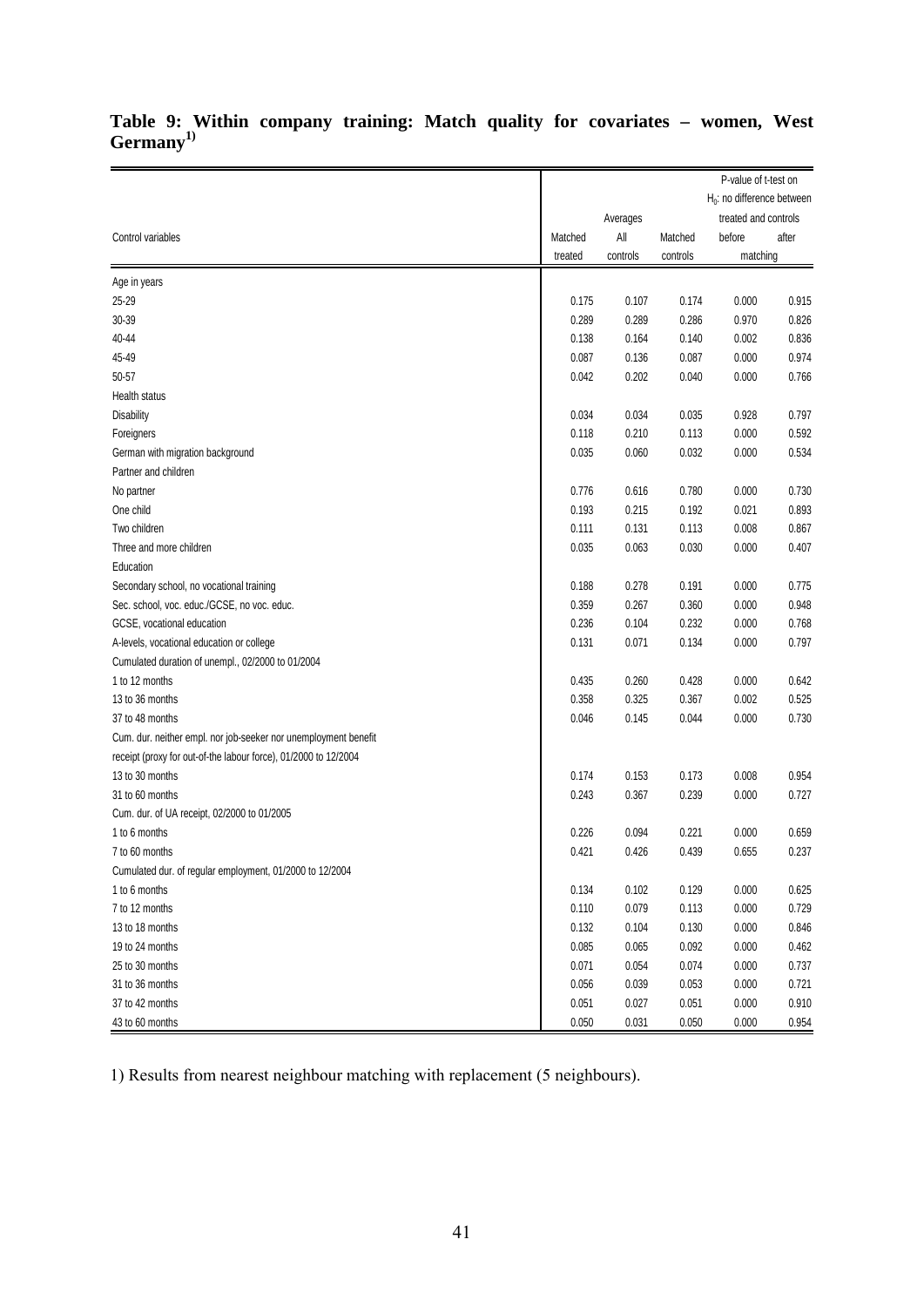**Table 9: Within company training: Match quality for covariates – women, West Germany[1)]**

| Control variables | Averages | | | P-value of t-test on $H_0$: no difference between treated and controls | |
|---|---|---|---|---|---|
| | Matched treated | All controls | Matched controls | before matching | after matching |
| Age in years | | | | | |
| 25-29 | 0.175 | 0.107 | 0.174 | 0.000 | 0.915 |
| 30-39 | 0.289 | 0.289 | 0.286 | 0.970 | 0.826 |
| 40-44 | 0.138 | 0.164 | 0.140 | 0.002 | 0.836 |
| 45-49 | 0.087 | 0.136 | 0.087 | 0.000 | 0.974 |
| 50-57 | 0.042 | 0.202 | 0.040 | 0.000 | 0.766 |
| Health status | | | | | |
| Disability | 0.034 | 0.034 | 0.035 | 0.928 | 0.797 |
| Foreigners | 0.118 | 0.210 | 0.113 | 0.000 | 0.592 |
| German with migration background | 0.035 | 0.060 | 0.032 | 0.000 | 0.534 |
| Partner and children | | | | | |
| No partner | 0.776 | 0.616 | 0.780 | 0.000 | 0.730 |
| One child | 0.193 | 0.215 | 0.192 | 0.021 | 0.893 |
| Two children | 0.111 | 0.131 | 0.113 | 0.008 | 0.867 |
| Three and more children | 0.035 | 0.063 | 0.030 | 0.000 | 0.407 |
| Education | | | | | |
| Secondary school, no vocational training | 0.188 | 0.278 | 0.191 | 0.000 | 0.775 |
| Sec. school, voc. educ./GCSE, no voc. educ. | 0.359 | 0.267 | 0.360 | 0.000 | 0.948 |
| GCSE, vocational education | 0.236 | 0.104 | 0.232 | 0.000 | 0.768 |
| A-levels, vocational education or college | 0.131 | 0.071 | 0.134 | 0.000 | 0.797 |
| Cumulated duration of unempl., 02/2000 to 01/2004 | | | | | |
| 1 to 12 months | 0.435 | 0.260 | 0.428 | 0.000 | 0.642 |
| 13 to 36 months | 0.358 | 0.325 | 0.367 | 0.002 | 0.525 |
| 37 to 48 months | 0.046 | 0.145 | 0.044 | 0.000 | 0.730 |
| Cum. dur. neither empl. nor job-seeker nor unemployment benefit receipt (proxy for out-of-the labour force), 01/2000 to 12/2004 | | | | | |
| 13 to 30 months | 0.174 | 0.153 | 0.173 | 0.008 | 0.954 |
| 31 to 60 months | 0.243 | 0.367 | 0.239 | 0.000 | 0.727 |
| Cum. dur. of UA receipt, 02/2000 to 01/2005 | | | | | |
| 1 to 6 months | 0.226 | 0.094 | 0.221 | 0.000 | 0.659 |
| 7 to 60 months | 0.421 | 0.426 | 0.439 | 0.655 | 0.237 |
| Cumulated dur. of regular employment, 01/2000 to 12/2004 | | | | | |
| 1 to 6 months | 0.134 | 0.102 | 0.129 | 0.000 | 0.625 |
| 7 to 12 months | 0.110 | 0.079 | 0.113 | 0.000 | 0.729 |
| 13 to 18 months | 0.132 | 0.104 | 0.130 | 0.000 | 0.846 |
| 19 to 24 months | 0.085 | 0.065 | 0.092 | 0.000 | 0.462 |
| 25 to 30 months | 0.071 | 0.054 | 0.074 | 0.000 | 0.737 |
| 31 to 36 months | 0.056 | 0.039 | 0.053 | 0.000 | 0.721 |
| 37 to 42 months | 0.051 | 0.027 | 0.051 | 0.000 | 0.910 |
| 43 to 60 months | 0.050 | 0.031 | 0.050 | 0.000 | 0.954 |

1) Results from nearest neighbour matching with replacement (5 neighbours).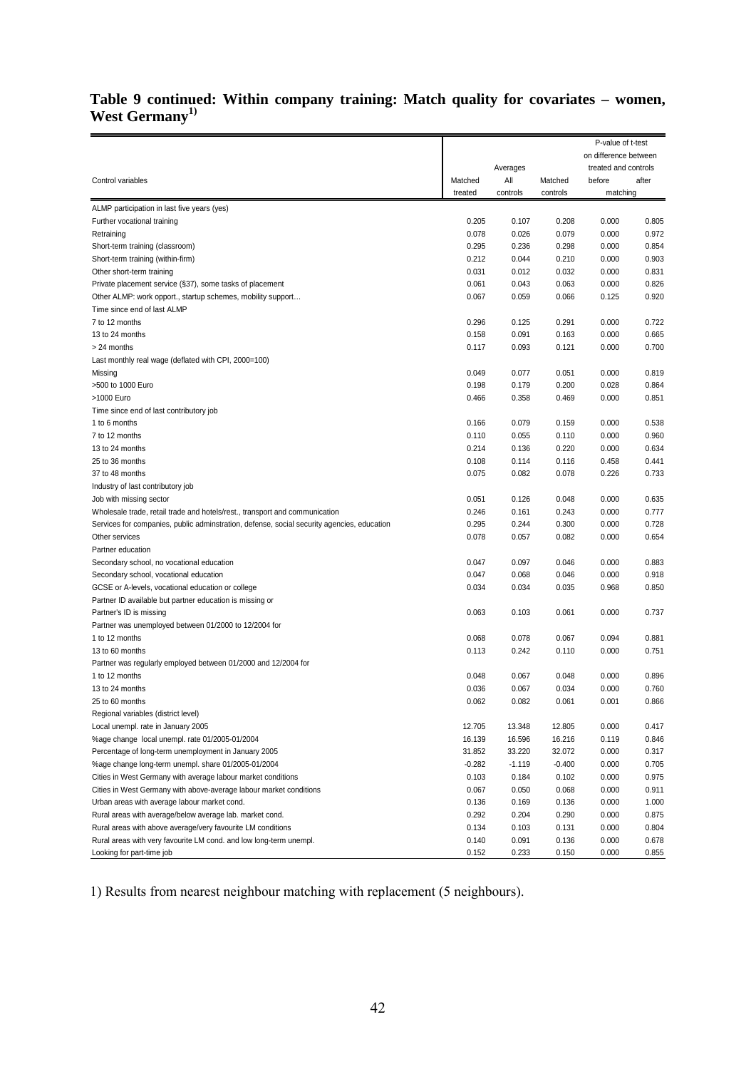## Table 9 continued: Within company training: Match quality for covariates – women, West Germany[1)]

| Control variables | Averages | | | P-value of t-test on difference between treated and controls | |
|---|---|---|---|---|---|
| | Matched treated | All controls | Matched controls | before matching | after matching |
| ALMP participation in last five years (yes) | | | | | |
| Further vocational training | 0.205 | 0.107 | 0.208 | 0.000 | 0.805 |
| Retraining | 0.078 | 0.026 | 0.079 | 0.000 | 0.972 |
| Short-term training (classroom) | 0.295 | 0.236 | 0.298 | 0.000 | 0.854 |
| Short-term training (within-firm) | 0.212 | 0.044 | 0.210 | 0.000 | 0.903 |
| Other short-term training | 0.031 | 0.012 | 0.032 | 0.000 | 0.831 |
| Private placement service (§37), some tasks of placement | 0.061 | 0.043 | 0.063 | 0.000 | 0.826 |
| Other ALMP: work opport., startup schemes, mobility support… | 0.067 | 0.059 | 0.066 | 0.125 | 0.920 |
| Time since end of last ALMP | | | | | |
| 7 to 12 months | 0.296 | 0.125 | 0.291 | 0.000 | 0.722 |
| 13 to 24 months | 0.158 | 0.091 | 0.163 | 0.000 | 0.665 |
| > 24 months | 0.117 | 0.093 | 0.121 | 0.000 | 0.700 |
| Last monthly real wage (deflated with CPI, 2000=100) | | | | | |
| Missing | 0.049 | 0.077 | 0.051 | 0.000 | 0.819 |
| >500 to 1000 Euro | 0.198 | 0.179 | 0.200 | 0.028 | 0.864 |
| >1000 Euro | 0.466 | 0.358 | 0.469 | 0.000 | 0.851 |
| Time since end of last contributory job | | | | | |
| 1 to 6 months | 0.166 | 0.079 | 0.159 | 0.000 | 0.538 |
| 7 to 12 months | 0.110 | 0.055 | 0.110 | 0.000 | 0.960 |
| 13 to 24 months | 0.214 | 0.136 | 0.220 | 0.000 | 0.634 |
| 25 to 36 months | 0.108 | 0.114 | 0.116 | 0.458 | 0.441 |
| 37 to 48 months | 0.075 | 0.082 | 0.078 | 0.226 | 0.733 |
| Industry of last contributory job | | | | | |
| Job with missing sector | 0.051 | 0.126 | 0.048 | 0.000 | 0.635 |
| Wholesale trade, retail trade and hotels/rest., transport and communication | 0.246 | 0.161 | 0.243 | 0.000 | 0.777 |
| Services for companies, public adminstration, defense, social security agencies, education | 0.295 | 0.244 | 0.300 | 0.000 | 0.728 |
| Other services | 0.078 | 0.057 | 0.082 | 0.000 | 0.654 |
| Partner education | | | | | |
| Secondary school, no vocational education | 0.047 | 0.097 | 0.046 | 0.000 | 0.883 |
| Secondary school, vocational education | 0.047 | 0.068 | 0.046 | 0.000 | 0.918 |
| GCSE or A-levels, vocational education or college | 0.034 | 0.034 | 0.035 | 0.968 | 0.850 |
| Partner ID available but partner education is missing or | | | | | |
| Partner's ID is missing | 0.063 | 0.103 | 0.061 | 0.000 | 0.737 |
| Partner was unemployed between 01/2000 to 12/2004 for | | | | | |
| 1 to 12 months | 0.068 | 0.078 | 0.067 | 0.094 | 0.881 |
| 13 to 60 months | 0.113 | 0.242 | 0.110 | 0.000 | 0.751 |
| Partner was regularly employed between 01/2000 and 12/2004 for | | | | | |
| 1 to 12 months | 0.048 | 0.067 | 0.048 | 0.000 | 0.896 |
| 13 to 24 months | 0.036 | 0.067 | 0.034 | 0.000 | 0.760 |
| 25 to 60 months | 0.062 | 0.082 | 0.061 | 0.001 | 0.866 |
| Regional variables (district level) | | | | | |
| Local unempl. rate in January 2005 | 12.705 | 13.348 | 12.805 | 0.000 | 0.417 |
| %age change local unempl. rate 01/2005-01/2004 | 16.139 | 16.596 | 16.216 | 0.119 | 0.846 |
| Percentage of long-term unemployment in January 2005 | 31.852 | 33.220 | 32.072 | 0.000 | 0.317 |
| %age change long-term unempl. share 01/2005-01/2004 | -0.282 | -1.119 | -0.400 | 0.000 | 0.705 |
| Cities in West Germany with average labour market conditions | 0.103 | 0.184 | 0.102 | 0.000 | 0.975 |
| Cities in West Germany with above-average labour market conditions | 0.067 | 0.050 | 0.068 | 0.000 | 0.911 |
| Urban areas with average labour market cond. | 0.136 | 0.169 | 0.136 | 0.000 | 1.000 |
| Rural areas with average/below average lab. market cond. | 0.292 | 0.204 | 0.290 | 0.000 | 0.875 |
| Rural areas with above average/very favourite LM conditions | 0.134 | 0.103 | 0.131 | 0.000 | 0.804 |
| Rural areas with very favourite LM cond. and low long-term unempl. | 0.140 | 0.091 | 0.136 | 0.000 | 0.678 |
| Looking for part-time job | 0.152 | 0.233 | 0.150 | 0.000 | 0.855 |

1) Results from nearest neighbour matching with replacement (5 neighbours).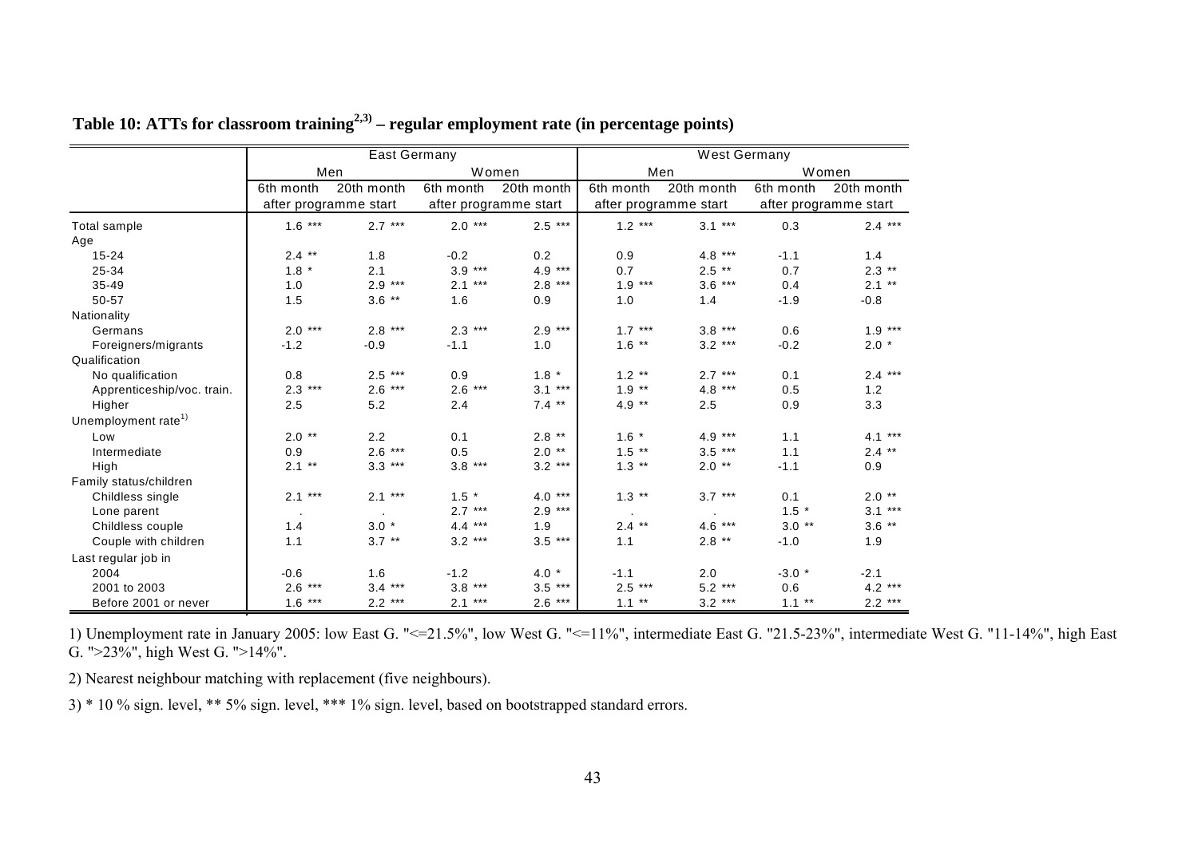**Table 10: ATTs for classroom training[2,3] – regular employment rate (in percentage points)**

| | East Germany | | | | West Germany | | | |
|---|---|---|---|---|---|---|---|---|
| | Men | | Women | | Men | | Women | |
| | 6th month | 20th month | 6th month | 20th month | 6th month | 20th month | 6th month | 20th month |
| | after programme start | | after programme start | | after programme start | | after programme start | |
| Total sample | 1.6 *** | 2.7 *** | 2.0 *** | 2.5 *** | 1.2 *** | 3.1 *** | 0.3 | 2.4 *** |
| Age | | | | | | | | |
| 15-24 | 2.4 ** | 1.8 | -0.2 | 0.2 | 0.9 | 4.8 *** | -1.1 | 1.4 |
| 25-34 | 1.8 * | 2.1 | 3.9 *** | 4.9 *** | 0.7 | 2.5 ** | 0.7 | 2.3 ** |
| 35-49 | 1.0 | 2.9 *** | 2.1 *** | 2.8 *** | 1.9 *** | 3.6 *** | 0.4 | 2.1 ** |
| 50-57 | 1.5 | 3.6 ** | 1.6 | 0.9 | 1.0 | 1.4 | -1.9 | -0.8 |
| Nationality | | | | | | | | |
| Germans | 2.0 *** | 2.8 *** | 2.3 *** | 2.9 *** | 1.7 *** | 3.8 *** | 0.6 | 1.9 *** |
| Foreigners/migrants | -1.2 | -0.9 | -1.1 | 1.0 | 1.6 ** | 3.2 *** | -0.2 | 2.0 * |
| Qualification | | | | | | | | |
| No qualification | 0.8 | 2.5 *** | 0.9 | 1.8 * | 1.2 ** | 2.7 *** | 0.1 | 2.4 *** |
| Apprenticeship/voc. train. | 2.3 *** | 2.6 *** | 2.6 *** | 3.1 *** | 1.9 ** | 4.8 *** | 0.5 | 1.2 |
| Higher | 2.5 | 5.2 | 2.4 | 7.4 ** | 4.9 ** | 2.5 | 0.9 | 3.3 |
| Unemployment rate[1)] | | | | | | | | |
| Low | 2.0 ** | 2.2 | 0.1 | 2.8 ** | 1.6 * | 4.9 *** | 1.1 | 4.1 *** |
| Intermediate | 0.9 | 2.6 *** | 0.5 | 2.0 ** | 1.5 ** | 3.5 *** | 1.1 | 2.4 ** |
| High | 2.1 ** | 3.3 *** | 3.8 *** | 3.2 *** | 1.3 ** | 2.0 ** | -1.1 | 0.9 |
| Family status/children | | | | | | | | |
| Childless single | 2.1 *** | 2.1 *** | 1.5 * | 4.0 *** | 1.3 ** | 3.7 *** | 0.1 | 2.0 ** |
| Lone parent | . | . | 2.7 *** | 2.9 *** | . | . | 1.5 * | 3.1 *** |
| Childless couple | 1.4 | 3.0 * | 4.4 *** | 1.9 | 2.4 ** | 4.6 *** | 3.0 ** | 3.6 ** |
| Couple with children | 1.1 | 3.7 ** | 3.2 *** | 3.5 *** | 1.1 | 2.8 ** | -1.0 | 1.9 |
| Last regular job in | | | | | | | | |
| 2004 | -0.6 | 1.6 | -1.2 | 4.0 * | -1.1 | 2.0 | -3.0 * | -2.1 |
| 2001 to 2003 | 2.6 *** | 3.4 *** | 3.8 *** | 3.5 *** | 2.5 *** | 5.2 *** | 0.6 | 4.2 *** |
| Before 2001 or never | 1.6 *** | 2.2 *** | 2.1 *** | 2.6 *** | 1.1 ** | 3.2 *** | 1.1 ** | 2.2 *** |

1) Unemployment rate in January 2005: low East G. "<=21.5%", low West G. "<=11%", intermediate East G. "21.5-23%", intermediate West G. "11-14%", high East G. ">23%", high West G. ">14%".

2) Nearest neighbour matching with replacement (five neighbours).

3) * 10 % sign. level, ** 5% sign. level, *** 1% sign. level, based on bootstrapped standard errors.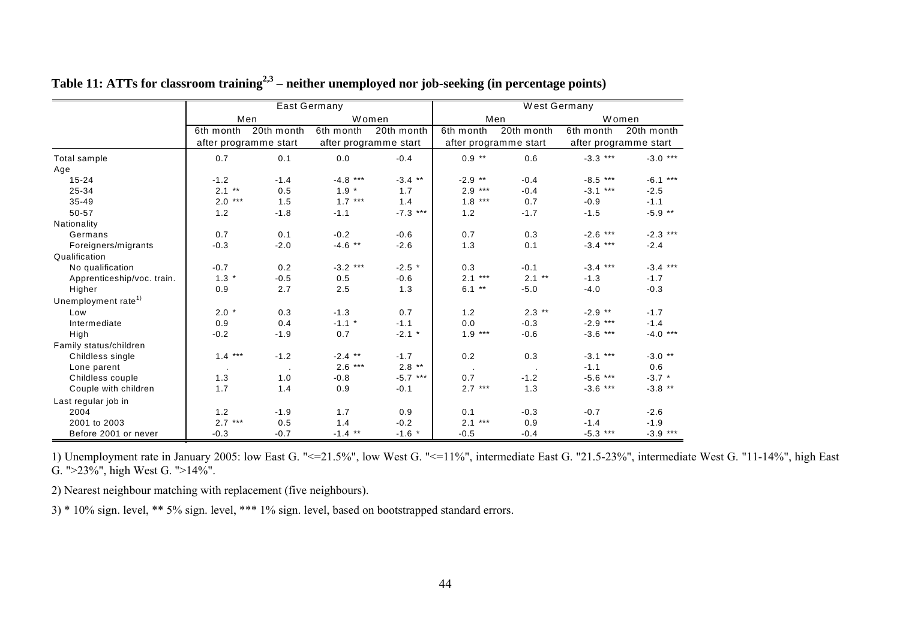**Table 11: ATTs for classroom training[2,3] – neither unemployed nor job-seeking (in percentage points)**

| | East Germany | | | | West Germany | | | |
|---|---|---|---|---|---|---|---|---|
| | Men | | Women | | Men | | Women | |
| | 6th month | 20th month | 6th month | 20th month | 6th month | 20th month | 6th month | 20th month |
| | after programme start | | after programme start | | after programme start | | after programme start | |
| Total sample | 0.7 | 0.1 | 0.0 | -0.4 | 0.9 ** | 0.6 | -3.3 *** | -3.0 *** |
| Age | | | | | | | | |
| 15-24 | -1.2 | -1.4 | -4.8 *** | -3.4 ** | -2.9 ** | -0.4 | -8.5 *** | -6.1 *** |
| 25-34 | 2.1 ** | 0.5 | 1.9 * | 1.7 | 2.9 *** | -0.4 | -3.1 *** | -2.5 |
| 35-49 | 2.0 *** | 1.5 | 1.7 *** | 1.4 | 1.8 *** | 0.7 | -0.9 | -1.1 |
| 50-57 | 1.2 | -1.8 | -1.1 | -7.3 *** | 1.2 | -1.7 | -1.5 | -5.9 ** |
| Nationality | | | | | | | | |
| Germans | 0.7 | 0.1 | -0.2 | -0.6 | 0.7 | 0.3 | -2.6 *** | -2.3 *** |
| Foreigners/migrants | -0.3 | -2.0 | -4.6 ** | -2.6 | 1.3 | 0.1 | -3.4 *** | -2.4 |
| Qualification | | | | | | | | |
| No qualification | -0.7 | 0.2 | -3.2 *** | -2.5 * | 0.3 | -0.1 | -3.4 *** | -3.4 *** |
| Apprenticeship/voc. train. | 1.3 * | -0.5 | 0.5 | -0.6 | 2.1 *** | 2.1 ** | -1.3 | -1.7 |
| Higher | 0.9 | 2.7 | 2.5 | 1.3 | 6.1 ** | -5.0 | -4.0 | -0.3 |
| Unemployment rate[1)] | | | | | | | | |
| Low | 2.0 * | 0.3 | -1.3 | 0.7 | 1.2 | 2.3 ** | -2.9 ** | -1.7 |
| Intermediate | 0.9 | 0.4 | -1.1 * | -1.1 | 0.0 | -0.3 | -2.9 *** | -1.4 |
| High | -0.2 | -1.9 | 0.7 | -2.1 * | 1.9 *** | -0.6 | -3.6 *** | -4.0 *** |
| Family status/children | | | | | | | | |
| Childless single | 1.4 *** | -1.2 | -2.4 ** | -1.7 | 0.2 | 0.3 | -3.1 *** | -3.0 ** |
| Lone parent | . | . | 2.6 *** | 2.8 ** | . | . | -1.1 | 0.6 |
| Childless couple | 1.3 | 1.0 | -0.8 | -5.7 *** | 0.7 | -1.2 | -5.6 *** | -3.7 * |
| Couple with children | 1.7 | 1.4 | 0.9 | -0.1 | 2.7 *** | 1.3 | -3.6 *** | -3.8 ** |
| Last regular job in | | | | | | | | |
| 2004 | 1.2 | -1.9 | 1.7 | 0.9 | 0.1 | -0.3 | -0.7 | -2.6 |
| 2001 to 2003 | 2.7 *** | 0.5 | 1.4 | -0.2 | 2.1 *** | 0.9 | -1.4 | -1.9 |
| Before 2001 or never | -0.3 | -0.7 | -1.4 ** | -1.6 * | -0.5 | -0.4 | -5.3 *** | -3.9 *** |

1) Unemployment rate in January 2005: low East G. "<=21.5%", low West G. "<=11%", intermediate East G. "21.5-23%", intermediate West G. "11-14%", high East G. ">23%", high West G. ">14%".

2) Nearest neighbour matching with replacement (five neighbours).

3) * 10% sign. level, ** 5% sign. level, *** 1% sign. level, based on bootstrapped standard errors.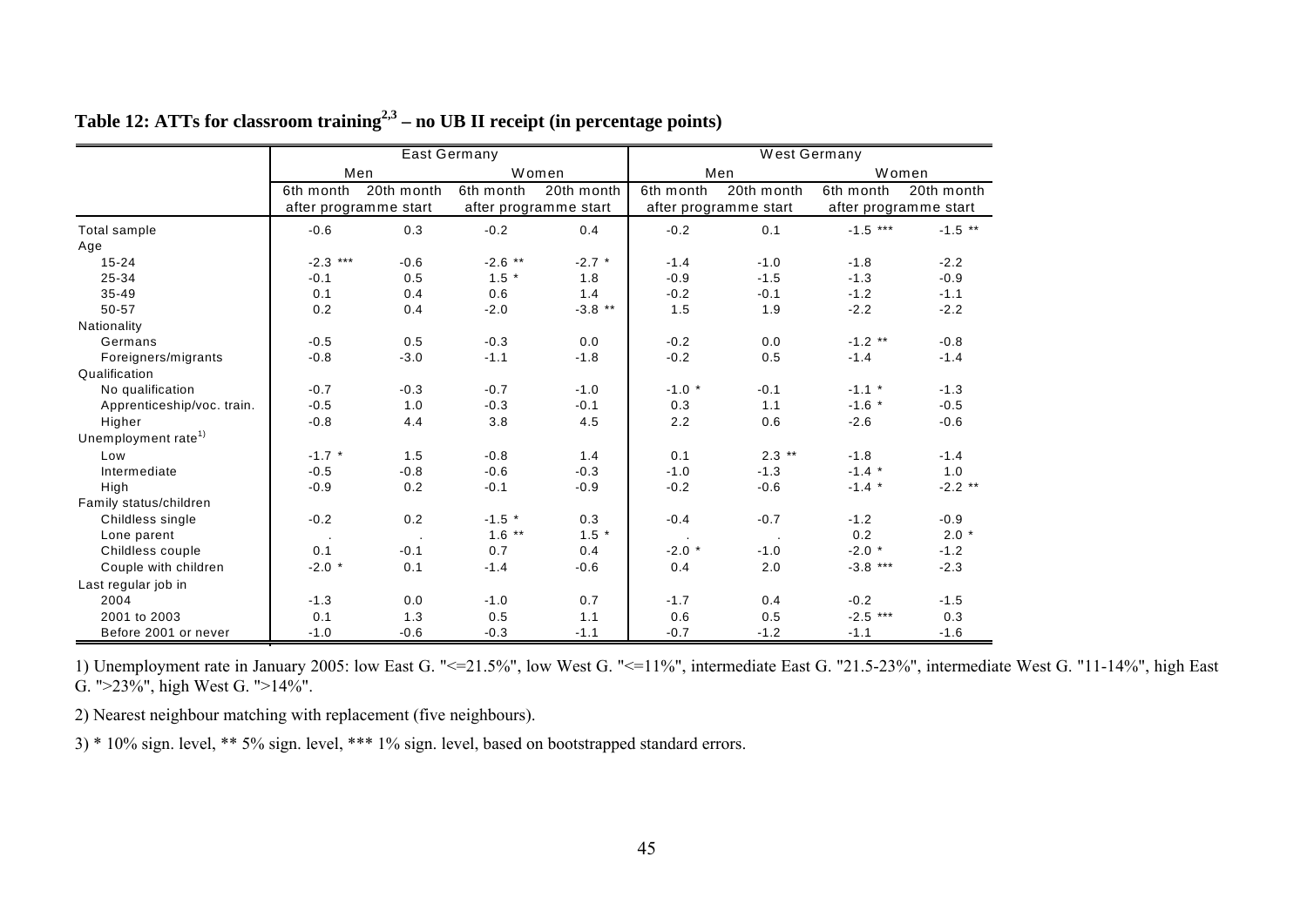## Table 12: ATTs for classroom training[2,3] – no UB II receipt (in percentage points)

| | East Germany | | | | West Germany | | | |
|---|---|---|---|---|---|---|---|---|
| | Men | | Women | | Men | | Women | |
| | 6th month after programme start | 20th month after programme start | 6th month after programme start | 20th month after programme start | 6th month after programme start | 20th month after programme start | 6th month after programme start | 20th month after programme start |
| Total sample | -0.6 | 0.3 | -0.2 | 0.4 | -0.2 | 0.1 | -1.5 *** | -1.5 ** |
| Age | | | | | | | | |
| 15-24 | -2.3 *** | -0.6 | -2.6 ** | -2.7 * | -1.4 | -1.0 | -1.8 | -2.2 |
| 25-34 | -0.1 | 0.5 | 1.5 * | 1.8 | -0.9 | -1.5 | -1.3 | -0.9 |
| 35-49 | 0.1 | 0.4 | 0.6 | 1.4 | -0.2 | -0.1 | -1.2 | -1.1 |
| 50-57 | 0.2 | 0.4 | -2.0 | -3.8 ** | 1.5 | 1.9 | -2.2 | -2.2 |
| Nationality | | | | | | | | |
| Germans | -0.5 | 0.5 | -0.3 | 0.0 | -0.2 | 0.0 | -1.2 ** | -0.8 |
| Foreigners/migrants | -0.8 | -3.0 | -1.1 | -1.8 | -0.2 | 0.5 | -1.4 | -1.4 |
| Qualification | | | | | | | | |
| No qualification | -0.7 | -0.3 | -0.7 | -1.0 | -1.0 * | -0.1 | -1.1 * | -1.3 |
| Apprenticeship/voc. train. | -0.5 | 1.0 | -0.3 | -0.1 | 0.3 | 1.1 | -1.6 * | -0.5 |
| Higher | -0.8 | 4.4 | 3.8 | 4.5 | 2.2 | 0.6 | -2.6 | -0.6 |
| Unemployment rate[1] | | | | | | | | |
| Low | -1.7 * | 1.5 | -0.8 | 1.4 | 0.1 | 2.3 ** | -1.8 | -1.4 |
| Intermediate | -0.5 | -0.8 | -0.6 | -0.3 | -1.0 | -1.3 | -1.4 * | 1.0 |
| High | -0.9 | 0.2 | -0.1 | -0.9 | -0.2 | -0.6 | -1.4 * | -2.2 ** |
| Family status/children | | | | | | | | |
| Childless single | -0.2 | 0.2 | -1.5 * | 0.3 | -0.4 | -0.7 | -1.2 | -0.9 |
| Lone parent | . | . | 1.6 ** | 1.5 * | . | . | 0.2 | 2.0 * |
| Childless couple | 0.1 | -0.1 | 0.7 | 0.4 | -2.0 * | -1.0 | -2.0 * | -1.2 |
| Couple with children | -2.0 * | 0.1 | -1.4 | -0.6 | 0.4 | 2.0 | -3.8 *** | -2.3 |
| Last regular job in | | | | | | | | |
| 2004 | -1.3 | 0.0 | -1.0 | 0.7 | -1.7 | 0.4 | -0.2 | -1.5 |
| 2001 to 2003 | 0.1 | 1.3 | 0.5 | 1.1 | 0.6 | 0.5 | -2.5 *** | 0.3 |
| Before 2001 or never | -1.0 | -0.6 | -0.3 | -1.1 | -0.7 | -1.2 | -1.1 | -1.6 |

1) Unemployment rate in January 2005: low East G. "<=21.5%", low West G. "<=11%", intermediate East G. "21.5-23%", intermediate West G. "11-14%", high East G. ">23%", high West G. ">14%".

2) Nearest neighbour matching with replacement (five neighbours).

3) * 10% sign. level, ** 5% sign. level, *** 1% sign. level, based on bootstrapped standard errors.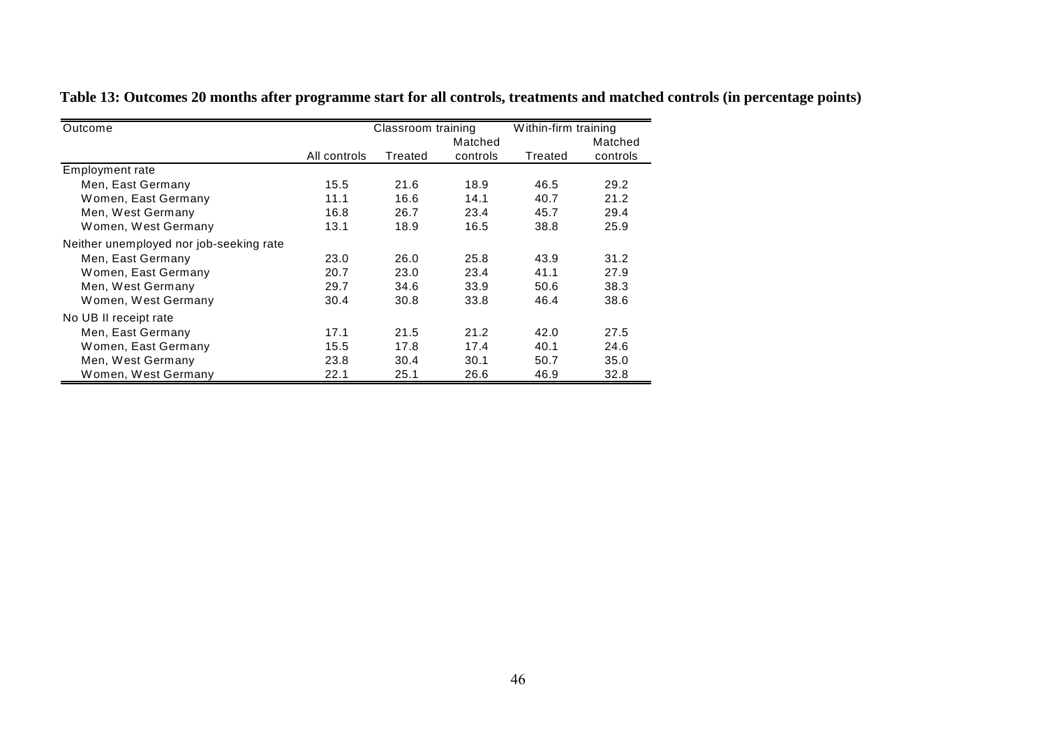**Table 13: Outcomes 20 months after programme start for all controls, treatments and matched controls (in percentage points)**

| Outcome | | Classroom training | | Within-firm training | |
|---|---|---|---|---|---|
| | All controls | Treated | Matched controls | Treated | Matched controls |
| Employment rate | | | | | |
| Men, East Germany | 15.5 | 21.6 | 18.9 | 46.5 | 29.2 |
| Women, East Germany | 11.1 | 16.6 | 14.1 | 40.7 | 21.2 |
| Men, West Germany | 16.8 | 26.7 | 23.4 | 45.7 | 29.4 |
| Women, West Germany | 13.1 | 18.9 | 16.5 | 38.8 | 25.9 |
| Neither unemployed nor job-seeking rate | | | | | |
| Men, East Germany | 23.0 | 26.0 | 25.8 | 43.9 | 31.2 |
| Women, East Germany | 20.7 | 23.0 | 23.4 | 41.1 | 27.9 |
| Men, West Germany | 29.7 | 34.6 | 33.9 | 50.6 | 38.3 |
| Women, West Germany | 30.4 | 30.8 | 33.8 | 46.4 | 38.6 |
| No UB II receipt rate | | | | | |
| Men, East Germany | 17.1 | 21.5 | 21.2 | 42.0 | 27.5 |
| Women, East Germany | 15.5 | 17.8 | 17.4 | 40.1 | 24.6 |
| Men, West Germany | 23.8 | 30.4 | 30.1 | 50.7 | 35.0 |
| Women, West Germany | 22.1 | 25.1 | 26.6 | 46.9 | 32.8 |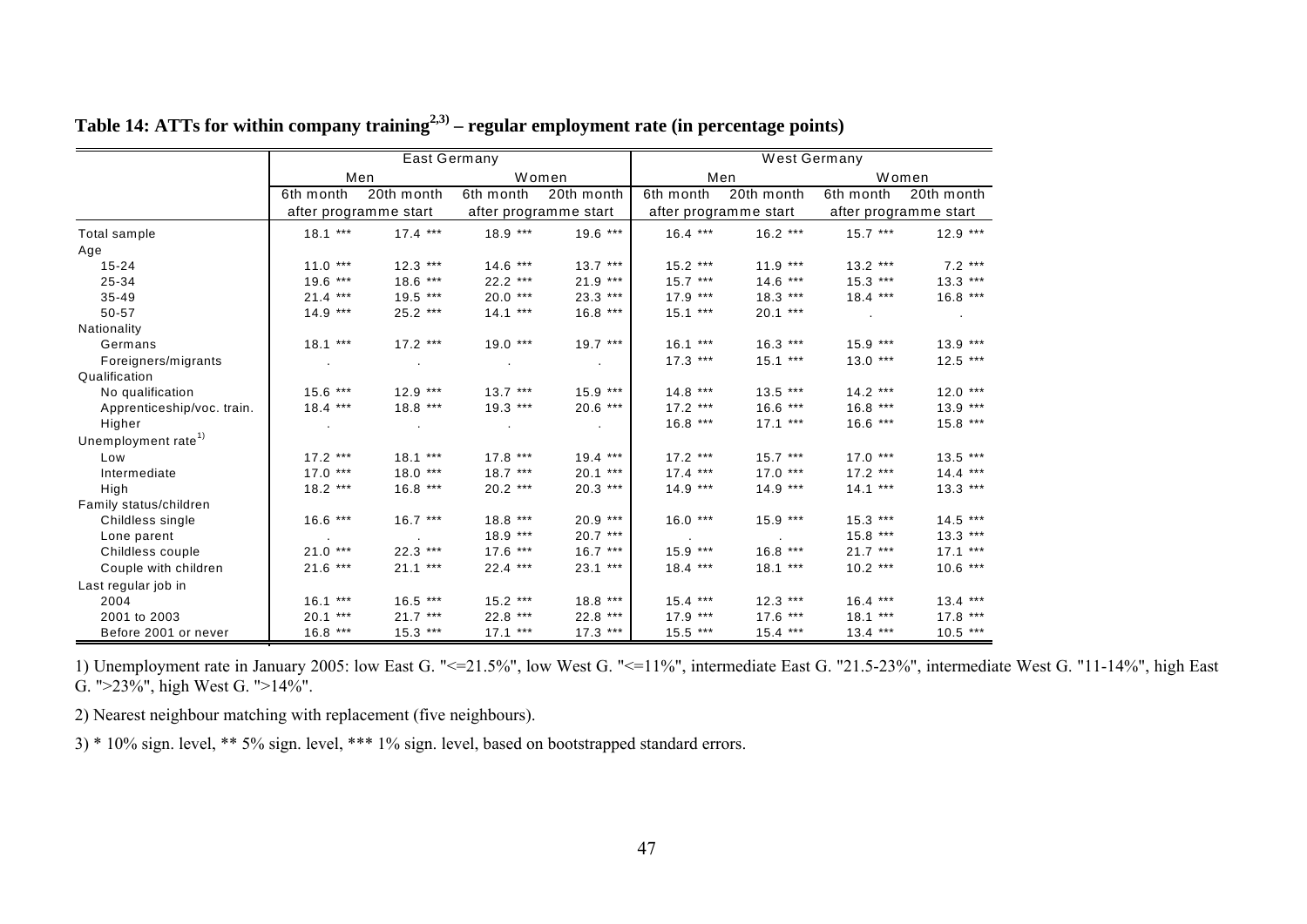**Table 14: ATTs for within company training[2,3] – regular employment rate (in percentage points)**

| | East Germany | | | | West Germany | | | |
|---|---|---|---|---|---|---|---|---|
| | Men | | Women | | Men | | Women | |
| | 6th month | 20th month | 6th month | 20th month | 6th month | 20th month | 6th month | 20th month |
| | after programme start | | after programme start | | after programme start | | after programme start | |
| Total sample | 18.1 *** | 17.4 *** | 18.9 *** | 19.6 *** | 16.4 *** | 16.2 *** | 15.7 *** | 12.9 *** |
| Age | | | | | | | | |
| 15-24 | 11.0 *** | 12.3 *** | 14.6 *** | 13.7 *** | 15.2 *** | 11.9 *** | 13.2 *** | 7.2 *** |
| 25-34 | 19.6 *** | 18.6 *** | 22.2 *** | 21.9 *** | 15.7 *** | 14.6 *** | 15.3 *** | 13.3 *** |
| 35-49 | 21.4 *** | 19.5 *** | 20.0 *** | 23.3 *** | 17.9 *** | 18.3 *** | 18.4 *** | 16.8 *** |
| 50-57 | 14.9 *** | 25.2 *** | 14.1 *** | 16.8 *** | 15.1 *** | 20.1 *** | . | . |
| Nationality | | | | | | | | |
| Germans | 18.1 *** | 17.2 *** | 19.0 *** | 19.7 *** | 16.1 *** | 16.3 *** | 15.9 *** | 13.9 *** |
| Foreigners/migrants | . | . | . | . | 17.3 *** | 15.1 *** | 13.0 *** | 12.5 *** |
| Qualification | | | | | | | | |
| No qualification | 15.6 *** | 12.9 *** | 13.7 *** | 15.9 *** | 14.8 *** | 13.5 *** | 14.2 *** | 12.0 *** |
| Apprenticeship/voc. train. | 18.4 *** | 18.8 *** | 19.3 *** | 20.6 *** | 17.2 *** | 16.6 *** | 16.8 *** | 13.9 *** |
| Higher | . | . | . | . | 16.8 *** | 17.1 *** | 16.6 *** | 15.8 *** |
| Unemployment rate[1] | | | | | | | | |
| Low | 17.2 *** | 18.1 *** | 17.8 *** | 19.4 *** | 17.2 *** | 15.7 *** | 17.0 *** | 13.5 *** |
| Intermediate | 17.0 *** | 18.0 *** | 18.7 *** | 20.1 *** | 17.4 *** | 17.0 *** | 17.2 *** | 14.4 *** |
| High | 18.2 *** | 16.8 *** | 20.2 *** | 20.3 *** | 14.9 *** | 14.9 *** | 14.1 *** | 13.3 *** |
| Family status/children | | | | | | | | |
| Childless single | 16.6 *** | 16.7 *** | 18.8 *** | 20.9 *** | 16.0 *** | 15.9 *** | 15.3 *** | 14.5 *** |
| Lone parent | . | . | 18.9 *** | 20.7 *** | . | . | 15.8 *** | 13.3 *** |
| Childless couple | 21.0 *** | 22.3 *** | 17.6 *** | 16.7 *** | 15.9 *** | 16.8 *** | 21.7 *** | 17.1 *** |
| Couple with children | 21.6 *** | 21.1 *** | 22.4 *** | 23.1 *** | 18.4 *** | 18.1 *** | 10.2 *** | 10.6 *** |
| Last regular job in | | | | | | | | |
| 2004 | 16.1 *** | 16.5 *** | 15.2 *** | 18.8 *** | 15.4 *** | 12.3 *** | 16.4 *** | 13.4 *** |
| 2001 to 2003 | 20.1 *** | 21.7 *** | 22.8 *** | 22.8 *** | 17.9 *** | 17.6 *** | 18.1 *** | 17.8 *** |
| Before 2001 or never | 16.8 *** | 15.3 *** | 17.1 *** | 17.3 *** | 15.5 *** | 15.4 *** | 13.4 *** | 10.5 *** |

1) Unemployment rate in January 2005: low East G. "<=21.5%", low West G. "<=11%", intermediate East G. "21.5-23%", intermediate West G. "11-14%", high East G. ">23%", high West G. ">14%".

2) Nearest neighbour matching with replacement (five neighbours).

3) * 10% sign. level, ** 5% sign. level, *** 1% sign. level, based on bootstrapped standard errors.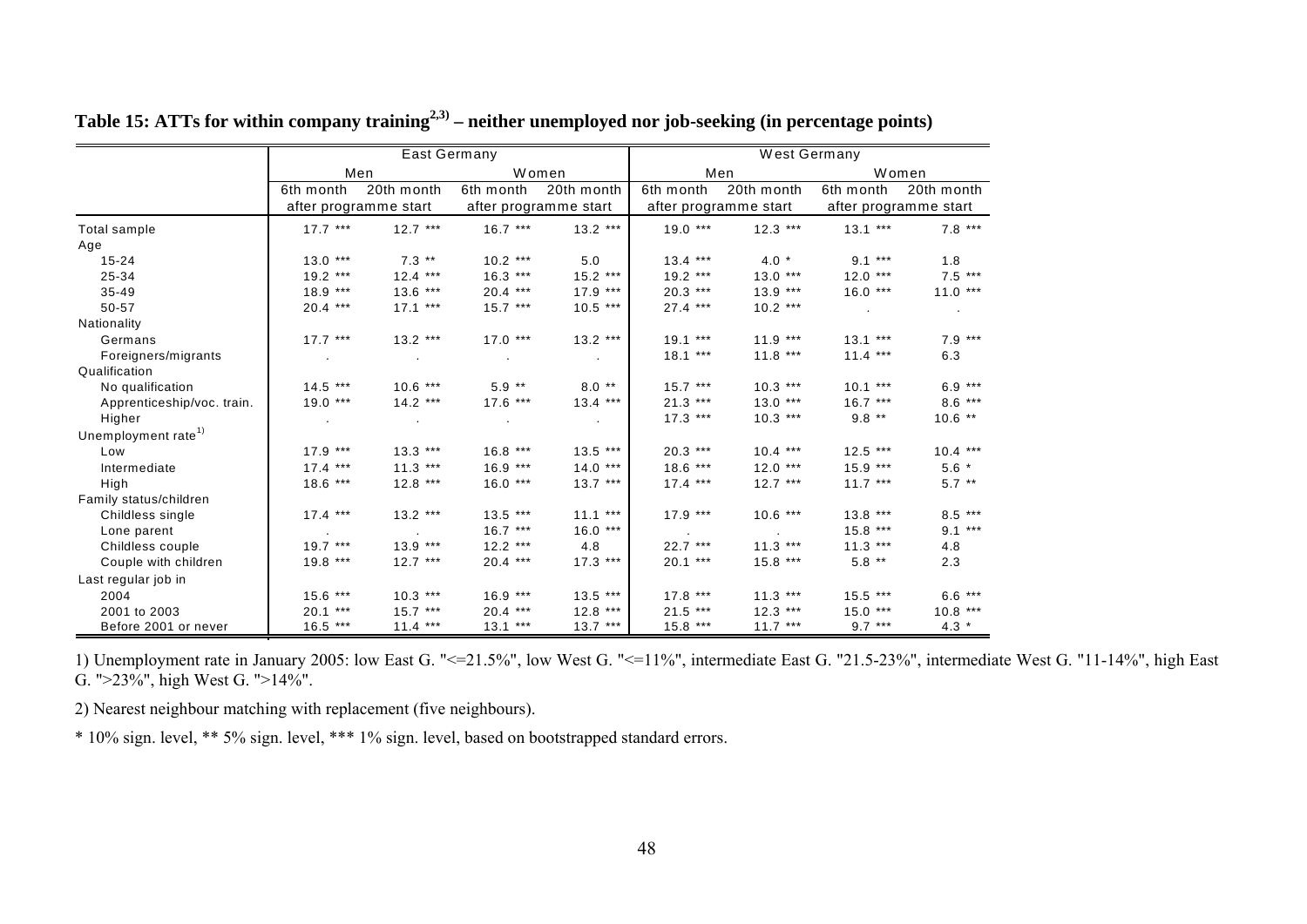**Table 15: ATTs for within company training[2,3] – neither unemployed nor job-seeking (in percentage points)**

| | East Germany | | | | West Germany | | | |
|---|---|---|---|---|---|---|---|---|
| | Men | | Women | | Men | | Women | |
| | 6th month | 20th month | 6th month | 20th month | 6th month | 20th month | 6th month | 20th month |
| | after programme start | | after programme start | | after programme start | | after programme start | |
| Total sample | 17.7 *** | 12.7 *** | 16.7 *** | 13.2 *** | 19.0 *** | 12.3 *** | 13.1 *** | 7.8 *** |
| Age | | | | | | | | |
| 15-24 | 13.0 *** | 7.3 ** | 10.2 *** | 5.0 | 13.4 *** | 4.0 * | 9.1 *** | 1.8 |
| 25-34 | 19.2 *** | 12.4 *** | 16.3 *** | 15.2 *** | 19.2 *** | 13.0 *** | 12.0 *** | 7.5 *** |
| 35-49 | 18.9 *** | 13.6 *** | 20.4 *** | 17.9 *** | 20.3 *** | 13.9 *** | 16.0 *** | 11.0 *** |
| 50-57 | 20.4 *** | 17.1 *** | 15.7 *** | 10.5 *** | 27.4 *** | 10.2 *** | . | . |
| Nationality | | | | | | | | |
| Germans | 17.7 *** | 13.2 *** | 17.0 *** | 13.2 *** | 19.1 *** | 11.9 *** | 13.1 *** | 7.9 *** |
| Foreigners/migrants | . | . | . | . | 18.1 *** | 11.8 *** | 11.4 *** | 6.3 |
| Qualification | | | | | | | | |
| No qualification | 14.5 *** | 10.6 *** | 5.9 ** | 8.0 ** | 15.7 *** | 10.3 *** | 10.1 *** | 6.9 *** |
| Apprenticeship/voc. train. | 19.0 *** | 14.2 *** | 17.6 *** | 13.4 *** | 21.3 *** | 13.0 *** | 16.7 *** | 8.6 *** |
| Higher | . | . | . | . | 17.3 *** | 10.3 *** | 9.8 ** | 10.6 ** |
| Unemployment rate[1] | | | | | | | | |
| Low | 17.9 *** | 13.3 *** | 16.8 *** | 13.5 *** | 20.3 *** | 10.4 *** | 12.5 *** | 10.4 *** |
| Intermediate | 17.4 *** | 11.3 *** | 16.9 *** | 14.0 *** | 18.6 *** | 12.0 *** | 15.9 *** | 5.6 * |
| High | 18.6 *** | 12.8 *** | 16.0 *** | 13.7 *** | 17.4 *** | 12.7 *** | 11.7 *** | 5.7 ** |
| Family status/children | | | | | | | | |
| Childless single | 17.4 *** | 13.2 *** | 13.5 *** | 11.1 *** | 17.9 *** | 10.6 *** | 13.8 *** | 8.5 *** |
| Lone parent | . | . | 16.7 *** | 16.0 *** | . | . | 15.8 *** | 9.1 *** |
| Childless couple | 19.7 *** | 13.9 *** | 12.2 *** | 4.8 | 22.7 *** | 11.3 *** | 11.3 *** | 4.8 |
| Couple with children | 19.8 *** | 12.7 *** | 20.4 *** | 17.3 *** | 20.1 *** | 15.8 *** | 5.8 ** | 2.3 |
| Last regular job in | | | | | | | | |
| 2004 | 15.6 *** | 10.3 *** | 16.9 *** | 13.5 *** | 17.8 *** | 11.3 *** | 15.5 *** | 6.6 *** |
| 2001 to 2003 | 20.1 *** | 15.7 *** | 20.4 *** | 12.8 *** | 21.5 *** | 12.3 *** | 15.0 *** | 10.8 *** |
| Before 2001 or never | 16.5 *** | 11.4 *** | 13.1 *** | 13.7 *** | 15.8 *** | 11.7 *** | 9.7 *** | 4.3 * |

1) Unemployment rate in January 2005: low East G. "<=21.5%", low West G. "<=11%", intermediate East G. "21.5-23%", intermediate West G. "11-14%", high East G. ">23%", high West G. ">14%".

2) Nearest neighbour matching with replacement (five neighbours).

* 10% sign. level, ** 5% sign. level, *** 1% sign. level, based on bootstrapped standard errors.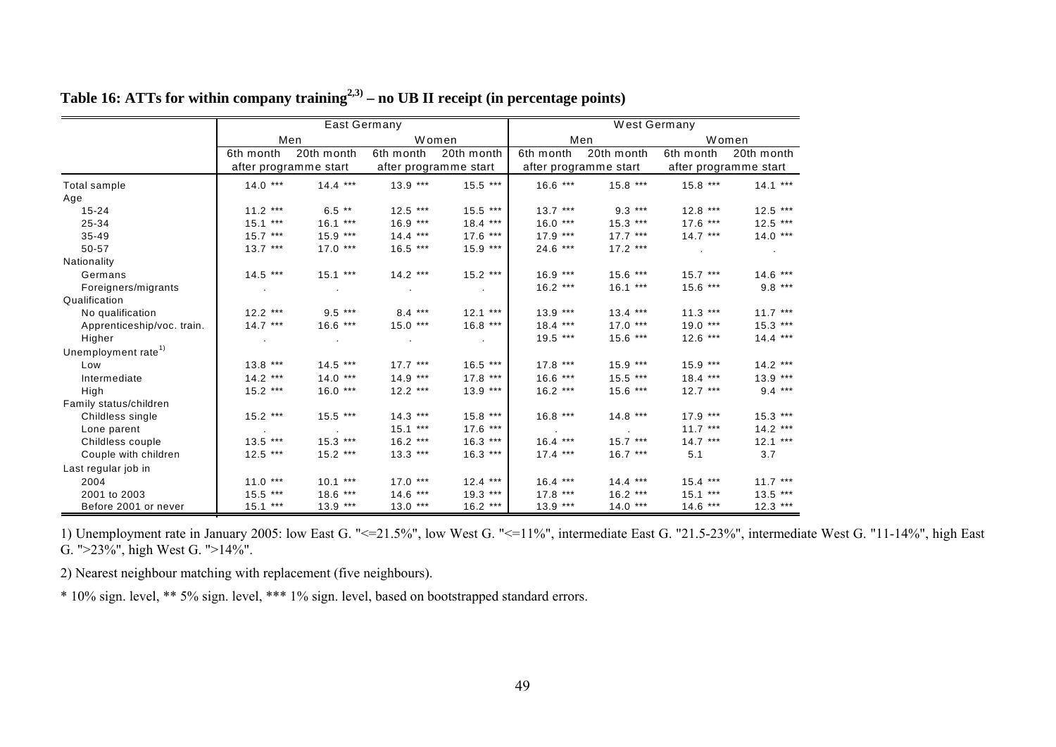**Table 16: ATTs for within company training[2,3] – no UB II receipt (in percentage points)**

| | East Germany | | | | West Germany | | | |
|---|---|---|---|---|---|---|---|---|
| | Men | | Women | | Men | | Women | |
| | 6th month after programme start | 20th month after programme start | 6th month after programme start | 20th month after programme start | 6th month after programme start | 20th month after programme start | 6th month after programme start | 20th month after programme start |
| Total sample | 14.0 *** | 14.4 *** | 13.9 *** | 15.5 *** | 16.6 *** | 15.8 *** | 15.8 *** | 14.1 *** |
| Age | | | | | | | | |
| 15-24 | 11.2 *** | 6.5 ** | 12.5 *** | 15.5 *** | 13.7 *** | 9.3 *** | 12.8 *** | 12.5 *** |
| 25-34 | 15.1 *** | 16.1 *** | 16.9 *** | 18.4 *** | 16.0 *** | 15.3 *** | 17.6 *** | 12.5 *** |
| 35-49 | 15.7 *** | 15.9 *** | 14.4 *** | 17.6 *** | 17.9 *** | 17.7 *** | 14.7 *** | 14.0 *** |
| 50-57 | 13.7 *** | 17.0 *** | 16.5 *** | 15.9 *** | 24.6 *** | 17.2 *** | . | . |
| Nationality | | | | | | | | |
| Germans | 14.5 *** | 15.1 *** | 14.2 *** | 15.2 *** | 16.9 *** | 15.6 *** | 15.7 *** | 14.6 *** |
| Foreigners/migrants | . | . | . | . | 16.2 *** | 16.1 *** | 15.6 *** | 9.8 *** |
| Qualification | | | | | | | | |
| No qualification | 12.2 *** | 9.5 *** | 8.4 *** | 12.1 *** | 13.9 *** | 13.4 *** | 11.3 *** | 11.7 *** |
| Apprenticeship/voc. train. | 14.7 *** | 16.6 *** | 15.0 *** | 16.8 *** | 18.4 *** | 17.0 *** | 19.0 *** | 15.3 *** |
| Higher | . | . | . | . | 19.5 *** | 15.6 *** | 12.6 *** | 14.4 *** |
| Unemployment rate[1] | | | | | | | | |
| Low | 13.8 *** | 14.5 *** | 17.7 *** | 16.5 *** | 17.8 *** | 15.9 *** | 15.9 *** | 14.2 *** |
| Intermediate | 14.2 *** | 14.0 *** | 14.9 *** | 17.8 *** | 16.6 *** | 15.5 *** | 18.4 *** | 13.9 *** |
| High | 15.2 *** | 16.0 *** | 12.2 *** | 13.9 *** | 16.2 *** | 15.6 *** | 12.7 *** | 9.4 *** |
| Family status/children | | | | | | | | |
| Childless single | 15.2 *** | 15.5 *** | 14.3 *** | 15.8 *** | 16.8 *** | 14.8 *** | 17.9 *** | 15.3 *** |
| Lone parent | . | . | 15.1 *** | 17.6 *** | . | . | 11.7 *** | 14.2 *** |
| Childless couple | 13.5 *** | 15.3 *** | 16.2 *** | 16.3 *** | 16.4 *** | 15.7 *** | 14.7 *** | 12.1 *** |
| Couple with children | 12.5 *** | 15.2 *** | 13.3 *** | 16.3 *** | 17.4 *** | 16.7 *** | 5.1 | 3.7 |
| Last regular job in | | | | | | | | |
| 2004 | 11.0 *** | 10.1 *** | 17.0 *** | 12.4 *** | 16.4 *** | 14.4 *** | 15.4 *** | 11.7 *** |
| 2001 to 2003 | 15.5 *** | 18.6 *** | 14.6 *** | 19.3 *** | 17.8 *** | 16.2 *** | 15.1 *** | 13.5 *** |
| Before 2001 or never | 15.1 *** | 13.9 *** | 13.0 *** | 16.2 *** | 13.9 *** | 14.0 *** | 14.6 *** | 12.3 *** |

1) Unemployment rate in January 2005: low East G. "<=21.5%", low West G. "<=11%", intermediate East G. "21.5-23%", intermediate West G. "11-14%", high East G. ">23%", high West G. ">14%".

2) Nearest neighbour matching with replacement (five neighbours).

* 10% sign. level, ** 5% sign. level, *** 1% sign. level, based on bootstrapped standard errors.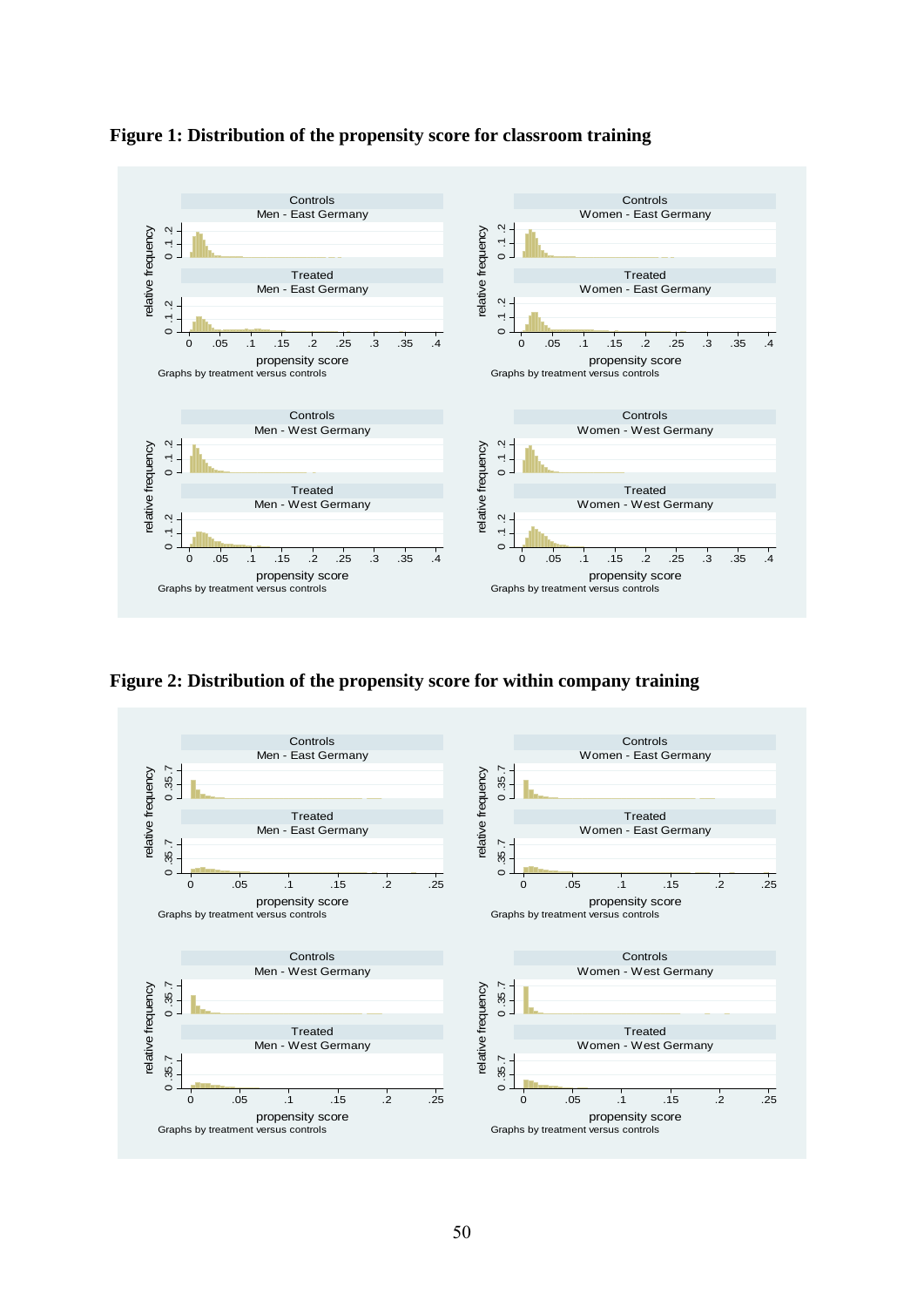**Figure 1: Distribution of the propensity score for classroom training**

**Figure 2: Distribution of the propensity score for within company training**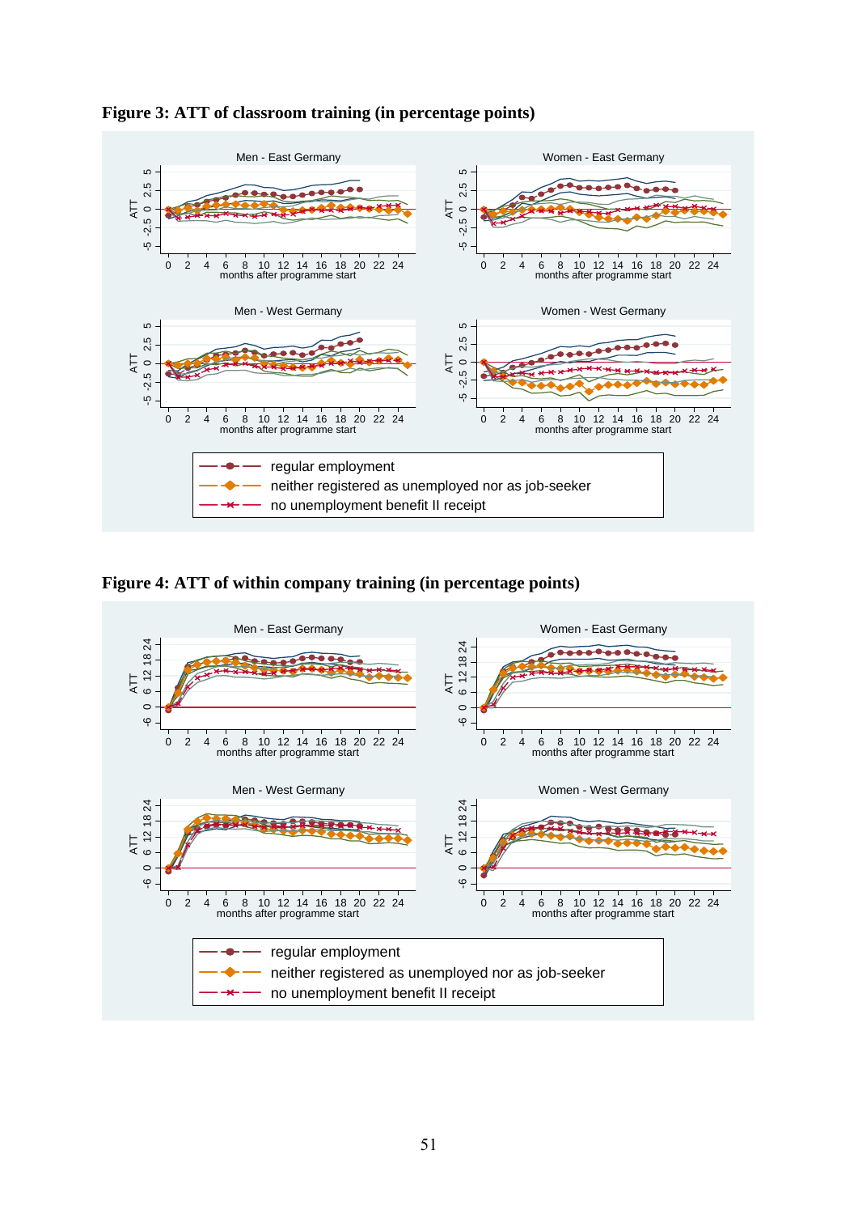**Figure 3: ATT of classroom training (in percentage points)**

Men - East Germany

Women - East Germany

Men - West Germany

Women - West Germany

ATT

-5 -2.5 0 2.5 5

0 2 4 6 8 10 12 14 16 18 20 22 24

months after programme start

regular employment

neither registered as unemployed nor as job-seeker

no unemployment benefit II receipt

**Figure 4: ATT of within company training (in percentage points)**

Men - East Germany

Women - East Germany

Men - West Germany

Women - West Germany

ATT

-6 0 6 12 18 24

0 2 4 6 8 10 12 14 16 18 20 22 24

months after programme start

regular employment

neither registered as unemployed nor as job-seeker

no unemployment benefit II receipt